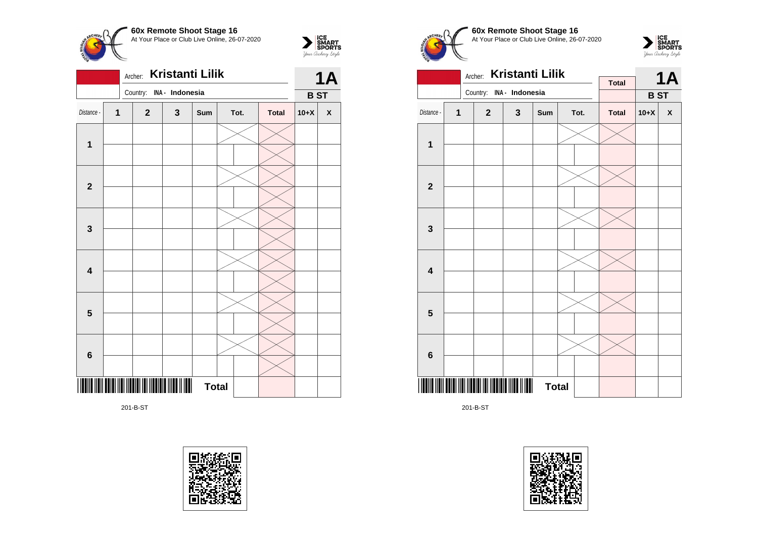**60x Remote Shoot Stage 16**
At Your Place or Club Live Online, 26-07-2020

Archer: **Kristanti Lilik**
Country: **INA - Indonesia**

**1A**
**B ST**

| Distance - | 1 | 2 | 3 | Sum | Tot. | | Total | 10+X | X |
|---|---|---|---|---|---|---|---|---|---|
| **1** | | | | | | | | | |
| | | | | | | | | | |
| **2** | | | | | | | | | |
| | | | | | | | | | |
| **3** | | | | | | | | | |
| | | | | | | | | | |
| **4** | | | | | | | | | |
| | | | | | | | | | |
| **5** | | | | | | | | | |
| | | | | | | | | | |
| **6** | | | | | | | | | |
| | | | | | | | | | |
| | | | | **Total** | | | | | |

201-B-ST

**60x Remote Shoot Stage 16**
At Your Place or Club Live Online, 26-07-2020

Archer: **Kristanti Lilik**
Country: **INA - Indonesia**

**Total**

**1A**
**B ST**

| Distance - | 1 | 2 | 3 | Sum | Tot. | | Total | 10+X | X |
|---|---|---|---|---|---|---|---|---|---|
| **1** | | | | | | | | | |
| | | | | | | | | | |
| **2** | | | | | | | | | |
| | | | | | | | | | |
| **3** | | | | | | | | | |
| | | | | | | | | | |
| **4** | | | | | | | | | |
| | | | | | | | | | |
| **5** | | | | | | | | | |
| | | | | | | | | | |
| **6** | | | | | | | | | |
| | | | | | | | | | |
| | | | | **Total** | | | | | |

201-B-ST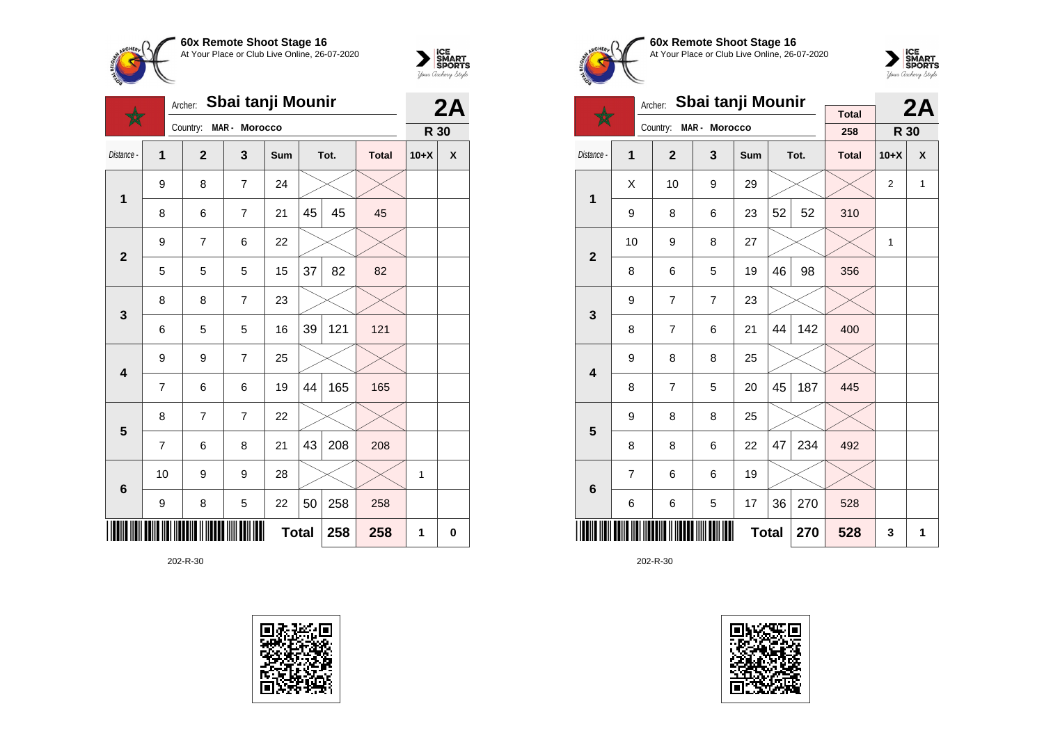**60x Remote Shoot Stage 16**
At Your Place or Club Live Online, 26-07-2020

Archer: **Sbai tanji Mounir**
Country: **MAR - Morocco**

**2A**
**R 30**

| Distance - | 1 | 2 | 3 | Sum | Tot. | | Total | 10+X | X |
|---|---|---|---|---|---|---|---|---|---|
| **1** | 9 | 8 | 7 | 24 | | | | | |
| | 8 | 6 | 7 | 21 | 45 | 45 | 45 | | |
| **2** | 9 | 7 | 6 | 22 | | | | | |
| | 5 | 5 | 5 | 15 | 37 | 82 | 82 | | |
| **3** | 8 | 8 | 7 | 23 | | | | | |
| | 6 | 5 | 5 | 16 | 39 | 121 | 121 | | |
| **4** | 9 | 9 | 7 | 25 | | | | | |
| | 7 | 6 | 6 | 19 | 44 | 165 | 165 | | |
| **5** | 8 | 7 | 7 | 22 | | | | | |
| | 7 | 6 | 8 | 21 | 43 | 208 | 208 | | |
| **6** | 10 | 9 | 9 | 28 | | | | 1 | |
| | 9 | 8 | 5 | 22 | 50 | 258 | 258 | | |
| | | | | | **Total** | **258** | **258** | **1** | **0** |

202-R-30

**60x Remote Shoot Stage 16**
At Your Place or Club Live Online, 26-07-2020

Archer: **Sbai tanji Mounir**
Country: **MAR - Morocco**

Total: 258

**2A**
**R 30**

| Distance - | 1 | 2 | 3 | Sum | Tot. | | Total | 10+X | X |
|---|---|---|---|---|---|---|---|---|---|
| **1** | X | 10 | 9 | 29 | | | | 2 | 1 |
| | 9 | 8 | 6 | 23 | 52 | 52 | 310 | | |
| **2** | 10 | 9 | 8 | 27 | | | | 1 | |
| | 8 | 6 | 5 | 19 | 46 | 98 | 356 | | |
| **3** | 9 | 7 | 7 | 23 | | | | | |
| | 8 | 7 | 6 | 21 | 44 | 142 | 400 | | |
| **4** | 9 | 8 | 8 | 25 | | | | | |
| | 8 | 7 | 5 | 20 | 45 | 187 | 445 | | |
| **5** | 9 | 8 | 8 | 25 | | | | | |
| | 8 | 8 | 6 | 22 | 47 | 234 | 492 | | |
| **6** | 7 | 6 | 6 | 19 | | | | | |
| | 6 | 6 | 5 | 17 | 36 | 270 | 528 | | |
| | | | | | **Total** | **270** | **528** | **3** | **1** |

202-R-30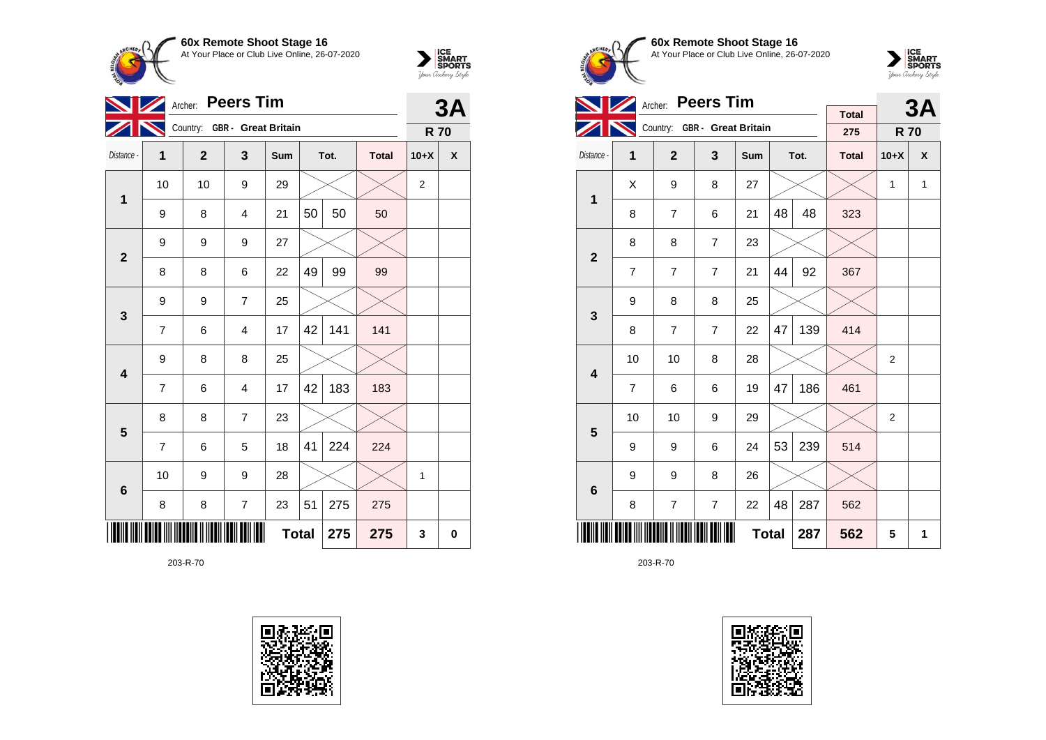## 60x Remote Shoot Stage 16

At Your Place or Club Live Online, 26-07-2020

Archer: **Peers Tim**

Country: **GBR - Great Britain**

**3A** — **R 70**

| Distance - | 1 | 2 | 3 | Sum | Tot. | | Total | 10+X | X |
|---|---|---|---|---|---|---|---|---|---|
| 1 | 10 | 10 | 9 | 29 | | | | 2 | |
| | 9 | 8 | 4 | 21 | 50 | 50 | 50 | | |
| 2 | 9 | 9 | 9 | 27 | | | | | |
| | 8 | 8 | 6 | 22 | 49 | 99 | 99 | | |
| 3 | 9 | 9 | 7 | 25 | | | | | |
| | 7 | 6 | 4 | 17 | 42 | 141 | 141 | | |
| 4 | 9 | 8 | 8 | 25 | | | | | |
| | 7 | 6 | 4 | 17 | 42 | 183 | 183 | | |
| 5 | 8 | 8 | 7 | 23 | | | | | |
| | 7 | 6 | 5 | 18 | 41 | 224 | 224 | | |
| 6 | 10 | 9 | 9 | 28 | | | | 1 | |
| | 8 | 8 | 7 | 23 | 51 | 275 | 275 | | |
| | | | | | **Total** | **275** | **275** | **3** | **0** |

203-R-70

## 60x Remote Shoot Stage 16

At Your Place or Club Live Online, 26-07-2020

Archer: **Peers Tim**

Country: **GBR - Great Britain**

Total: 275

**3A** — **R 70**

| Distance - | 1 | 2 | 3 | Sum | Tot. | | Total | 10+X | X |
|---|---|---|---|---|---|---|---|---|---|
| 1 | X | 9 | 8 | 27 | | | | 1 | 1 |
| | 8 | 7 | 6 | 21 | 48 | 48 | 323 | | |
| 2 | 8 | 8 | 7 | 23 | | | | | |
| | 7 | 7 | 7 | 21 | 44 | 92 | 367 | | |
| 3 | 9 | 8 | 8 | 25 | | | | | |
| | 8 | 7 | 7 | 22 | 47 | 139 | 414 | | |
| 4 | 10 | 10 | 8 | 28 | | | | 2 | |
| | 7 | 6 | 6 | 19 | 47 | 186 | 461 | | |
| 5 | 10 | 10 | 9 | 29 | | | | 2 | |
| | 9 | 9 | 6 | 24 | 53 | 239 | 514 | | |
| 6 | 9 | 9 | 8 | 26 | | | | | |
| | 8 | 7 | 7 | 22 | 48 | 287 | 562 | | |
| | | | | | **Total** | **287** | **562** | **5** | **1** |

203-R-70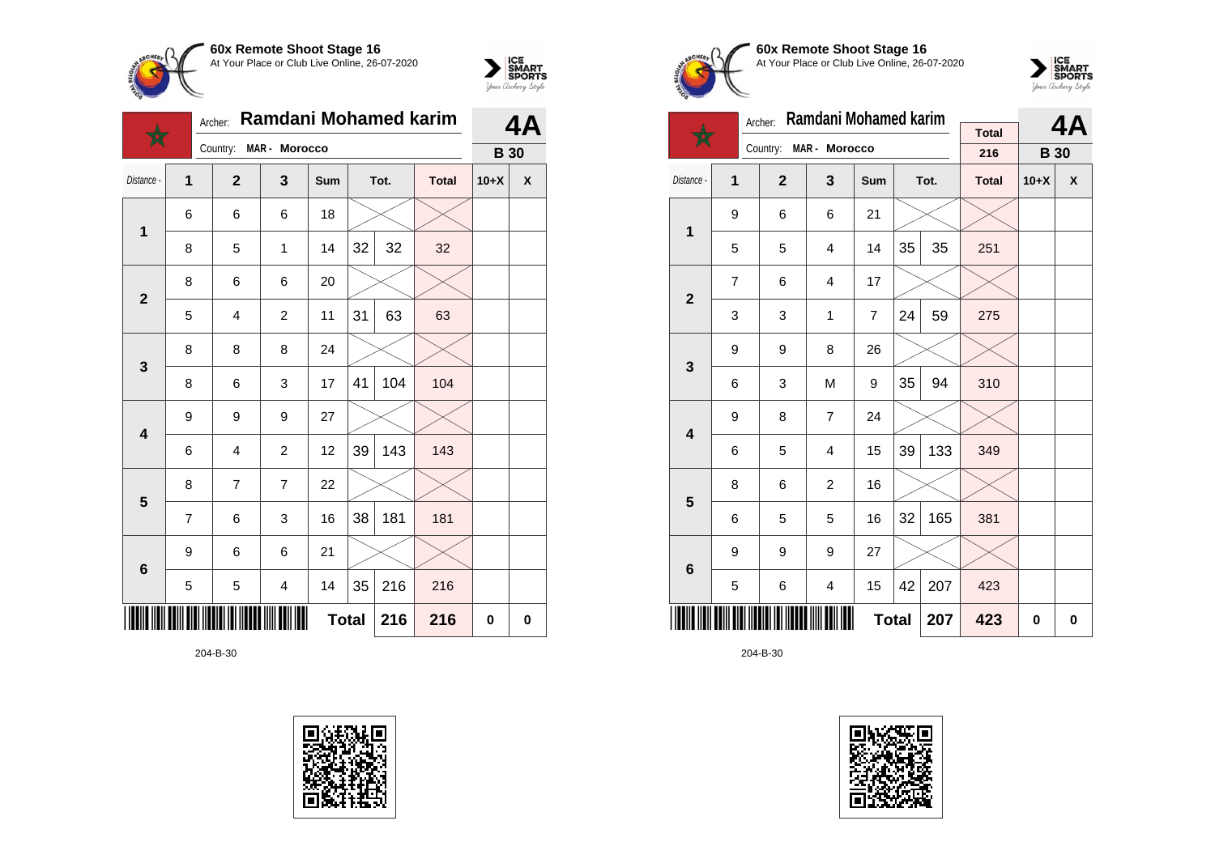**60x Remote Shoot Stage 16**
At Your Place or Club Live Online, 26-07-2020

Archer: **Ramdani Mohamed karim**
Country: MAR - Morocco

**4A**
**B 30**

| Distance - | 1 | 2 | 3 | Sum | Tot. | | Total | 10+X | X |
|---|---|---|---|---|---|---|---|---|---|
| 1 | 6 | 6 | 6 | 18 | | | | | |
| | 8 | 5 | 1 | 14 | 32 | 32 | 32 | | |
| 2 | 8 | 6 | 6 | 20 | | | | | |
| | 5 | 4 | 2 | 11 | 31 | 63 | 63 | | |
| 3 | 8 | 8 | 8 | 24 | | | | | |
| | 8 | 6 | 3 | 17 | 41 | 104 | 104 | | |
| 4 | 9 | 9 | 9 | 27 | | | | | |
| | 6 | 4 | 2 | 12 | 39 | 143 | 143 | | |
| 5 | 8 | 7 | 7 | 22 | | | | | |
| | 7 | 6 | 3 | 16 | 38 | 181 | 181 | | |
| 6 | 9 | 6 | 6 | 21 | | | | | |
| | 5 | 5 | 4 | 14 | 35 | 216 | 216 | | |
| | | | | | **Total** | **216** | **216** | **0** | **0** |

204-B-30

**60x Remote Shoot Stage 16**
At Your Place or Club Live Online, 26-07-2020

Archer: **Ramdani Mohamed karim**
Country: MAR - Morocco

Total: 216

**4A**
**B 30**

| Distance - | 1 | 2 | 3 | Sum | Tot. | | Total | 10+X | X |
|---|---|---|---|---|---|---|---|---|---|
| 1 | 9 | 6 | 6 | 21 | | | | | |
| | 5 | 5 | 4 | 14 | 35 | 35 | 251 | | |
| 2 | 7 | 6 | 4 | 17 | | | | | |
| | 3 | 3 | 1 | 7 | 24 | 59 | 275 | | |
| 3 | 9 | 9 | 8 | 26 | | | | | |
| | 6 | 3 | M | 9 | 35 | 94 | 310 | | |
| 4 | 9 | 8 | 7 | 24 | | | | | |
| | 6 | 5 | 4 | 15 | 39 | 133 | 349 | | |
| 5 | 8 | 6 | 2 | 16 | | | | | |
| | 6 | 5 | 5 | 16 | 32 | 165 | 381 | | |
| 6 | 9 | 9 | 9 | 27 | | | | | |
| | 5 | 6 | 4 | 15 | 42 | 207 | 423 | | |
| | | | | | **Total** | **207** | **423** | **0** | **0** |

204-B-30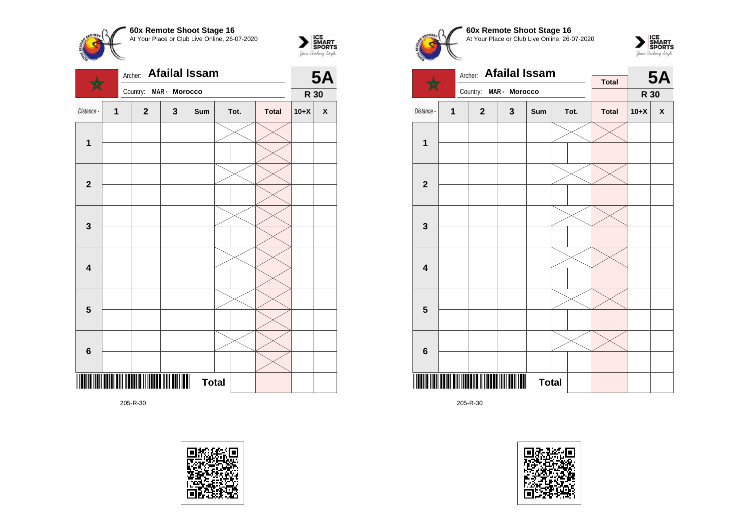**60x Remote Shoot Stage 16**
At Your Place or Club Live Online, 26-07-2020

Archer: **Afailal Issam**
Country: **MAR - Morocco**

**5A**
**R 30**

| Distance - | 1 | 2 | 3 | Sum | Tot. | Total | 10+X | X |
|---|---|---|---|---|---|---|---|---|
| 1 | | | | | | | | |
| | | | | | | | | |
| 2 | | | | | | | | |
| | | | | | | | | |
| 3 | | | | | | | | |
| | | | | | | | | |
| 4 | | | | | | | | |
| | | | | | | | | |
| 5 | | | | | | | | |
| | | | | | | | | |
| 6 | | | | | | | | |
| | | | | | | | | |
| | | | | **Total** | | | | |

205-R-30

**60x Remote Shoot Stage 16**
At Your Place or Club Live Online, 26-07-2020

Archer: **Afailal Issam**
Country: **MAR - Morocco**

**Total**

**5A**
**R 30**

| Distance - | 1 | 2 | 3 | Sum | Tot. | Total | 10+X | X |
|---|---|---|---|---|---|---|---|---|
| 1 | | | | | | | | |
| | | | | | | | | |
| 2 | | | | | | | | |
| | | | | | | | | |
| 3 | | | | | | | | |
| | | | | | | | | |
| 4 | | | | | | | | |
| | | | | | | | | |
| 5 | | | | | | | | |
| | | | | | | | | |
| 6 | | | | | | | | |
| | | | | | | | | |
| | | | | **Total** | | | | |

205-R-30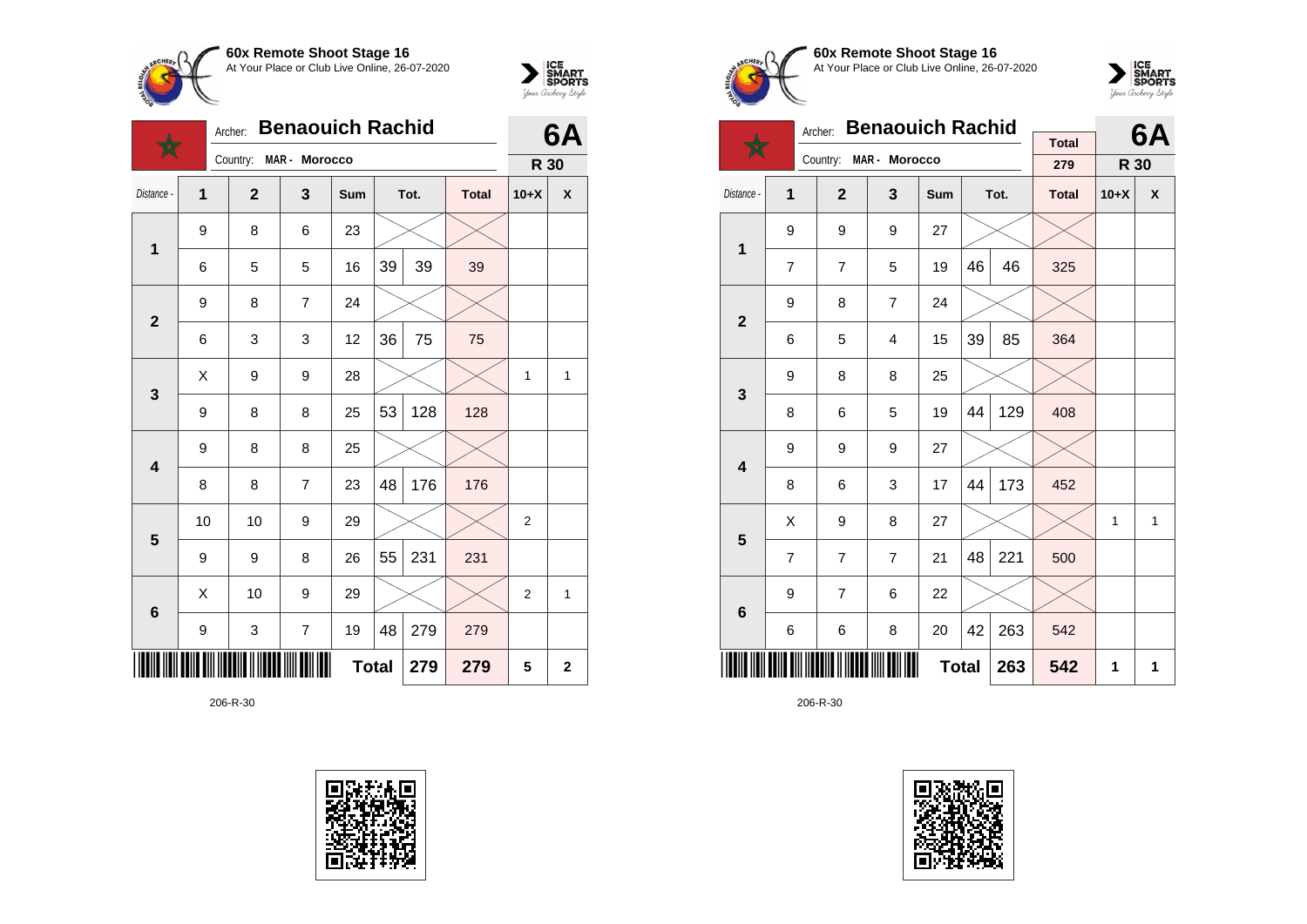**60x Remote Shoot Stage 16**
At Your Place or Club Live Online, 26-07-2020

Archer: **Benaouich Rachid** — **6A**
Country: MAR - Morocco — **R 30**

| Distance - | 1 | 2 | 3 | Sum | Tot. | | Total | 10+X | X |
|---|---|---|---|---|---|---|---|---|---|
| 1 | 9 | 8 | 6 | 23 | | | | | |
| | 6 | 5 | 5 | 16 | 39 | 39 | 39 | | |
| 2 | 9 | 8 | 7 | 24 | | | | | |
| | 6 | 3 | 3 | 12 | 36 | 75 | 75 | | |
| 3 | X | 9 | 9 | 28 | | | | 1 | 1 |
| | 9 | 8 | 8 | 25 | 53 | 128 | 128 | | |
| 4 | 9 | 8 | 8 | 25 | | | | | |
| | 8 | 8 | 7 | 23 | 48 | 176 | 176 | | |
| 5 | 10 | 10 | 9 | 29 | | | | 2 | |
| | 9 | 9 | 8 | 26 | 55 | 231 | 231 | | |
| 6 | X | 10 | 9 | 29 | | | | 2 | 1 |
| | 9 | 3 | 7 | 19 | 48 | 279 | 279 | | |
| | | | | | **Total** | **279** | **279** | **5** | **2** |

206-R-30

**60x Remote Shoot Stage 16**
At Your Place or Club Live Online, 26-07-2020

Archer: **Benaouich Rachid** — Total: 279 — **6A**
Country: MAR - Morocco — **R 30**

| Distance - | 1 | 2 | 3 | Sum | Tot. | | Total | 10+X | X |
|---|---|---|---|---|---|---|---|---|---|
| 1 | 9 | 9 | 9 | 27 | | | | | |
| | 7 | 7 | 5 | 19 | 46 | 46 | 325 | | |
| 2 | 9 | 8 | 7 | 24 | | | | | |
| | 6 | 5 | 4 | 15 | 39 | 85 | 364 | | |
| 3 | 9 | 8 | 8 | 25 | | | | | |
| | 8 | 6 | 5 | 19 | 44 | 129 | 408 | | |
| 4 | 9 | 9 | 9 | 27 | | | | | |
| | 8 | 6 | 3 | 17 | 44 | 173 | 452 | | |
| 5 | X | 9 | 8 | 27 | | | | 1 | 1 |
| | 7 | 7 | 7 | 21 | 48 | 221 | 500 | | |
| 6 | 9 | 7 | 6 | 22 | | | | | |
| | 6 | 6 | 8 | 20 | 42 | 263 | 542 | | |
| | | | | | **Total** | **263** | **542** | **1** | **1** |

206-R-30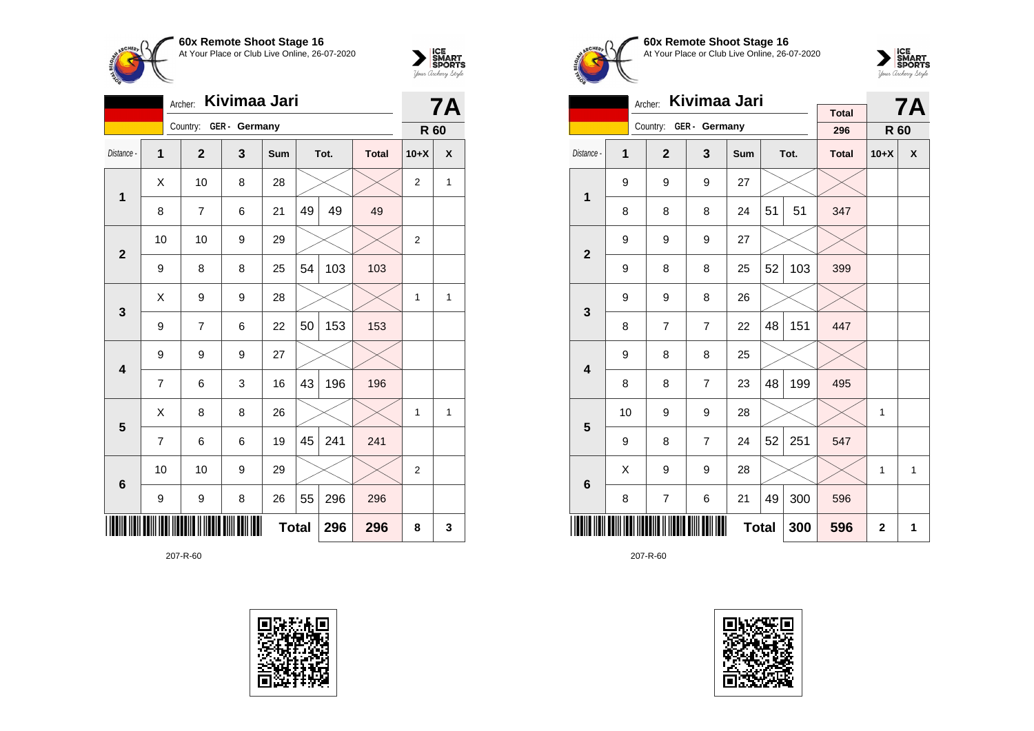**60x Remote Shoot Stage 16**
At Your Place or Club Live Online, 26-07-2020

Archer: **Kivimaa Jari**
Country: **GER - Germany**

**7A**
**R 60**

| Distance - | 1 | 2 | 3 | Sum | Tot. | | Total | 10+X | X |
|---|---|---|---|---|---|---|---|---|---|
| 1 | X | 10 | 8 | 28 | | | | 2 | 1 |
| | 8 | 7 | 6 | 21 | 49 | 49 | 49 | | |
| 2 | 10 | 10 | 9 | 29 | | | | 2 | |
| | 9 | 8 | 8 | 25 | 54 | 103 | 103 | | |
| 3 | X | 9 | 9 | 28 | | | | 1 | 1 |
| | 9 | 7 | 6 | 22 | 50 | 153 | 153 | | |
| 4 | 9 | 9 | 9 | 27 | | | | | |
| | 7 | 6 | 3 | 16 | 43 | 196 | 196 | | |
| 5 | X | 8 | 8 | 26 | | | | 1 | 1 |
| | 7 | 6 | 6 | 19 | 45 | 241 | 241 | | |
| 6 | 10 | 10 | 9 | 29 | | | | 2 | |
| | 9 | 9 | 8 | 26 | 55 | 296 | 296 | | |
| | | | | | **Total** | **296** | **296** | **8** | **3** |

207-R-60

**60x Remote Shoot Stage 16**
At Your Place or Club Live Online, 26-07-2020

Archer: **Kivimaa Jari**
Country: **GER - Germany**

Total: 296

**7A**
**R 60**

| Distance - | 1 | 2 | 3 | Sum | Tot. | | Total | 10+X | X |
|---|---|---|---|---|---|---|---|---|---|
| 1 | 9 | 9 | 9 | 27 | | | | | |
| | 8 | 8 | 8 | 24 | 51 | 51 | 347 | | |
| 2 | 9 | 9 | 9 | 27 | | | | | |
| | 9 | 8 | 8 | 25 | 52 | 103 | 399 | | |
| 3 | 9 | 9 | 8 | 26 | | | | | |
| | 8 | 7 | 7 | 22 | 48 | 151 | 447 | | |
| 4 | 9 | 8 | 8 | 25 | | | | | |
| | 8 | 8 | 7 | 23 | 48 | 199 | 495 | | |
| 5 | 10 | 9 | 9 | 28 | | | | 1 | |
| | 9 | 8 | 7 | 24 | 52 | 251 | 547 | | |
| 6 | X | 9 | 9 | 28 | | | | 1 | 1 |
| | 8 | 7 | 6 | 21 | 49 | 300 | 596 | | |
| | | | | | **Total** | **300** | **596** | **2** | **1** |

207-R-60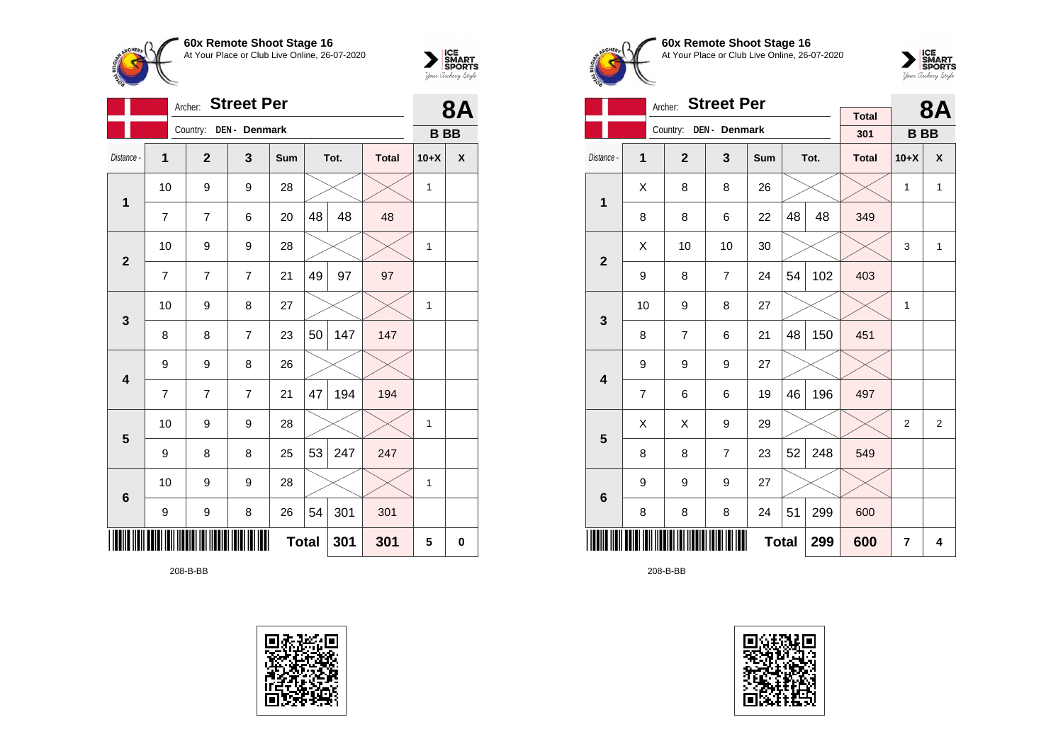**60x Remote Shoot Stage 16**
At Your Place or Club Live Online, 26-07-2020

Archer: **Street Per**
Country: DEN - Denmark

**8A**
**B BB**

| Distance - | 1 | 2 | 3 | Sum | Tot. | | Total | 10+X | X |
|---|---|---|---|---|---|---|---|---|---|
| 1 | 10 | 9 | 9 | 28 | | | | 1 | |
| | 7 | 7 | 6 | 20 | 48 | 48 | 48 | | |
| 2 | 10 | 9 | 9 | 28 | | | | 1 | |
| | 7 | 7 | 7 | 21 | 49 | 97 | 97 | | |
| 3 | 10 | 9 | 8 | 27 | | | | 1 | |
| | 8 | 8 | 7 | 23 | 50 | 147 | 147 | | |
| 4 | 9 | 9 | 8 | 26 | | | | | |
| | 7 | 7 | 7 | 21 | 47 | 194 | 194 | | |
| 5 | 10 | 9 | 9 | 28 | | | | 1 | |
| | 9 | 8 | 8 | 25 | 53 | 247 | 247 | | |
| 6 | 10 | 9 | 9 | 28 | | | | 1 | |
| | 9 | 9 | 8 | 26 | 54 | 301 | 301 | | |
| | | | | **Total** | | 301 | 301 | 5 | 0 |

208-B-BB

**60x Remote Shoot Stage 16**
At Your Place or Club Live Online, 26-07-2020

Archer: **Street Per**
Country: DEN - Denmark

Total: 301

**8A**
**B BB**

| Distance - | 1 | 2 | 3 | Sum | Tot. | | Total | 10+X | X |
|---|---|---|---|---|---|---|---|---|---|
| 1 | X | 8 | 8 | 26 | | | | 1 | 1 |
| | 8 | 8 | 6 | 22 | 48 | 48 | 349 | | |
| 2 | X | 10 | 10 | 30 | | | | 3 | 1 |
| | 9 | 8 | 7 | 24 | 54 | 102 | 403 | | |
| 3 | 10 | 9 | 8 | 27 | | | | 1 | |
| | 8 | 7 | 6 | 21 | 48 | 150 | 451 | | |
| 4 | 9 | 9 | 9 | 27 | | | | | |
| | 7 | 6 | 6 | 19 | 46 | 196 | 497 | | |
| 5 | X | X | 9 | 29 | | | | 2 | 2 |
| | 8 | 8 | 7 | 23 | 52 | 248 | 549 | | |
| 6 | 9 | 9 | 9 | 27 | | | | | |
| | 8 | 8 | 8 | 24 | 51 | 299 | 600 | | |
| | | | | **Total** | | 299 | 600 | 7 | 4 |

208-B-BB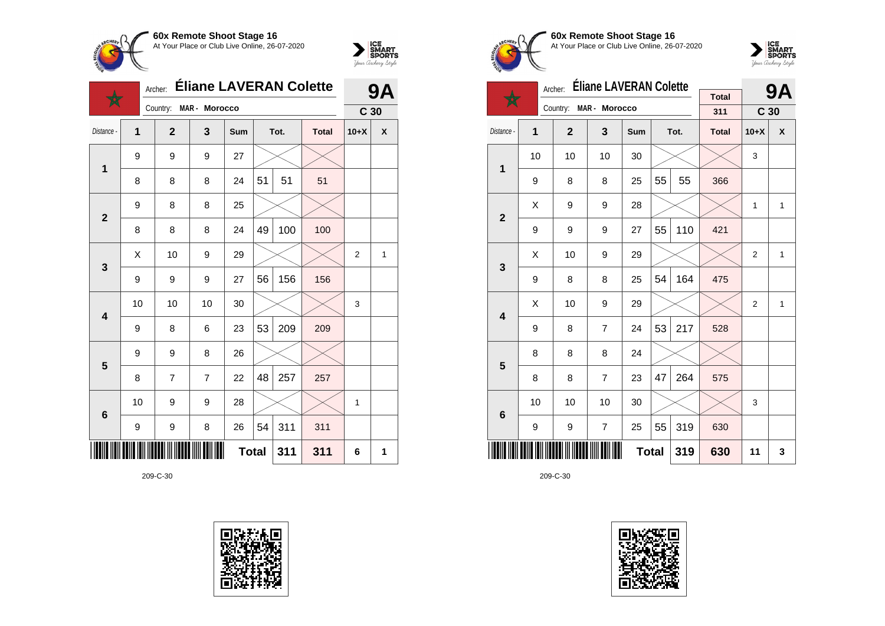## 60x Remote Shoot Stage 16

At Your Place or Club Live Online, 26-07-2020

Archer: **Éliane LAVERAN Colette**

Country: **MAR - Morocco**

**9A** — **C 30**

| Distance - | 1 | 2 | 3 | Sum | Tot. | | Total | 10+X | X |
|---|---|---|---|---|---|---|---|---|---|
| 1 | 9 | 9 | 9 | 27 | | | | | |
| | 8 | 8 | 8 | 24 | 51 | 51 | 51 | | |
| 2 | 9 | 8 | 8 | 25 | | | | | |
| | 8 | 8 | 8 | 24 | 49 | 100 | 100 | | |
| 3 | X | 10 | 9 | 29 | | | | 2 | 1 |
| | 9 | 9 | 9 | 27 | 56 | 156 | 156 | | |
| 4 | 10 | 10 | 10 | 30 | | | | 3 | |
| | 9 | 8 | 6 | 23 | 53 | 209 | 209 | | |
| 5 | 9 | 9 | 8 | 26 | | | | | |
| | 8 | 7 | 7 | 22 | 48 | 257 | 257 | | |
| 6 | 10 | 9 | 9 | 28 | | | | 1 | |
| | 9 | 9 | 8 | 26 | 54 | 311 | 311 | | |
| | | | | | **Total** | **311** | **311** | **6** | **1** |

209-C-30

## 60x Remote Shoot Stage 16

At Your Place or Club Live Online, 26-07-2020

Archer: **Éliane LAVERAN Colette**

Country: **MAR - Morocco**

Total: 311

**9A** — **C 30**

| Distance - | 1 | 2 | 3 | Sum | Tot. | | Total | 10+X | X |
|---|---|---|---|---|---|---|---|---|---|
| 1 | 10 | 10 | 10 | 30 | | | | 3 | |
| | 9 | 8 | 8 | 25 | 55 | 55 | 366 | | |
| 2 | X | 9 | 9 | 28 | | | | 1 | 1 |
| | 9 | 9 | 9 | 27 | 55 | 110 | 421 | | |
| 3 | X | 10 | 9 | 29 | | | | 2 | 1 |
| | 9 | 8 | 8 | 25 | 54 | 164 | 475 | | |
| 4 | X | 10 | 9 | 29 | | | | 2 | 1 |
| | 9 | 8 | 7 | 24 | 53 | 217 | 528 | | |
| 5 | 8 | 8 | 8 | 24 | | | | | |
| | 8 | 8 | 7 | 23 | 47 | 264 | 575 | | |
| 6 | 10 | 10 | 10 | 30 | | | | 3 | |
| | 9 | 9 | 7 | 25 | 55 | 319 | 630 | | |
| | | | | | **Total** | **319** | **630** | **11** | **3** |

209-C-30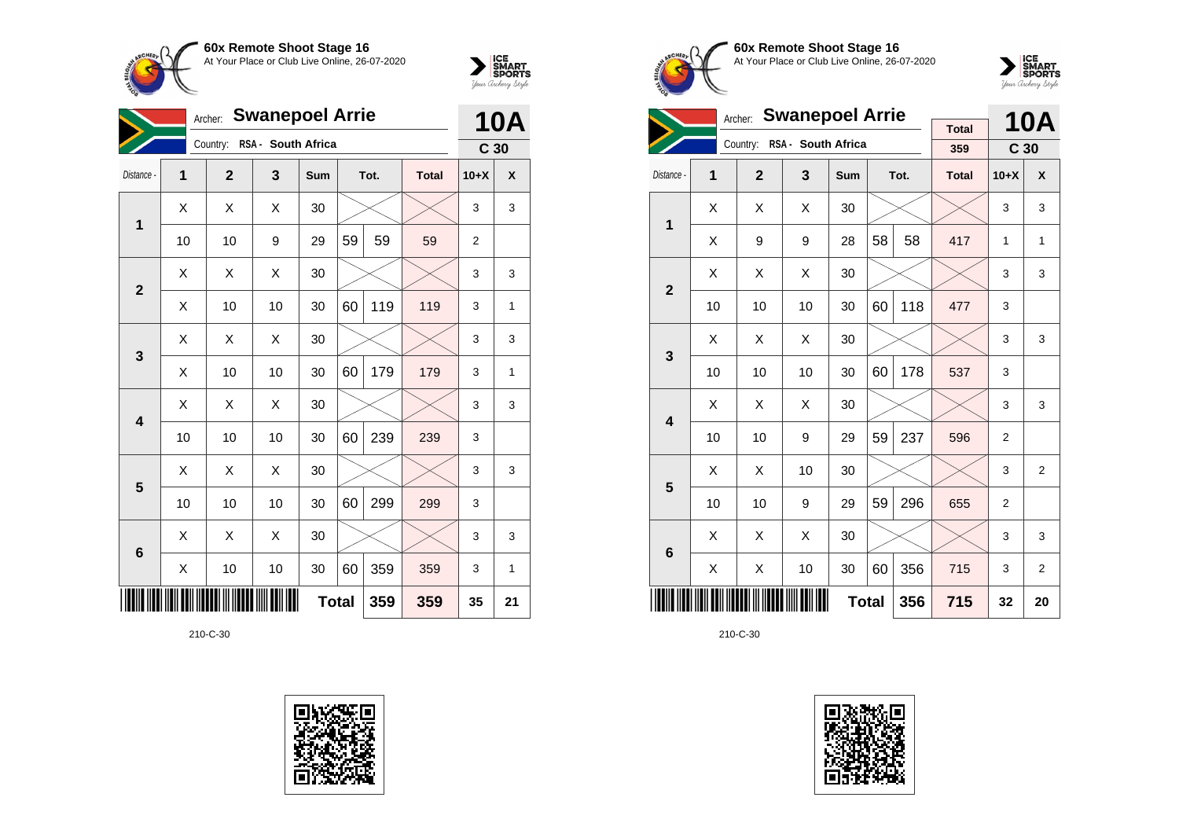**60x Remote Shoot Stage 16**
At Your Place or Club Live Online, 26-07-2020

Archer: **Swanepoel Arrie**
Country: **RSA - South Africa**

**10A**
**C 30**

| Distance - | 1 | 2 | 3 | Sum | Tot. | | Total | 10+X | X |
|---|---|---|---|---|---|---|---|---|---|
| **1** | X | X | X | 30 | | | | 3 | 3 |
| | 10 | 10 | 9 | 29 | 59 | 59 | 59 | 2 | |
| **2** | X | X | X | 30 | | | | 3 | 3 |
| | X | 10 | 10 | 30 | 60 | 119 | 119 | 3 | 1 |
| **3** | X | X | X | 30 | | | | 3 | 3 |
| | X | 10 | 10 | 30 | 60 | 179 | 179 | 3 | 1 |
| **4** | X | X | X | 30 | | | | 3 | 3 |
| | 10 | 10 | 10 | 30 | 60 | 239 | 239 | 3 | |
| **5** | X | X | X | 30 | | | | 3 | 3 |
| | 10 | 10 | 10 | 30 | 60 | 299 | 299 | 3 | |
| **6** | X | X | X | 30 | | | | 3 | 3 |
| | X | 10 | 10 | 30 | 60 | 359 | 359 | 3 | 1 |
| | | | | | **Total** | **359** | **359** | **35** | **21** |

210-C-30

**60x Remote Shoot Stage 16**
At Your Place or Club Live Online, 26-07-2020

Archer: **Swanepoel Arrie**
Country: **RSA - South Africa**

Total: 359

**10A**
**C 30**

| Distance - | 1 | 2 | 3 | Sum | Tot. | | Total | 10+X | X |
|---|---|---|---|---|---|---|---|---|---|
| **1** | X | X | X | 30 | | | | 3 | 3 |
| | X | 9 | 9 | 28 | 58 | 58 | 417 | 1 | 1 |
| **2** | X | X | X | 30 | | | | 3 | 3 |
| | 10 | 10 | 10 | 30 | 60 | 118 | 477 | 3 | |
| **3** | X | X | X | 30 | | | | 3 | 3 |
| | 10 | 10 | 10 | 30 | 60 | 178 | 537 | 3 | |
| **4** | X | X | X | 30 | | | | 3 | 3 |
| | 10 | 10 | 9 | 29 | 59 | 237 | 596 | 2 | |
| **5** | X | X | 10 | 30 | | | | 3 | 2 |
| | 10 | 10 | 9 | 29 | 59 | 296 | 655 | 2 | |
| **6** | X | X | X | 30 | | | | 3 | 3 |
| | X | X | 10 | 30 | 60 | 356 | 715 | 3 | 2 |
| | | | | | **Total** | **356** | **715** | **32** | **20** |

210-C-30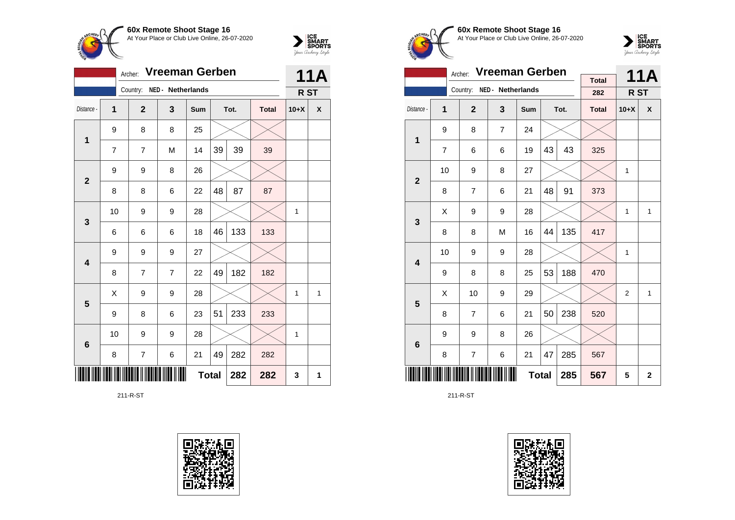**60x Remote Shoot Stage 16**
At Your Place or Club Live Online, 26-07-2020

Archer: **Vreeman Gerben**
Country: NED - Netherlands

**11A**
**R ST**

| Distance - | 1 | 2 | 3 | Sum | Tot. | | Total | 10+X | X |
|---|---|---|---|---|---|---|---|---|---|
| 1 | 9 | 8 | 8 | 25 | | | | | |
| | 7 | 7 | M | 14 | 39 | 39 | 39 | | |
| 2 | 9 | 9 | 8 | 26 | | | | | |
| | 8 | 8 | 6 | 22 | 48 | 87 | 87 | | |
| 3 | 10 | 9 | 9 | 28 | | | | 1 | |
| | 6 | 6 | 6 | 18 | 46 | 133 | 133 | | |
| 4 | 9 | 9 | 9 | 27 | | | | | |
| | 8 | 7 | 7 | 22 | 49 | 182 | 182 | | |
| 5 | X | 9 | 9 | 28 | | | | 1 | 1 |
| | 9 | 8 | 6 | 23 | 51 | 233 | 233 | | |
| 6 | 10 | 9 | 9 | 28 | | | | 1 | |
| | 8 | 7 | 6 | 21 | 49 | 282 | 282 | | |
| | | | | **Total** | | 282 | 282 | 3 | 1 |

211-R-ST

**60x Remote Shoot Stage 16**
At Your Place or Club Live Online, 26-07-2020

Archer: **Vreeman Gerben**
Country: NED - Netherlands

Total: 282

**11A**
**R ST**

| Distance - | 1 | 2 | 3 | Sum | Tot. | | Total | 10+X | X |
|---|---|---|---|---|---|---|---|---|---|
| 1 | 9 | 8 | 7 | 24 | | | | | |
| | 7 | 6 | 6 | 19 | 43 | 43 | 325 | | |
| 2 | 10 | 9 | 8 | 27 | | | | 1 | |
| | 8 | 7 | 6 | 21 | 48 | 91 | 373 | | |
| 3 | X | 9 | 9 | 28 | | | | 1 | 1 |
| | 8 | 8 | M | 16 | 44 | 135 | 417 | | |
| 4 | 10 | 9 | 9 | 28 | | | | 1 | |
| | 9 | 8 | 8 | 25 | 53 | 188 | 470 | | |
| 5 | X | 10 | 9 | 29 | | | | 2 | 1 |
| | 8 | 7 | 6 | 21 | 50 | 238 | 520 | | |
| 6 | 9 | 9 | 8 | 26 | | | | | |
| | 8 | 7 | 6 | 21 | 47 | 285 | 567 | | |
| | | | | **Total** | | 285 | 567 | 5 | 2 |

211-R-ST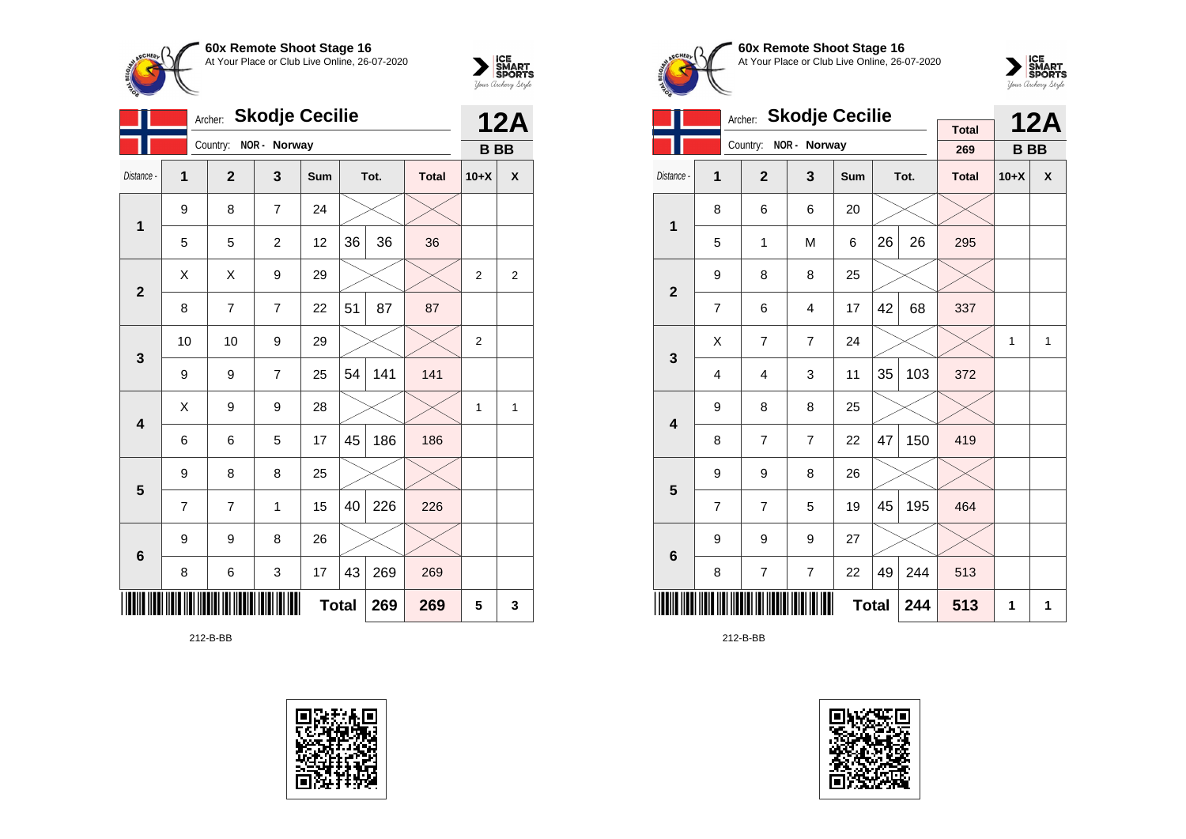**60x Remote Shoot Stage 16**
At Your Place or Club Live Online, 26-07-2020

Archer: **Skodje Cecilie**
Country: NOR - Norway

**12A**
**B BB**

| Distance - | 1 | 2 | 3 | Sum | Tot. | | Total | 10+X | X |
|---|---|---|---|---|---|---|---|---|---|
| 1 | 9 | 8 | 7 | 24 | | | | | |
| | 5 | 5 | 2 | 12 | 36 | 36 | 36 | | |
| 2 | X | X | 9 | 29 | | | | 2 | 2 |
| | 8 | 7 | 7 | 22 | 51 | 87 | 87 | | |
| 3 | 10 | 10 | 9 | 29 | | | | 2 | |
| | 9 | 9 | 7 | 25 | 54 | 141 | 141 | | |
| 4 | X | 9 | 9 | 28 | | | | 1 | 1 |
| | 6 | 6 | 5 | 17 | 45 | 186 | 186 | | |
| 5 | 9 | 8 | 8 | 25 | | | | | |
| | 7 | 7 | 1 | 15 | 40 | 226 | 226 | | |
| 6 | 9 | 9 | 8 | 26 | | | | | |
| | 8 | 6 | 3 | 17 | 43 | 269 | 269 | | |
| | | | | | **Total** | **269** | **269** | **5** | **3** |

212-B-BB

**60x Remote Shoot Stage 16**
At Your Place or Club Live Online, 26-07-2020

Archer: **Skodje Cecilie**
Country: NOR - Norway

Total: 269

**12A**
**B BB**

| Distance - | 1 | 2 | 3 | Sum | Tot. | | Total | 10+X | X |
|---|---|---|---|---|---|---|---|---|---|
| 1 | 8 | 6 | 6 | 20 | | | | | |
| | 5 | 1 | M | 6 | 26 | 26 | 295 | | |
| 2 | 9 | 8 | 8 | 25 | | | | | |
| | 7 | 6 | 4 | 17 | 42 | 68 | 337 | | |
| 3 | X | 7 | 7 | 24 | | | | 1 | 1 |
| | 4 | 4 | 3 | 11 | 35 | 103 | 372 | | |
| 4 | 9 | 8 | 8 | 25 | | | | | |
| | 8 | 7 | 7 | 22 | 47 | 150 | 419 | | |
| 5 | 9 | 9 | 8 | 26 | | | | | |
| | 7 | 7 | 5 | 19 | 45 | 195 | 464 | | |
| 6 | 9 | 9 | 9 | 27 | | | | | |
| | 8 | 7 | 7 | 22 | 49 | 244 | 513 | | |
| | | | | | **Total** | **244** | **513** | **1** | **1** |

212-B-BB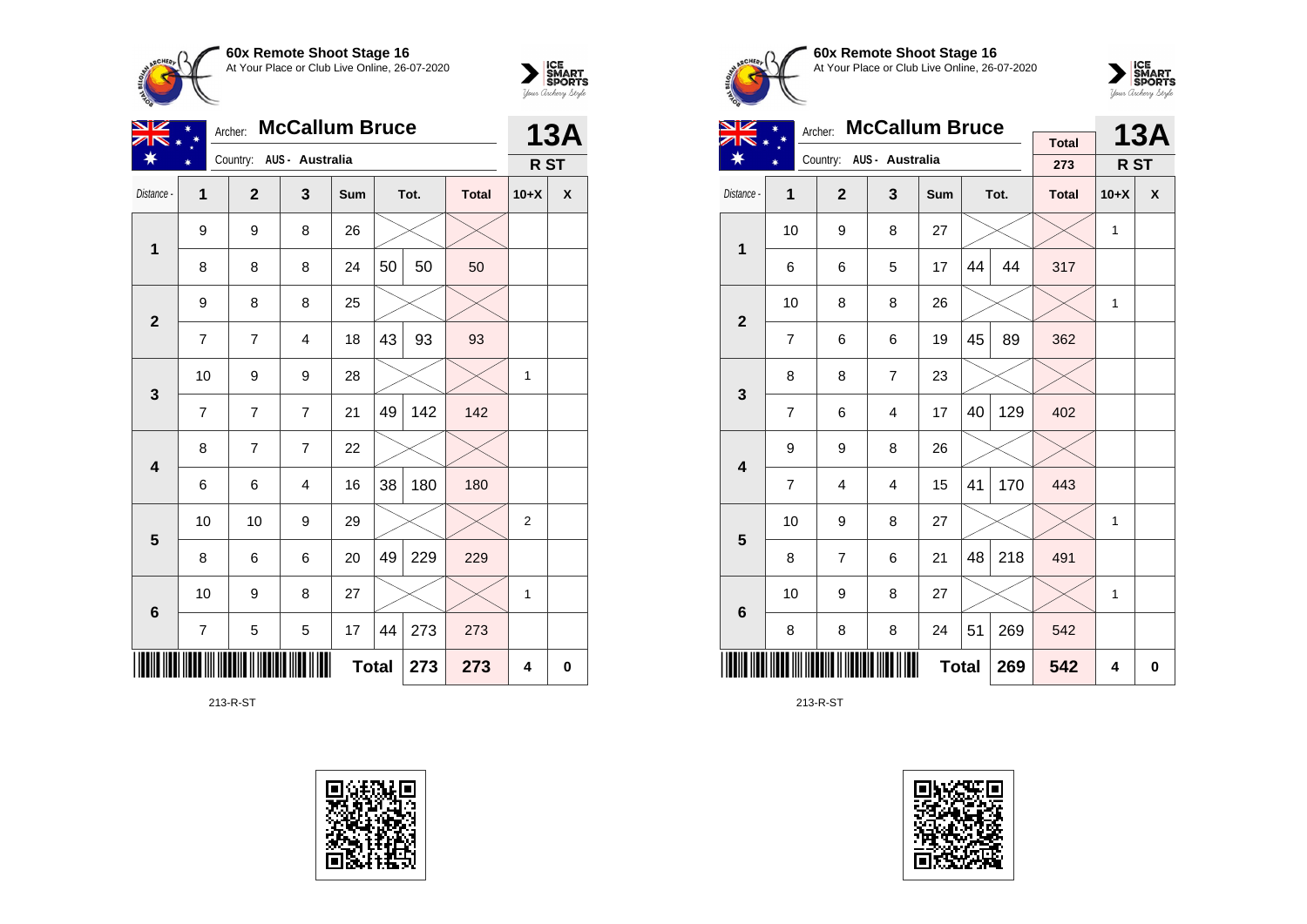**60x Remote Shoot Stage 16**
At Your Place or Club Live Online, 26-07-2020

Archer: **McCallum Bruce**
Country: AUS - Australia

**13A**
**R ST**

| Distance - | 1 | 2 | 3 | Sum | Tot. | | Total | 10+X | X |
|---|---|---|---|---|---|---|---|---|---|
| **1** | 9 | 9 | 8 | 26 | | | | | |
| | 8 | 8 | 8 | 24 | 50 | 50 | 50 | | |
| **2** | 9 | 8 | 8 | 25 | | | | | |
| | 7 | 7 | 4 | 18 | 43 | 93 | 93 | | |
| **3** | 10 | 9 | 9 | 28 | | | | 1 | |
| | 7 | 7 | 7 | 21 | 49 | 142 | 142 | | |
| **4** | 8 | 7 | 7 | 22 | | | | | |
| | 6 | 6 | 4 | 16 | 38 | 180 | 180 | | |
| **5** | 10 | 10 | 9 | 29 | | | | 2 | |
| | 8 | 6 | 6 | 20 | 49 | 229 | 229 | | |
| **6** | 10 | 9 | 8 | 27 | | | | 1 | |
| | 7 | 5 | 5 | 17 | 44 | 273 | 273 | | |
| | | | | **Total** | | 273 | 273 | 4 | 0 |

213-R-ST

**60x Remote Shoot Stage 16**
At Your Place or Club Live Online, 26-07-2020

Archer: **McCallum Bruce**
Country: AUS - Australia

Total: 273

**13A**
**R ST**

| Distance - | 1 | 2 | 3 | Sum | Tot. | | Total | 10+X | X |
|---|---|---|---|---|---|---|---|---|---|
| **1** | 10 | 9 | 8 | 27 | | | | 1 | |
| | 6 | 6 | 5 | 17 | 44 | 44 | 317 | | |
| **2** | 10 | 8 | 8 | 26 | | | | 1 | |
| | 7 | 6 | 6 | 19 | 45 | 89 | 362 | | |
| **3** | 8 | 8 | 7 | 23 | | | | | |
| | 7 | 6 | 4 | 17 | 40 | 129 | 402 | | |
| **4** | 9 | 9 | 8 | 26 | | | | | |
| | 7 | 4 | 4 | 15 | 41 | 170 | 443 | | |
| **5** | 10 | 9 | 8 | 27 | | | | 1 | |
| | 8 | 7 | 6 | 21 | 48 | 218 | 491 | | |
| **6** | 10 | 9 | 8 | 27 | | | | 1 | |
| | 8 | 8 | 8 | 24 | 51 | 269 | 542 | | |
| | | | | **Total** | | 269 | 542 | 4 | 0 |

213-R-ST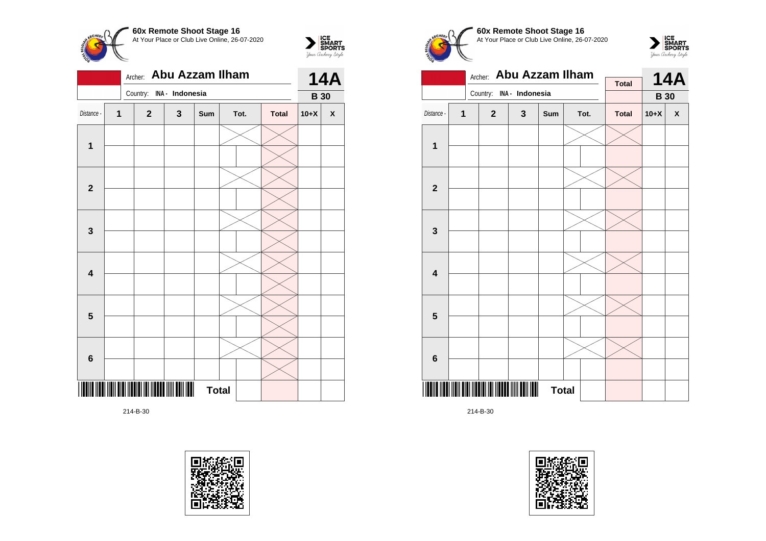**60x Remote Shoot Stage 16**
At Your Place or Club Live Online, 26-07-2020

Archer: **Abu Azzam Ilham**

Country: INA - Indonesia

**14A**

**B 30**

| Distance - | 1 | 2 | 3 | Sum | Tot. | | Total | 10+X | X |
|---|---|---|---|---|---|---|---|---|---|
| 1 | | | | | | | | | |
| | | | | | | | | | |
| 2 | | | | | | | | | |
| | | | | | | | | | |
| 3 | | | | | | | | | |
| | | | | | | | | | |
| 4 | | | | | | | | | |
| | | | | | | | | | |
| 5 | | | | | | | | | |
| | | | | | | | | | |
| 6 | | | | | | | | | |
| | | | | | | | | | |
| | | | | Total | | | | | |

214-B-30

**60x Remote Shoot Stage 16**
At Your Place or Club Live Online, 26-07-2020

Archer: **Abu Azzam Ilham**

Country: INA - Indonesia

Total

**14A**

**B 30**

| Distance - | 1 | 2 | 3 | Sum | Tot. | | Total | 10+X | X |
|---|---|---|---|---|---|---|---|---|---|
| 1 | | | | | | | | | |
| | | | | | | | | | |
| 2 | | | | | | | | | |
| | | | | | | | | | |
| 3 | | | | | | | | | |
| | | | | | | | | | |
| 4 | | | | | | | | | |
| | | | | | | | | | |
| 5 | | | | | | | | | |
| | | | | | | | | | |
| 6 | | | | | | | | | |
| | | | | | | | | | |
| | | | | Total | | | | | |

214-B-30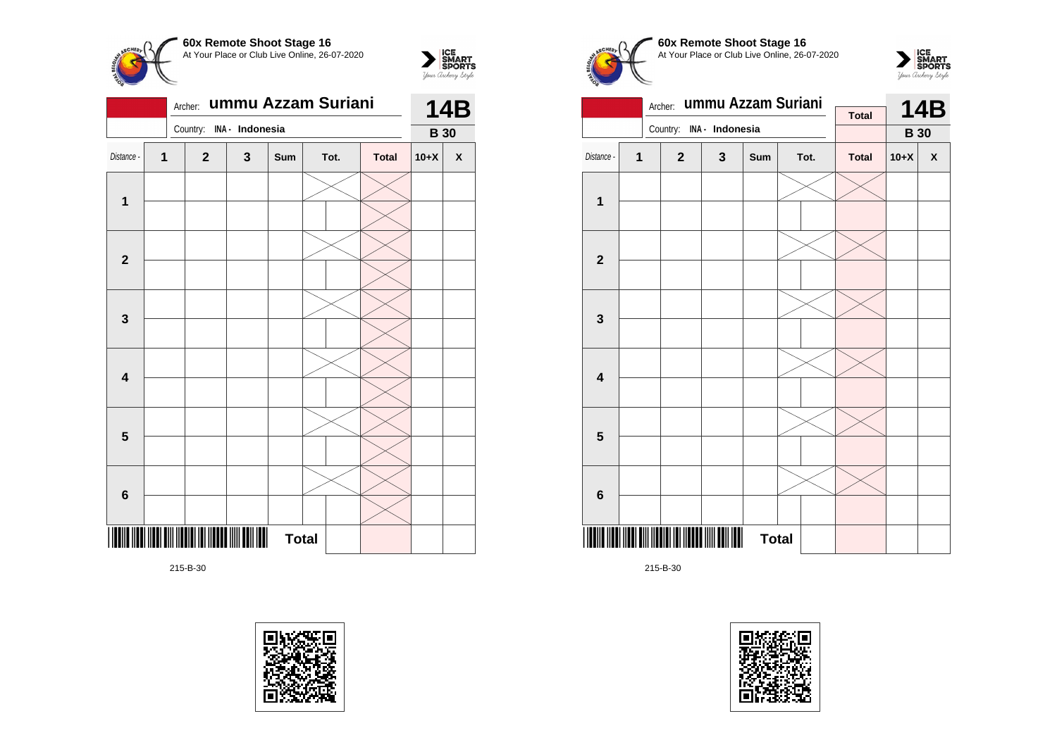**60x Remote Shoot Stage 16**
At Your Place or Club Live Online, 26-07-2020

Archer: **ummu Azzam Suriani**

Country: **INA - Indonesia**

**14B**

**B 30**

| Distance - | 1 | 2 | 3 | Sum | Tot. | | Total | 10+X | X |
|---|---|---|---|---|---|---|---|---|---|
| **1** | | | | | | | | | |
| | | | | | | | | | |
| **2** | | | | | | | | | |
| | | | | | | | | | |
| **3** | | | | | | | | | |
| | | | | | | | | | |
| **4** | | | | | | | | | |
| | | | | | | | | | |
| **5** | | | | | | | | | |
| | | | | | | | | | |
| **6** | | | | | | | | | |
| | | | | | | | | | |
| | | | | **Total** | | | | | |

215-B-30

**60x Remote Shoot Stage 16**
At Your Place or Club Live Online, 26-07-2020

Archer: **ummu Azzam Suriani**

Country: **INA - Indonesia**

**Total**

**14B**

**B 30**

| Distance - | 1 | 2 | 3 | Sum | Tot. | | Total | 10+X | X |
|---|---|---|---|---|---|---|---|---|---|
| **1** | | | | | | | | | |
| | | | | | | | | | |
| **2** | | | | | | | | | |
| | | | | | | | | | |
| **3** | | | | | | | | | |
| | | | | | | | | | |
| **4** | | | | | | | | | |
| | | | | | | | | | |
| **5** | | | | | | | | | |
| | | | | | | | | | |
| **6** | | | | | | | | | |
| | | | | | | | | | |
| | | | | **Total** | | | | | |

215-B-30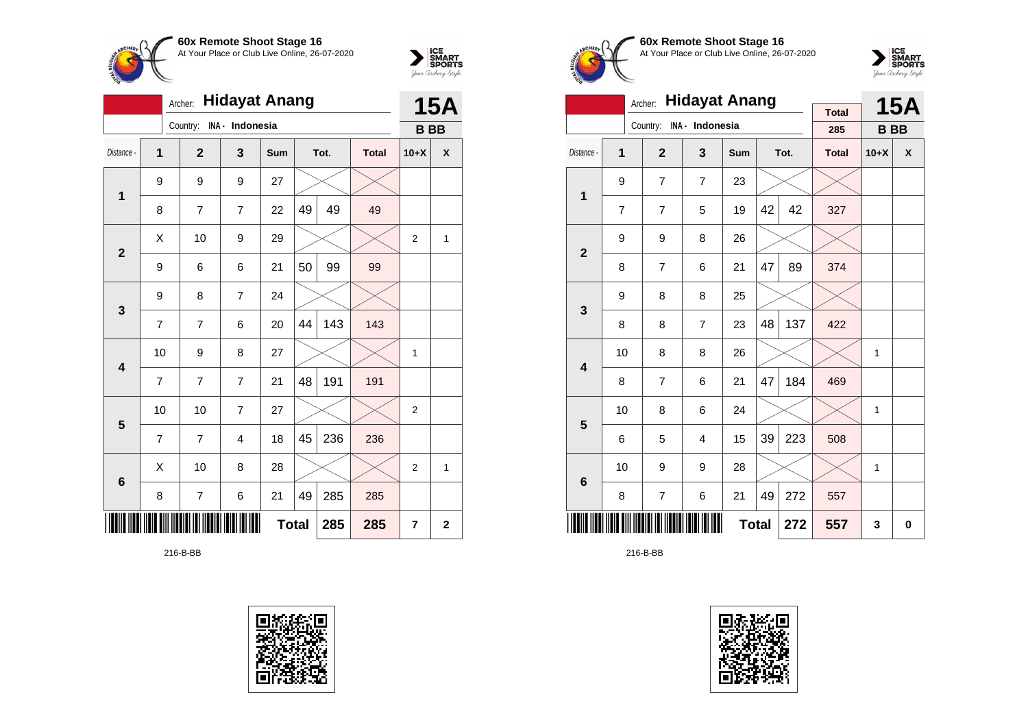## 60x Remote Shoot Stage 16

At Your Place or Club Live Online, 26-07-2020

Archer: **Hidayat Anang**

Country: INA - Indonesia

**15A**

**B BB**

| Distance - | 1 | 2 | 3 | Sum | Tot. | | Total | 10+X | X |
|---|---|---|---|---|---|---|---|---|---|
| **1** | 9 | 9 | 9 | 27 | | | | | |
| | 8 | 7 | 7 | 22 | 49 | 49 | 49 | | |
| **2** | X | 10 | 9 | 29 | | | | 2 | 1 |
| | 9 | 6 | 6 | 21 | 50 | 99 | 99 | | |
| **3** | 9 | 8 | 7 | 24 | | | | | |
| | 7 | 7 | 6 | 20 | 44 | 143 | 143 | | |
| **4** | 10 | 9 | 8 | 27 | | | | 1 | |
| | 7 | 7 | 7 | 21 | 48 | 191 | 191 | | |
| **5** | 10 | 10 | 7 | 27 | | | | 2 | |
| | 7 | 7 | 4 | 18 | 45 | 236 | 236 | | |
| **6** | X | 10 | 8 | 28 | | | | 2 | 1 |
| | 8 | 7 | 6 | 21 | 49 | 285 | 285 | | |
| | | | | **Total** | | **285** | **285** | **7** | **2** |

216-B-BB

## 60x Remote Shoot Stage 16

At Your Place or Club Live Online, 26-07-2020

Archer: **Hidayat Anang**

Country: INA - Indonesia

Total: 285

**15A**

**B BB**

| Distance - | 1 | 2 | 3 | Sum | Tot. | | Total | 10+X | X |
|---|---|---|---|---|---|---|---|---|---|
| **1** | 9 | 7 | 7 | 23 | | | | | |
| | 7 | 7 | 5 | 19 | 42 | 42 | 327 | | |
| **2** | 9 | 9 | 8 | 26 | | | | | |
| | 8 | 7 | 6 | 21 | 47 | 89 | 374 | | |
| **3** | 9 | 8 | 8 | 25 | | | | | |
| | 8 | 8 | 7 | 23 | 48 | 137 | 422 | | |
| **4** | 10 | 8 | 8 | 26 | | | | 1 | |
| | 8 | 7 | 6 | 21 | 47 | 184 | 469 | | |
| **5** | 10 | 8 | 6 | 24 | | | | 1 | |
| | 6 | 5 | 4 | 15 | 39 | 223 | 508 | | |
| **6** | 10 | 9 | 9 | 28 | | | | 1 | |
| | 8 | 7 | 6 | 21 | 49 | 272 | 557 | | |
| | | | | **Total** | | **272** | **557** | **3** | **0** |

216-B-BB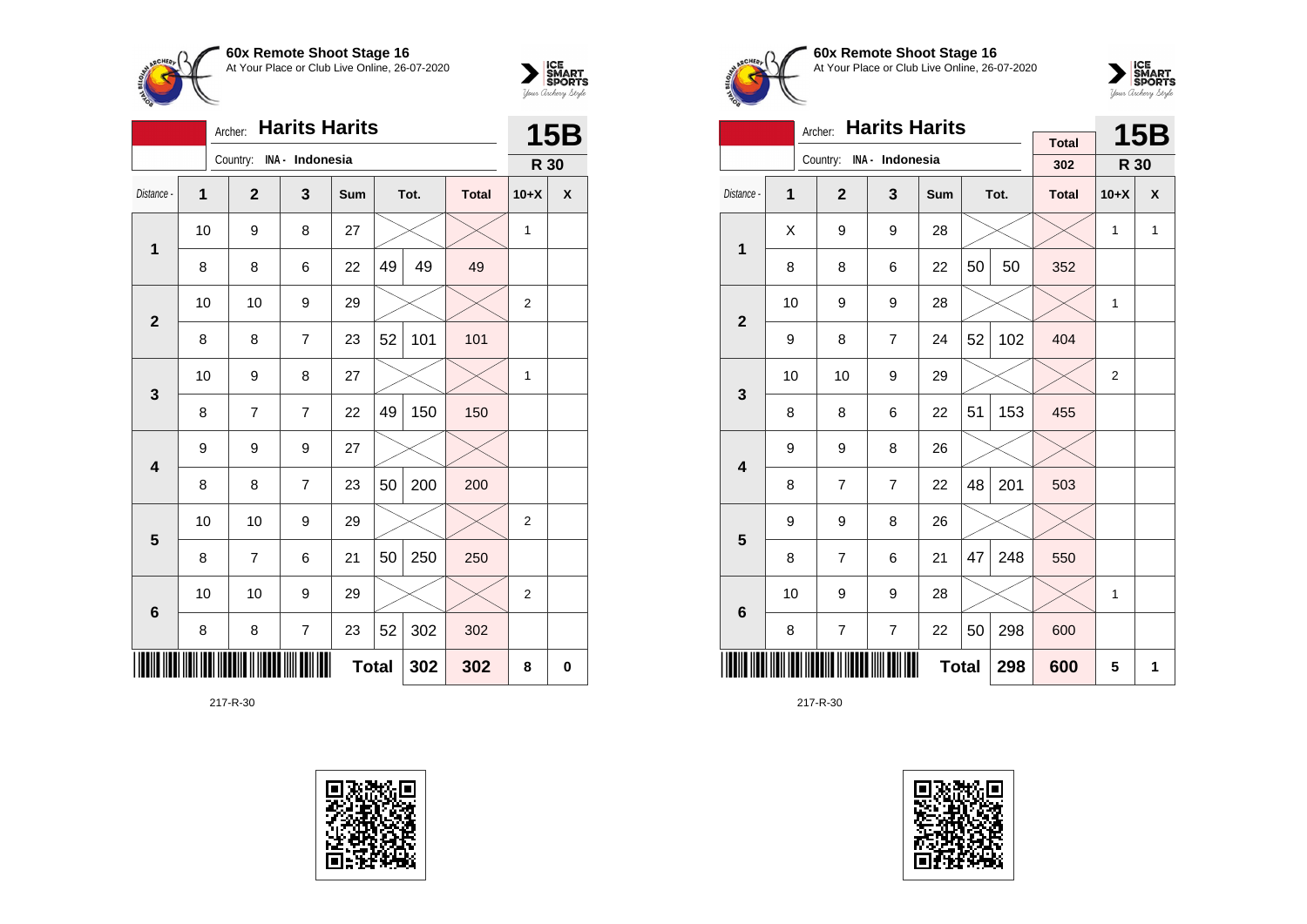**60x Remote Shoot Stage 16**
At Your Place or Club Live Online, 26-07-2020

Archer: **Harits Harits** — **15B**
Country: INA - Indonesia — **R 30**

| Distance - | 1 | 2 | 3 | Sum | Tot. | | Total | 10+X | X |
|---|---|---|---|---|---|---|---|---|---|
| 1 | 10 | 9 | 8 | 27 | | | | 1 | |
| | 8 | 8 | 6 | 22 | 49 | 49 | 49 | | |
| 2 | 10 | 10 | 9 | 29 | | | | 2 | |
| | 8 | 8 | 7 | 23 | 52 | 101 | 101 | | |
| 3 | 10 | 9 | 8 | 27 | | | | 1 | |
| | 8 | 7 | 7 | 22 | 49 | 150 | 150 | | |
| 4 | 9 | 9 | 9 | 27 | | | | | |
| | 8 | 8 | 7 | 23 | 50 | 200 | 200 | | |
| 5 | 10 | 10 | 9 | 29 | | | | 2 | |
| | 8 | 7 | 6 | 21 | 50 | 250 | 250 | | |
| 6 | 10 | 10 | 9 | 29 | | | | 2 | |
| | 8 | 8 | 7 | 23 | 52 | 302 | 302 | | |
| | | | | **Total** | | **302** | **302** | **8** | **0** |

217-R-30

**60x Remote Shoot Stage 16**
At Your Place or Club Live Online, 26-07-2020

Archer: **Harits Harits** — Total 302 — **15B**
Country: INA - Indonesia — **R 30**

| Distance - | 1 | 2 | 3 | Sum | Tot. | | Total | 10+X | X |
|---|---|---|---|---|---|---|---|---|---|
| 1 | X | 9 | 9 | 28 | | | | 1 | 1 |
| | 8 | 8 | 6 | 22 | 50 | 50 | 352 | | |
| 2 | 10 | 9 | 9 | 28 | | | | 1 | |
| | 9 | 8 | 7 | 24 | 52 | 102 | 404 | | |
| 3 | 10 | 10 | 9 | 29 | | | | 2 | |
| | 8 | 8 | 6 | 22 | 51 | 153 | 455 | | |
| 4 | 9 | 9 | 8 | 26 | | | | | |
| | 8 | 7 | 7 | 22 | 48 | 201 | 503 | | |
| 5 | 9 | 9 | 8 | 26 | | | | | |
| | 8 | 7 | 6 | 21 | 47 | 248 | 550 | | |
| 6 | 10 | 9 | 9 | 28 | | | | 1 | |
| | 8 | 7 | 7 | 22 | 50 | 298 | 600 | | |
| | | | | **Total** | | **298** | **600** | **5** | **1** |

217-R-30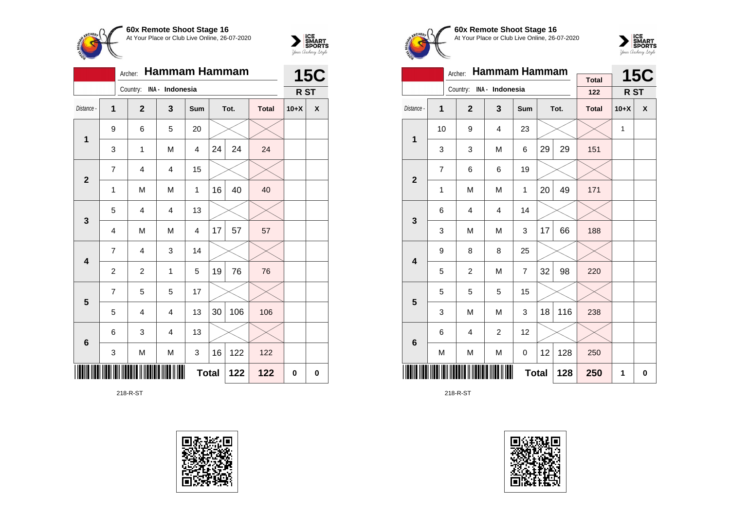**60x Remote Shoot Stage 16**
At Your Place or Club Live Online, 26-07-2020

Archer: **Hammam Hammam**
Country: INA - Indonesia

**15C**
**R ST**

| Distance - | 1 | 2 | 3 | Sum | Tot. | | Total | 10+X | X |
|---|---|---|---|---|---|---|---|---|---|
| 1 | 9 | 6 | 5 | 20 | | | | | |
| | 3 | 1 | M | 4 | 24 | 24 | 24 | | |
| 2 | 7 | 4 | 4 | 15 | | | | | |
| | 1 | M | M | 1 | 16 | 40 | 40 | | |
| 3 | 5 | 4 | 4 | 13 | | | | | |
| | 4 | M | M | 4 | 17 | 57 | 57 | | |
| 4 | 7 | 4 | 3 | 14 | | | | | |
| | 2 | 2 | 1 | 5 | 19 | 76 | 76 | | |
| 5 | 7 | 5 | 5 | 17 | | | | | |
| | 5 | 4 | 4 | 13 | 30 | 106 | 106 | | |
| 6 | 6 | 3 | 4 | 13 | | | | | |
| | 3 | M | M | 3 | 16 | 122 | 122 | | |
| | | | | Total | | 122 | 122 | 0 | 0 |

218-R-ST

**60x Remote Shoot Stage 16**
At Your Place or Club Live Online, 26-07-2020

Archer: **Hammam Hammam**
Country: INA - Indonesia

Total: 122

**15C**
**R ST**

| Distance - | 1 | 2 | 3 | Sum | Tot. | | Total | 10+X | X |
|---|---|---|---|---|---|---|---|---|---|
| 1 | 10 | 9 | 4 | 23 | | | | 1 | |
| | 3 | 3 | M | 6 | 29 | 29 | 151 | | |
| 2 | 7 | 6 | 6 | 19 | | | | | |
| | 1 | M | M | 1 | 20 | 49 | 171 | | |
| 3 | 6 | 4 | 4 | 14 | | | | | |
| | 3 | M | M | 3 | 17 | 66 | 188 | | |
| 4 | 9 | 8 | 8 | 25 | | | | | |
| | 5 | 2 | M | 7 | 32 | 98 | 220 | | |
| 5 | 5 | 5 | 5 | 15 | | | | | |
| | 3 | M | M | 3 | 18 | 116 | 238 | | |
| 6 | 6 | 4 | 2 | 12 | | | | | |
| | M | M | M | 0 | 12 | 128 | 250 | | |
| | | | | Total | | 128 | 250 | 1 | 0 |

218-R-ST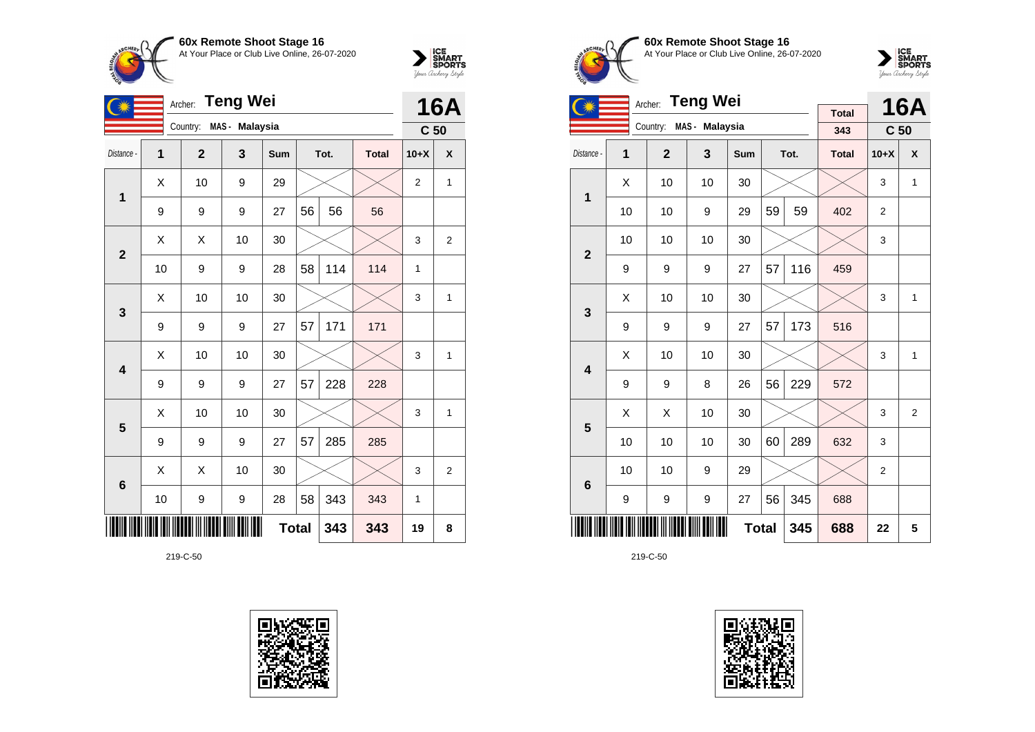## 60x Remote Shoot Stage 16

At Your Place or Club Live Online, 26-07-2020

Archer: **Teng Wei**

Country: MAS - Malaysia

**16A** — **C 50**

| Distance - | 1 | 2 | 3 | Sum | Tot. | | Total | 10+X | X |
|---|---|---|---|---|---|---|---|---|---|
| 1 | X | 10 | 9 | 29 | | | | 2 | 1 |
| | 9 | 9 | 9 | 27 | 56 | 56 | 56 | | |
| 2 | X | X | 10 | 30 | | | | 3 | 2 |
| | 10 | 9 | 9 | 28 | 58 | 114 | 114 | 1 | |
| 3 | X | 10 | 10 | 30 | | | | 3 | 1 |
| | 9 | 9 | 9 | 27 | 57 | 171 | 171 | | |
| 4 | X | 10 | 10 | 30 | | | | 3 | 1 |
| | 9 | 9 | 9 | 27 | 57 | 228 | 228 | | |
| 5 | X | 10 | 10 | 30 | | | | 3 | 1 |
| | 9 | 9 | 9 | 27 | 57 | 285 | 285 | | |
| 6 | X | X | 10 | 30 | | | | 3 | 2 |
| | 10 | 9 | 9 | 28 | 58 | 343 | 343 | 1 | |
| | | | | **Total** | | 343 | 343 | 19 | 8 |

219-C-50

## 60x Remote Shoot Stage 16

At Your Place or Club Live Online, 26-07-2020

Archer: **Teng Wei**

Country: MAS - Malaysia

Total: 343

**16A** — **C 50**

| Distance - | 1 | 2 | 3 | Sum | Tot. | | Total | 10+X | X |
|---|---|---|---|---|---|---|---|---|---|
| 1 | X | 10 | 10 | 30 | | | | 3 | 1 |
| | 10 | 10 | 9 | 29 | 59 | 59 | 402 | 2 | |
| 2 | 10 | 10 | 10 | 30 | | | | 3 | |
| | 9 | 9 | 9 | 27 | 57 | 116 | 459 | | |
| 3 | X | 10 | 10 | 30 | | | | 3 | 1 |
| | 9 | 9 | 9 | 27 | 57 | 173 | 516 | | |
| 4 | X | 10 | 10 | 30 | | | | 3 | 1 |
| | 9 | 9 | 8 | 26 | 56 | 229 | 572 | | |
| 5 | X | X | 10 | 30 | | | | 3 | 2 |
| | 10 | 10 | 10 | 30 | 60 | 289 | 632 | 3 | |
| 6 | 10 | 10 | 9 | 29 | | | | 2 | |
| | 9 | 9 | 9 | 27 | 56 | 345 | 688 | | |
| | | | | **Total** | | 345 | 688 | 22 | 5 |

219-C-50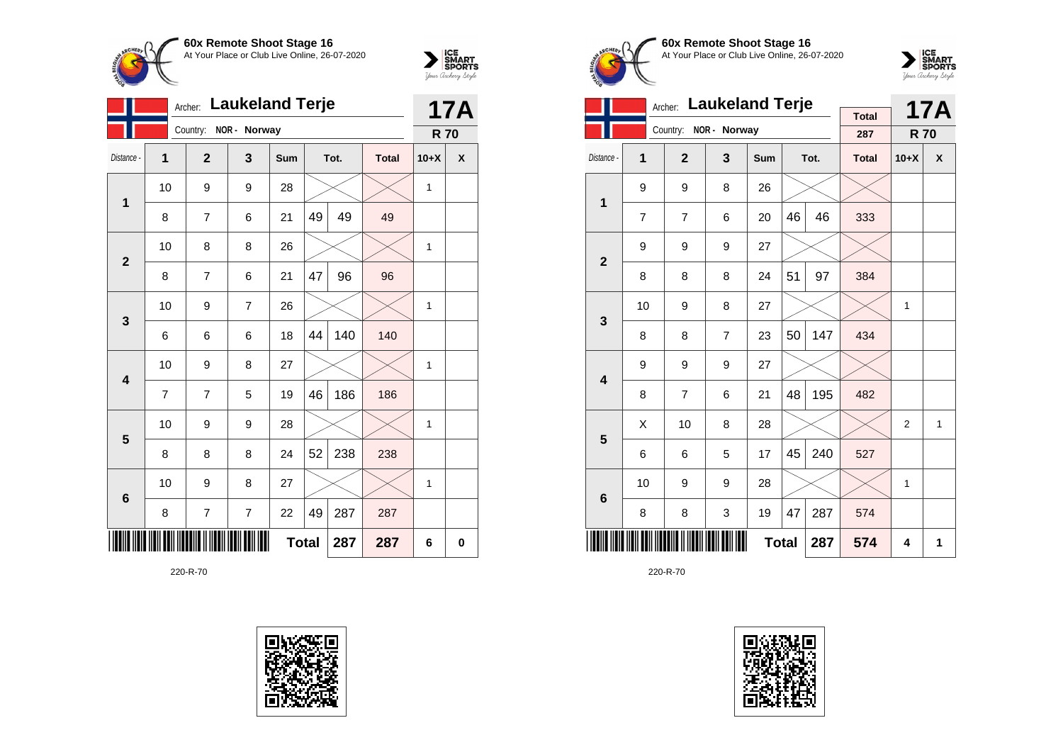**60x Remote Shoot Stage 16**
At Your Place or Club Live Online, 26-07-2020

Archer: **Laukeland Terje**
Country: NOR - Norway

**17A**
**R 70**

| Distance - | 1 | 2 | 3 | Sum | Tot. | | Total | 10+X | X |
|---|---|---|---|---|---|---|---|---|---|
| 1 | 10 | 9 | 9 | 28 | | | | 1 | |
| | 8 | 7 | 6 | 21 | 49 | 49 | 49 | | |
| 2 | 10 | 8 | 8 | 26 | | | | 1 | |
| | 8 | 7 | 6 | 21 | 47 | 96 | 96 | | |
| 3 | 10 | 9 | 7 | 26 | | | | 1 | |
| | 6 | 6 | 6 | 18 | 44 | 140 | 140 | | |
| 4 | 10 | 9 | 8 | 27 | | | | 1 | |
| | 7 | 7 | 5 | 19 | 46 | 186 | 186 | | |
| 5 | 10 | 9 | 9 | 28 | | | | 1 | |
| | 8 | 8 | 8 | 24 | 52 | 238 | 238 | | |
| 6 | 10 | 9 | 8 | 27 | | | | 1 | |
| | 8 | 7 | 7 | 22 | 49 | 287 | 287 | | |
| | | | | **Total** | | **287** | **287** | **6** | **0** |

220-R-70

**60x Remote Shoot Stage 16**
At Your Place or Club Live Online, 26-07-2020

Archer: **Laukeland Terje**
Country: NOR - Norway

Total: 287

**17A**
**R 70**

| Distance - | 1 | 2 | 3 | Sum | Tot. | | Total | 10+X | X |
|---|---|---|---|---|---|---|---|---|---|
| 1 | 9 | 9 | 8 | 26 | | | | | |
| | 7 | 7 | 6 | 20 | 46 | 46 | 333 | | |
| 2 | 9 | 9 | 9 | 27 | | | | | |
| | 8 | 8 | 8 | 24 | 51 | 97 | 384 | | |
| 3 | 10 | 9 | 8 | 27 | | | | 1 | |
| | 8 | 8 | 7 | 23 | 50 | 147 | 434 | | |
| 4 | 9 | 9 | 9 | 27 | | | | | |
| | 8 | 7 | 6 | 21 | 48 | 195 | 482 | | |
| 5 | X | 10 | 8 | 28 | | | | 2 | 1 |
| | 6 | 6 | 5 | 17 | 45 | 240 | 527 | | |
| 6 | 10 | 9 | 9 | 28 | | | | 1 | |
| | 8 | 8 | 3 | 19 | 47 | 287 | 574 | | |
| | | | | **Total** | | **287** | **574** | **4** | **1** |

220-R-70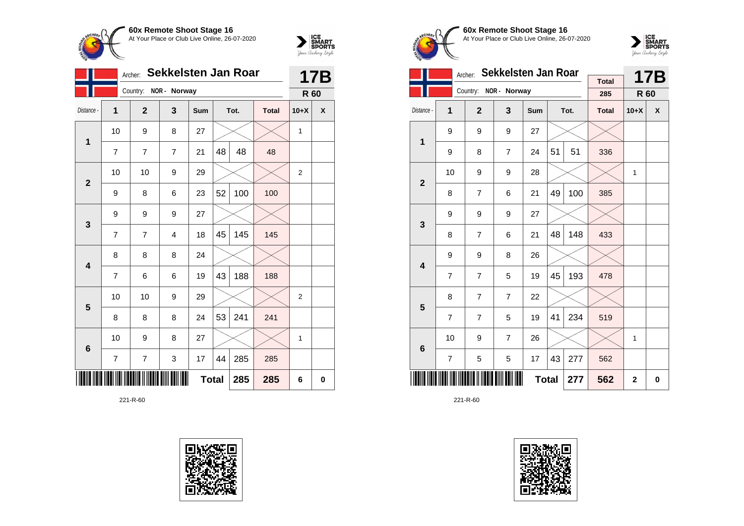**60x Remote Shoot Stage 16**
At Your Place or Club Live Online, 26-07-2020

Archer: **Sekkelsten Jan Roar** — **17B**
Country: NOR - Norway — **R 60**

| Distance - | 1 | 2 | 3 | Sum | Tot. | | Total | 10+X | X |
|---|---|---|---|---|---|---|---|---|---|
| **1** | 10 | 9 | 8 | 27 | | | | 1 | |
| | 7 | 7 | 7 | 21 | 48 | 48 | 48 | | |
| **2** | 10 | 10 | 9 | 29 | | | | 2 | |
| | 9 | 8 | 6 | 23 | 52 | 100 | 100 | | |
| **3** | 9 | 9 | 9 | 27 | | | | | |
| | 7 | 7 | 4 | 18 | 45 | 145 | 145 | | |
| **4** | 8 | 8 | 8 | 24 | | | | | |
| | 7 | 6 | 6 | 19 | 43 | 188 | 188 | | |
| **5** | 10 | 10 | 9 | 29 | | | | 2 | |
| | 8 | 8 | 8 | 24 | 53 | 241 | 241 | | |
| **6** | 10 | 9 | 8 | 27 | | | | 1 | |
| | 7 | 7 | 3 | 17 | 44 | 285 | 285 | | |
| | | | | **Total** | | **285** | **285** | **6** | **0** |

221-R-60

**60x Remote Shoot Stage 16**
At Your Place or Club Live Online, 26-07-2020

Archer: **Sekkelsten Jan Roar** — Total 285 — **17B**
Country: NOR - Norway — **R 60**

| Distance - | 1 | 2 | 3 | Sum | Tot. | | Total | 10+X | X |
|---|---|---|---|---|---|---|---|---|---|
| **1** | 9 | 9 | 9 | 27 | | | | | |
| | 9 | 8 | 7 | 24 | 51 | 51 | 336 | | |
| **2** | 10 | 9 | 9 | 28 | | | | 1 | |
| | 8 | 7 | 6 | 21 | 49 | 100 | 385 | | |
| **3** | 9 | 9 | 9 | 27 | | | | | |
| | 8 | 7 | 6 | 21 | 48 | 148 | 433 | | |
| **4** | 9 | 9 | 8 | 26 | | | | | |
| | 7 | 7 | 5 | 19 | 45 | 193 | 478 | | |
| **5** | 8 | 7 | 7 | 22 | | | | | |
| | 7 | 7 | 5 | 19 | 41 | 234 | 519 | | |
| **6** | 10 | 9 | 7 | 26 | | | | 1 | |
| | 7 | 5 | 5 | 17 | 43 | 277 | 562 | | |
| | | | | **Total** | | **277** | **562** | **2** | **0** |

221-R-60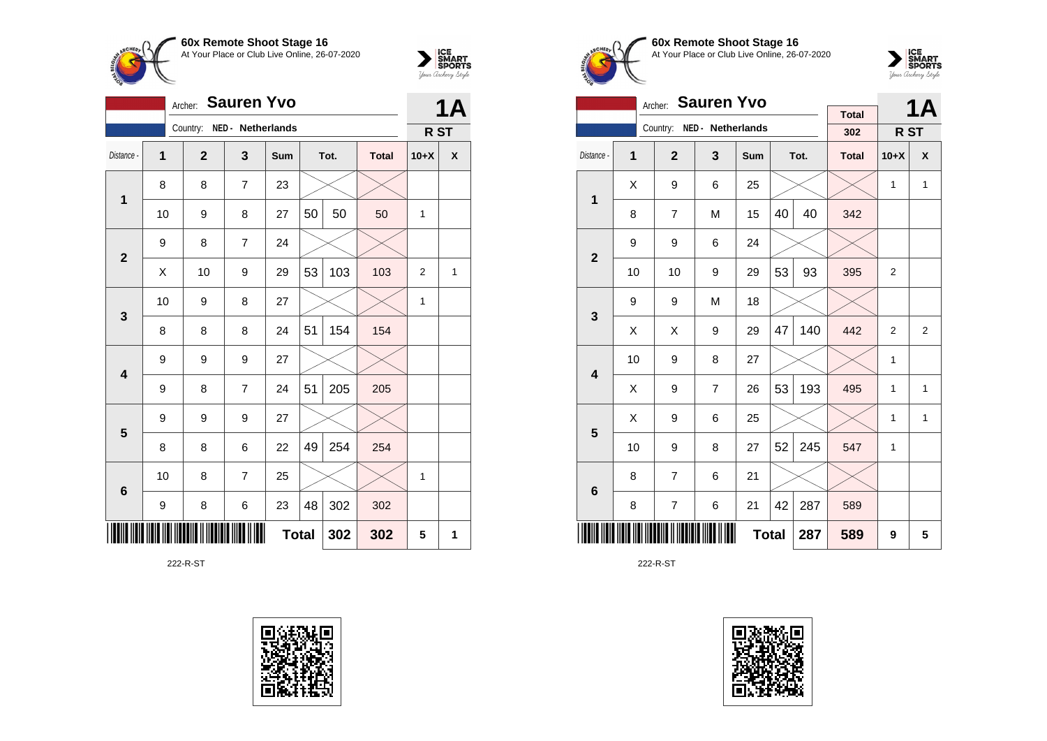**60x Remote Shoot Stage 16**
At Your Place or Club Live Online, 26-07-2020

Archer: **Sauren Yvo** — **1A**
Country: NED - Netherlands — R ST

| Distance - | 1 | 2 | 3 | Sum | Tot. | | Total | 10+X | X |
|---|---|---|---|---|---|---|---|---|---|
| 1 | 8 | 8 | 7 | 23 | | | | | |
| | 10 | 9 | 8 | 27 | 50 | 50 | 50 | 1 | |
| 2 | 9 | 8 | 7 | 24 | | | | | |
| | X | 10 | 9 | 29 | 53 | 103 | 103 | 2 | 1 |
| 3 | 10 | 9 | 8 | 27 | | | | 1 | |
| | 8 | 8 | 8 | 24 | 51 | 154 | 154 | | |
| 4 | 9 | 9 | 9 | 27 | | | | | |
| | 9 | 8 | 7 | 24 | 51 | 205 | 205 | | |
| 5 | 9 | 9 | 9 | 27 | | | | | |
| | 8 | 8 | 6 | 22 | 49 | 254 | 254 | | |
| 6 | 10 | 8 | 7 | 25 | | | | 1 | |
| | 9 | 8 | 6 | 23 | 48 | 302 | 302 | | |
| | | | | | Total | 302 | 302 | 5 | 1 |

222-R-ST

**60x Remote Shoot Stage 16**
At Your Place or Club Live Online, 26-07-2020

Archer: **Sauren Yvo** — Total 302 — **1A**
Country: NED - Netherlands — R ST

| Distance - | 1 | 2 | 3 | Sum | Tot. | | Total | 10+X | X |
|---|---|---|---|---|---|---|---|---|---|
| 1 | X | 9 | 6 | 25 | | | | 1 | 1 |
| | 8 | 7 | M | 15 | 40 | 40 | 342 | | |
| 2 | 9 | 9 | 6 | 24 | | | | | |
| | 10 | 10 | 9 | 29 | 53 | 93 | 395 | 2 | |
| 3 | 9 | 9 | M | 18 | | | | | |
| | X | X | 9 | 29 | 47 | 140 | 442 | 2 | 2 |
| 4 | 10 | 9 | 8 | 27 | | | | 1 | |
| | X | 9 | 7 | 26 | 53 | 193 | 495 | 1 | 1 |
| 5 | X | 9 | 6 | 25 | | | | 1 | 1 |
| | 10 | 9 | 8 | 27 | 52 | 245 | 547 | 1 | |
| 6 | 8 | 7 | 6 | 21 | | | | | |
| | 8 | 7 | 6 | 21 | 42 | 287 | 589 | | |
| | | | | | Total | 287 | 589 | 9 | 5 |

222-R-ST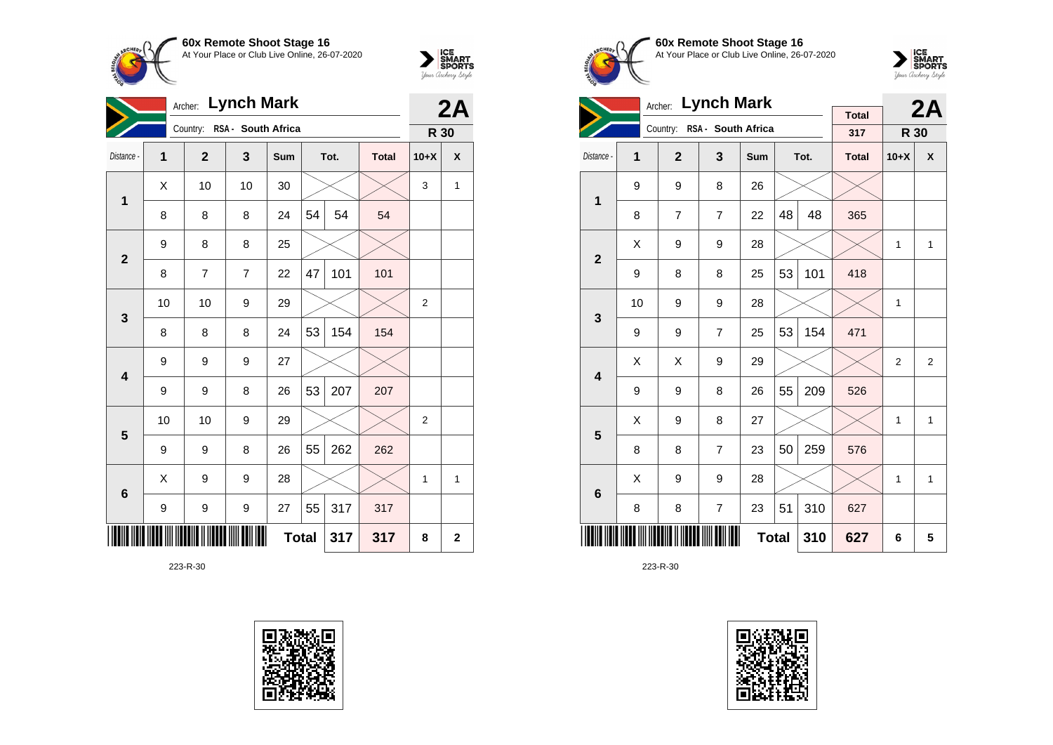**60x Remote Shoot Stage 16**
At Your Place or Club Live Online, 26-07-2020

Archer: **Lynch Mark**
Country: RSA - South Africa

**2A**
**R 30**

| Distance - | 1 | 2 | 3 | Sum | Tot. | | Total | 10+X | X |
|---|---|---|---|---|---|---|---|---|---|
| 1 | X | 10 | 10 | 30 | | | | 3 | 1 |
| | 8 | 8 | 8 | 24 | 54 | 54 | 54 | | |
| 2 | 9 | 8 | 8 | 25 | | | | | |
| | 8 | 7 | 7 | 22 | 47 | 101 | 101 | | |
| 3 | 10 | 10 | 9 | 29 | | | | 2 | |
| | 8 | 8 | 8 | 24 | 53 | 154 | 154 | | |
| 4 | 9 | 9 | 9 | 27 | | | | | |
| | 9 | 9 | 8 | 26 | 53 | 207 | 207 | | |
| 5 | 10 | 10 | 9 | 29 | | | | 2 | |
| | 9 | 9 | 8 | 26 | 55 | 262 | 262 | | |
| 6 | X | 9 | 9 | 28 | | | | 1 | 1 |
| | 9 | 9 | 9 | 27 | 55 | 317 | 317 | | |
| | | | | | **Total** | **317** | **317** | **8** | **2** |

223-R-30

**60x Remote Shoot Stage 16**
At Your Place or Club Live Online, 26-07-2020

Archer: **Lynch Mark**
Country: RSA - South Africa

**Total** 317

**2A**
**R 30**

| Distance - | 1 | 2 | 3 | Sum | Tot. | | Total | 10+X | X |
|---|---|---|---|---|---|---|---|---|---|
| 1 | 9 | 9 | 8 | 26 | | | | | |
| | 8 | 7 | 7 | 22 | 48 | 48 | 365 | | |
| 2 | X | 9 | 9 | 28 | | | | 1 | 1 |
| | 9 | 8 | 8 | 25 | 53 | 101 | 418 | | |
| 3 | 10 | 9 | 9 | 28 | | | | 1 | |
| | 9 | 9 | 7 | 25 | 53 | 154 | 471 | | |
| 4 | X | X | 9 | 29 | | | | 2 | 2 |
| | 9 | 9 | 8 | 26 | 55 | 209 | 526 | | |
| 5 | X | 9 | 8 | 27 | | | | 1 | 1 |
| | 8 | 8 | 7 | 23 | 50 | 259 | 576 | | |
| 6 | X | 9 | 9 | 28 | | | | 1 | 1 |
| | 8 | 8 | 7 | 23 | 51 | 310 | 627 | | |
| | | | | | **Total** | **310** | **627** | **6** | **5** |

223-R-30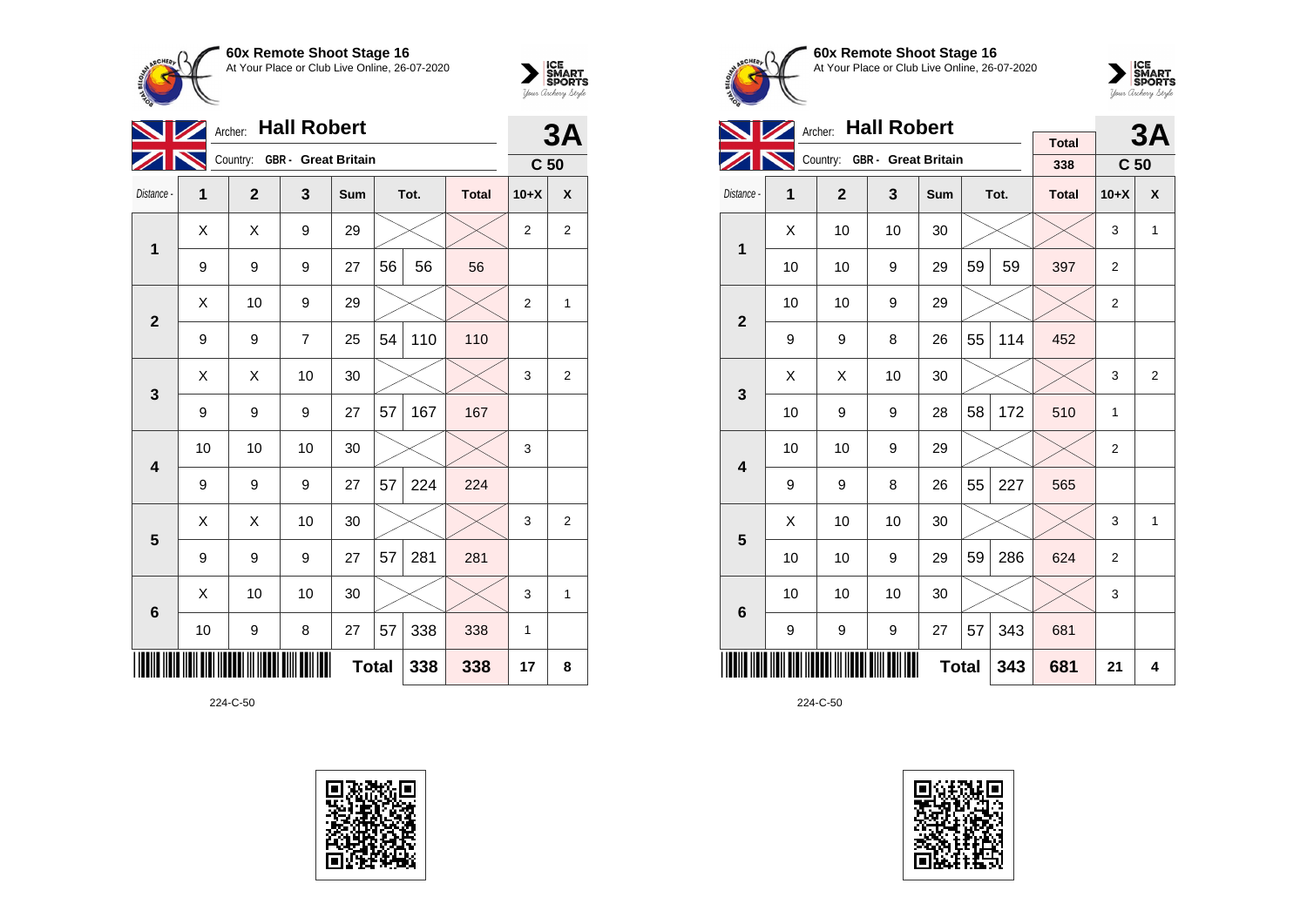**60x Remote Shoot Stage 16**
At Your Place or Club Live Online, 26-07-2020

Archer: **Hall Robert**
Country: GBR - Great Britain

**3A** **C 50**

| Distance - | 1 | 2 | 3 | Sum | Tot. | | Total | 10+X | X |
|---|---|---|---|---|---|---|---|---|---|
| 1 | X | X | 9 | 29 | | | | 2 | 2 |
| | 9 | 9 | 9 | 27 | 56 | 56 | 56 | | |
| 2 | X | 10 | 9 | 29 | | | | 2 | 1 |
| | 9 | 9 | 7 | 25 | 54 | 110 | 110 | | |
| 3 | X | X | 10 | 30 | | | | 3 | 2 |
| | 9 | 9 | 9 | 27 | 57 | 167 | 167 | | |
| 4 | 10 | 10 | 10 | 30 | | | | 3 | |
| | 9 | 9 | 9 | 27 | 57 | 224 | 224 | | |
| 5 | X | X | 10 | 30 | | | | 3 | 2 |
| | 9 | 9 | 9 | 27 | 57 | 281 | 281 | | |
| 6 | X | 10 | 10 | 30 | | | | 3 | 1 |
| | 10 | 9 | 8 | 27 | 57 | 338 | 338 | 1 | |
| | | | | | **Total** | **338** | **338** | **17** | **8** |

224-C-50

**60x Remote Shoot Stage 16**
At Your Place or Club Live Online, 26-07-2020

Archer: **Hall Robert**
Country: GBR - Great Britain

Total: 338

**3A** **C 50**

| Distance - | 1 | 2 | 3 | Sum | Tot. | | Total | 10+X | X |
|---|---|---|---|---|---|---|---|---|---|
| 1 | X | 10 | 10 | 30 | | | | 3 | 1 |
| | 10 | 10 | 9 | 29 | 59 | 59 | 397 | 2 | |
| 2 | 10 | 10 | 9 | 29 | | | | 2 | |
| | 9 | 9 | 8 | 26 | 55 | 114 | 452 | | |
| 3 | X | X | 10 | 30 | | | | 3 | 2 |
| | 10 | 9 | 9 | 28 | 58 | 172 | 510 | 1 | |
| 4 | 10 | 10 | 9 | 29 | | | | 2 | |
| | 9 | 9 | 8 | 26 | 55 | 227 | 565 | | |
| 5 | X | 10 | 10 | 30 | | | | 3 | 1 |
| | 10 | 10 | 9 | 29 | 59 | 286 | 624 | 2 | |
| 6 | 10 | 10 | 10 | 30 | | | | 3 | |
| | 9 | 9 | 9 | 27 | 57 | 343 | 681 | | |
| | | | | | **Total** | **343** | **681** | **21** | **4** |

224-C-50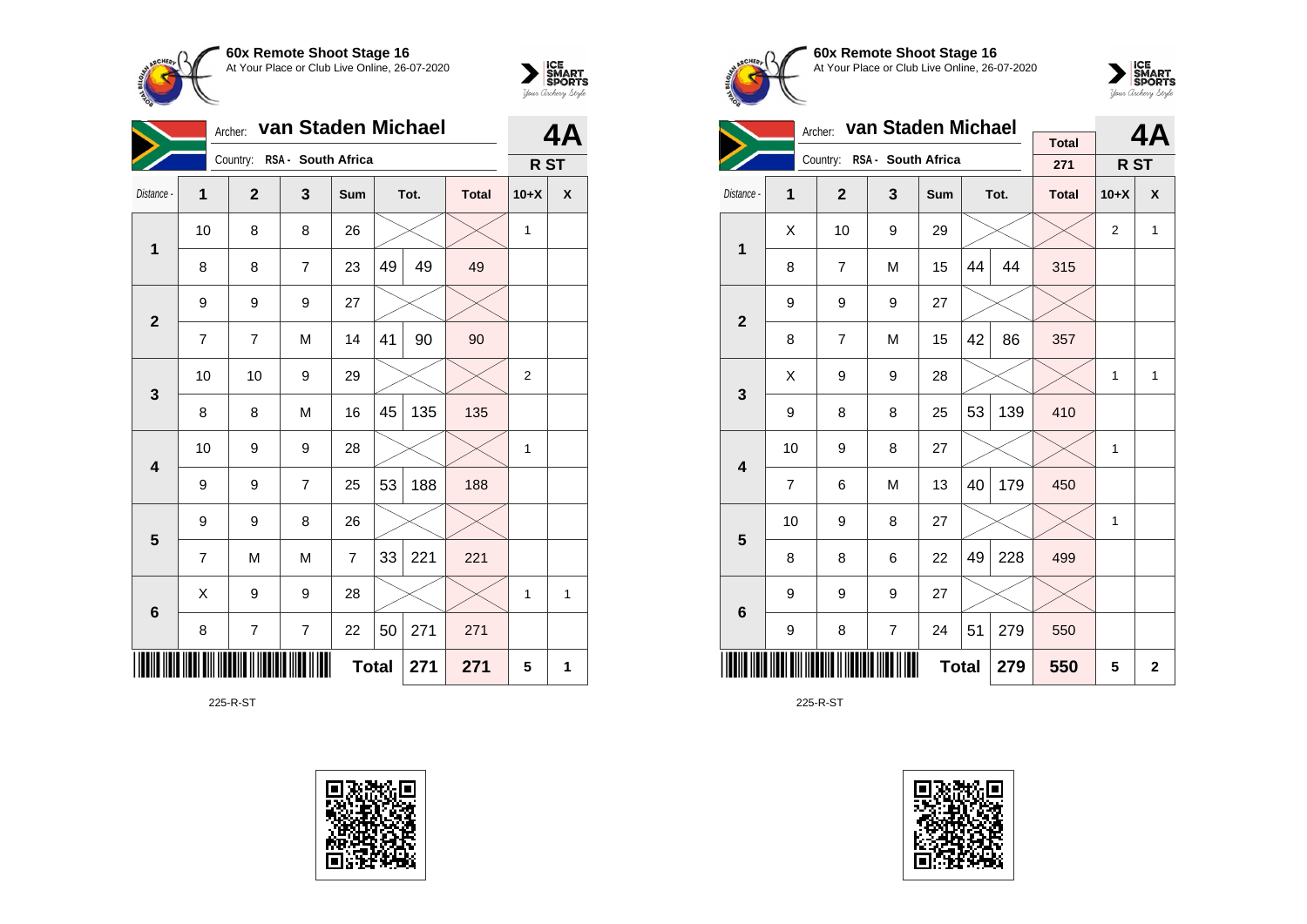**60x Remote Shoot Stage 16**
At Your Place or Club Live Online, 26-07-2020

Archer: **van Staden Michael**
Country: RSA - South Africa

**4A**
**R ST**

| Distance - | 1 | 2 | 3 | Sum | Tot. | | Total | 10+X | X |
|---|---|---|---|---|---|---|---|---|---|
| 1 | 10 | 8 | 8 | 26 | | | | 1 | |
| | 8 | 8 | 7 | 23 | 49 | 49 | 49 | | |
| 2 | 9 | 9 | 9 | 27 | | | | | |
| | 7 | 7 | M | 14 | 41 | 90 | 90 | | |
| 3 | 10 | 10 | 9 | 29 | | | | 2 | |
| | 8 | 8 | M | 16 | 45 | 135 | 135 | | |
| 4 | 10 | 9 | 9 | 28 | | | | 1 | |
| | 9 | 9 | 7 | 25 | 53 | 188 | 188 | | |
| 5 | 9 | 9 | 8 | 26 | | | | | |
| | 7 | M | M | 7 | 33 | 221 | 221 | | |
| 6 | X | 9 | 9 | 28 | | | | 1 | 1 |
| | 8 | 7 | 7 | 22 | 50 | 271 | 271 | | |
| | | | | Total | | 271 | 271 | 5 | 1 |

225-R-ST

**60x Remote Shoot Stage 16**
At Your Place or Club Live Online, 26-07-2020

Archer: **van Staden Michael**
Country: RSA - South Africa

Total: 271

**4A**
**R ST**

| Distance - | 1 | 2 | 3 | Sum | Tot. | | Total | 10+X | X |
|---|---|---|---|---|---|---|---|---|---|
| 1 | X | 10 | 9 | 29 | | | | 2 | 1 |
| | 8 | 7 | M | 15 | 44 | 44 | 315 | | |
| 2 | 9 | 9 | 9 | 27 | | | | | |
| | 8 | 7 | M | 15 | 42 | 86 | 357 | | |
| 3 | X | 9 | 9 | 28 | | | | 1 | 1 |
| | 9 | 8 | 8 | 25 | 53 | 139 | 410 | | |
| 4 | 10 | 9 | 8 | 27 | | | | 1 | |
| | 7 | 6 | M | 13 | 40 | 179 | 450 | | |
| 5 | 10 | 9 | 8 | 27 | | | | 1 | |
| | 8 | 8 | 6 | 22 | 49 | 228 | 499 | | |
| 6 | 9 | 9 | 9 | 27 | | | | | |
| | 9 | 8 | 7 | 24 | 51 | 279 | 550 | | |
| | | | | Total | | 279 | 550 | 5 | 2 |

225-R-ST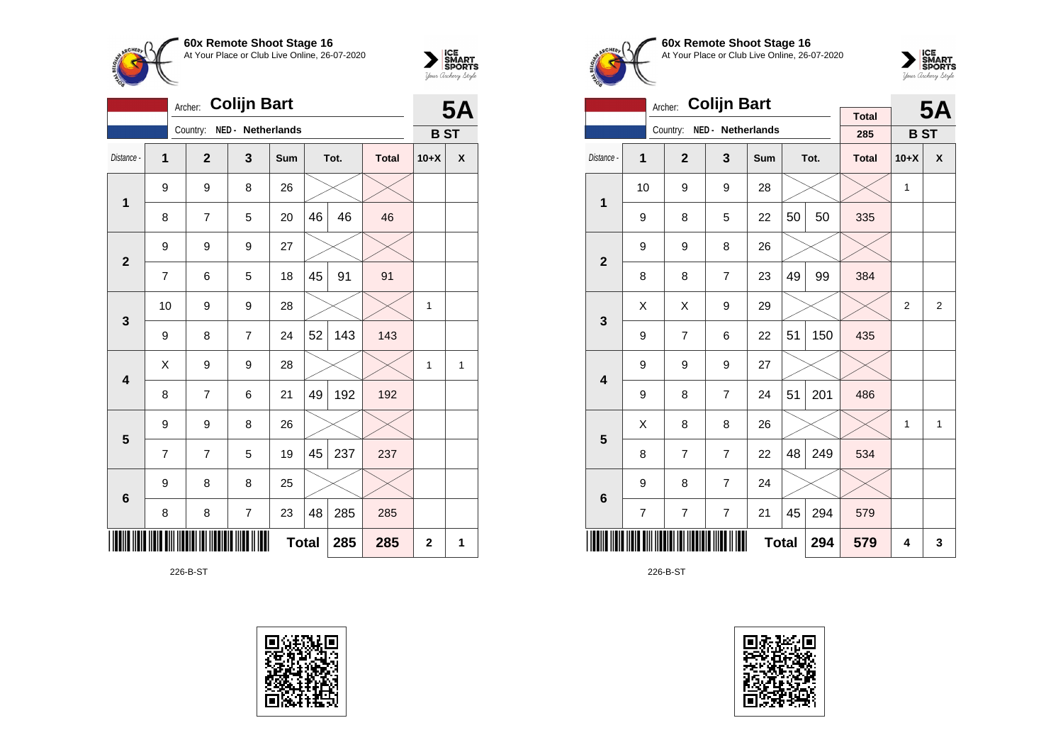**60x Remote Shoot Stage 16**
At Your Place or Club Live Online, 26-07-2020

Archer: **Colijn Bart**
Country: NED - Netherlands

**5A**
**B ST**

| Distance - | 1 | 2 | 3 | Sum | Tot. | | Total | 10+X | X |
|---|---|---|---|---|---|---|---|---|---|
| 1 | 9 | 9 | 8 | 26 | | | | | |
| | 8 | 7 | 5 | 20 | 46 | 46 | 46 | | |
| 2 | 9 | 9 | 9 | 27 | | | | | |
| | 7 | 6 | 5 | 18 | 45 | 91 | 91 | | |
| 3 | 10 | 9 | 9 | 28 | | | | 1 | |
| | 9 | 8 | 7 | 24 | 52 | 143 | 143 | | |
| 4 | X | 9 | 9 | 28 | | | | 1 | 1 |
| | 8 | 7 | 6 | 21 | 49 | 192 | 192 | | |
| 5 | 9 | 9 | 8 | 26 | | | | | |
| | 7 | 7 | 5 | 19 | 45 | 237 | 237 | | |
| 6 | 9 | 8 | 8 | 25 | | | | | |
| | 8 | 8 | 7 | 23 | 48 | 285 | 285 | | |
| | | | | **Total** | | **285** | **285** | **2** | **1** |

226-B-ST

**60x Remote Shoot Stage 16**
At Your Place or Club Live Online, 26-07-2020

Archer: **Colijn Bart**
Country: NED - Netherlands

Total: 285

**5A**
**B ST**

| Distance - | 1 | 2 | 3 | Sum | Tot. | | Total | 10+X | X |
|---|---|---|---|---|---|---|---|---|---|
| 1 | 10 | 9 | 9 | 28 | | | | 1 | |
| | 9 | 8 | 5 | 22 | 50 | 50 | 335 | | |
| 2 | 9 | 9 | 8 | 26 | | | | | |
| | 8 | 8 | 7 | 23 | 49 | 99 | 384 | | |
| 3 | X | X | 9 | 29 | | | | 2 | 2 |
| | 9 | 7 | 6 | 22 | 51 | 150 | 435 | | |
| 4 | 9 | 9 | 9 | 27 | | | | | |
| | 9 | 8 | 7 | 24 | 51 | 201 | 486 | | |
| 5 | X | 8 | 8 | 26 | | | | 1 | 1 |
| | 8 | 7 | 7 | 22 | 48 | 249 | 534 | | |
| 6 | 9 | 8 | 7 | 24 | | | | | |
| | 7 | 7 | 7 | 21 | 45 | 294 | 579 | | |
| | | | | **Total** | | **294** | **579** | **4** | **3** |

226-B-ST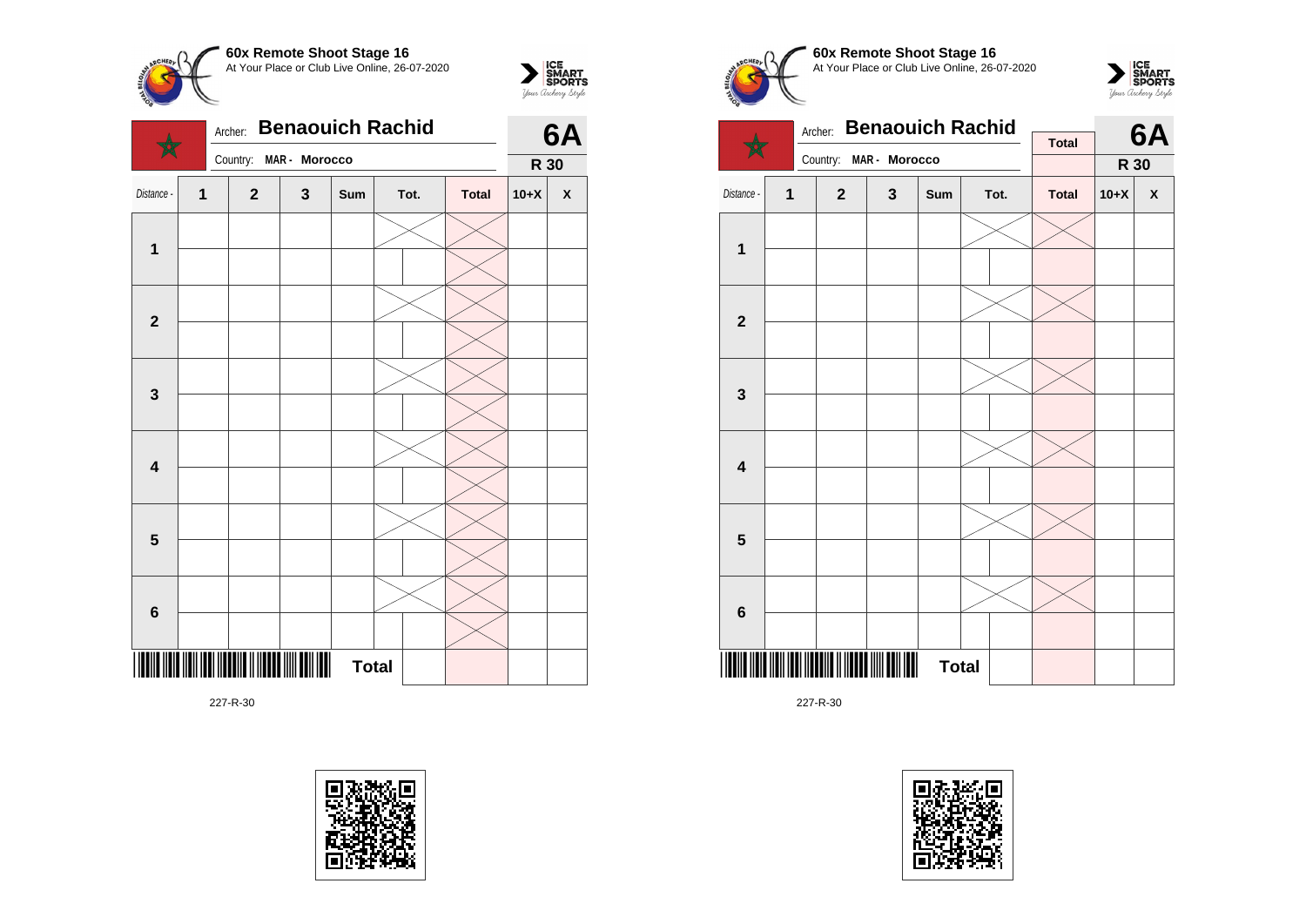**60x Remote Shoot Stage 16**
At Your Place or Club Live Online, 26-07-2020

Archer: **Benaouich Rachid**
Country: **MAR - Morocco**

**6A**
**R 30**

| Distance - | 1 | 2 | 3 | Sum | Tot. | | Total | 10+X | X |
|---|---|---|---|---|---|---|---|---|---|
| **1** | | | | | | | | | |
| | | | | | | | | | |
| **2** | | | | | | | | | |
| | | | | | | | | | |
| **3** | | | | | | | | | |
| | | | | | | | | | |
| **4** | | | | | | | | | |
| | | | | | | | | | |
| **5** | | | | | | | | | |
| | | | | | | | | | |
| **6** | | | | | | | | | |
| | | | | | | | | | |
| | | | | **Total** | | | | | |

227-R-30

**60x Remote Shoot Stage 16**
At Your Place or Club Live Online, 26-07-2020

Archer: **Benaouich Rachid**
Country: **MAR - Morocco**

**Total**

**6A**
**R 30**

| Distance - | 1 | 2 | 3 | Sum | Tot. | | Total | 10+X | X |
|---|---|---|---|---|---|---|---|---|---|
| **1** | | | | | | | | | |
| | | | | | | | | | |
| **2** | | | | | | | | | |
| | | | | | | | | | |
| **3** | | | | | | | | | |
| | | | | | | | | | |
| **4** | | | | | | | | | |
| | | | | | | | | | |
| **5** | | | | | | | | | |
| | | | | | | | | | |
| **6** | | | | | | | | | |
| | | | | | | | | | |
| | | | | **Total** | | | | | |

227-R-30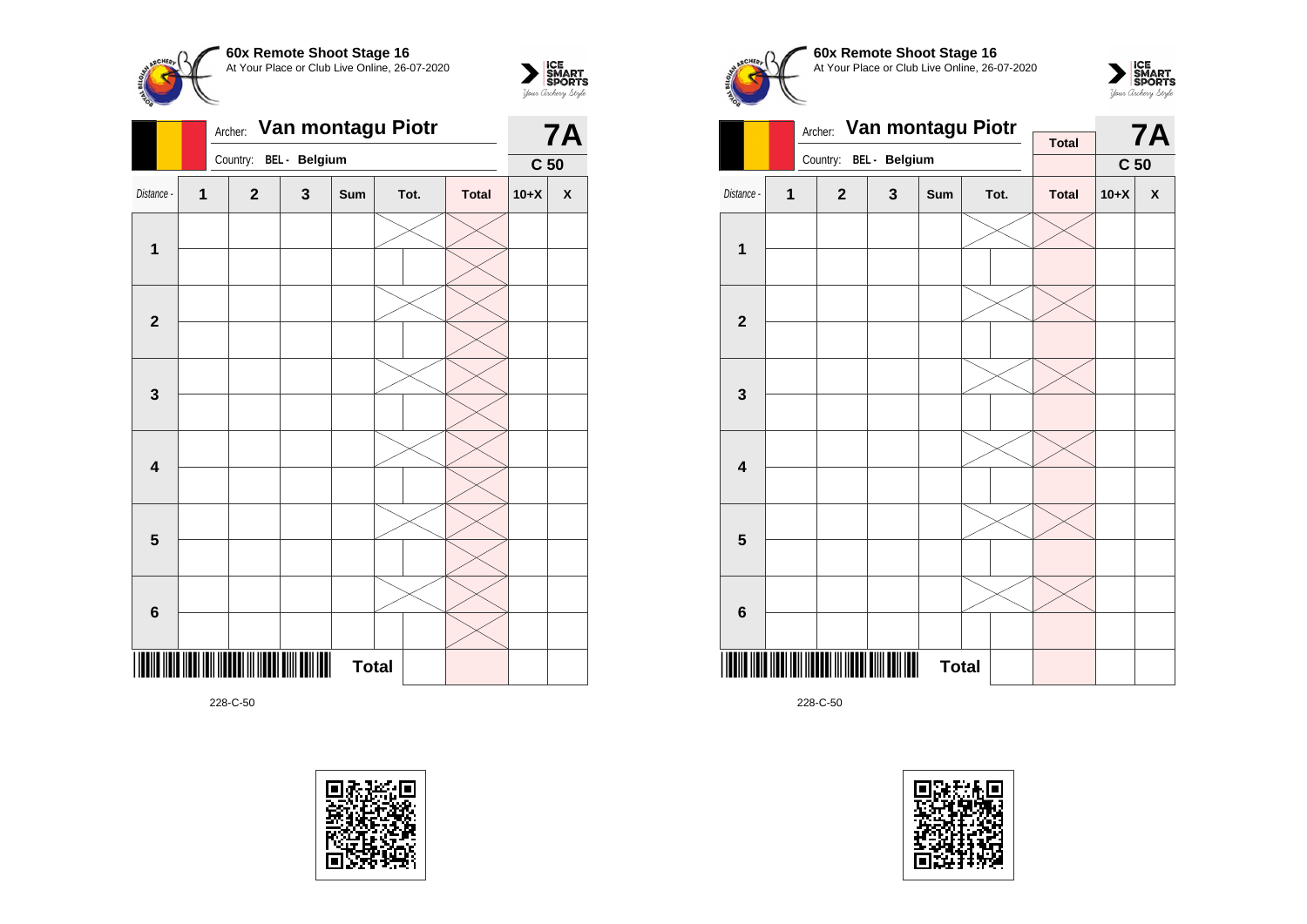**60x Remote Shoot Stage 16**
At Your Place or Club Live Online, 26-07-2020

Archer: **Van montagu Piotr**

Country: **BEL - Belgium**

**7A**

**C 50**

| Distance - | 1 | 2 | 3 | Sum | Tot. | Total | 10+X | X |
|---|---|---|---|---|---|---|---|---|
| **1** | | | | | | | | |
| | | | | | | | | |
| **2** | | | | | | | | |
| | | | | | | | | |
| **3** | | | | | | | | |
| | | | | | | | | |
| **4** | | | | | | | | |
| | | | | | | | | |
| **5** | | | | | | | | |
| | | | | | | | | |
| **6** | | | | | | | | |
| | | | | | | | | |
| | | | | **Total** | | | | |

228-C-50

**60x Remote Shoot Stage 16**
At Your Place or Club Live Online, 26-07-2020

Archer: **Van montagu Piotr**

Country: **BEL - Belgium**

**Total**

**7A**

**C 50**

| Distance - | 1 | 2 | 3 | Sum | Tot. | Total | 10+X | X |
|---|---|---|---|---|---|---|---|---|
| **1** | | | | | | | | |
| | | | | | | | | |
| **2** | | | | | | | | |
| | | | | | | | | |
| **3** | | | | | | | | |
| | | | | | | | | |
| **4** | | | | | | | | |
| | | | | | | | | |
| **5** | | | | | | | | |
| | | | | | | | | |
| **6** | | | | | | | | |
| | | | | | | | | |
| | | | | **Total** | | | | |

228-C-50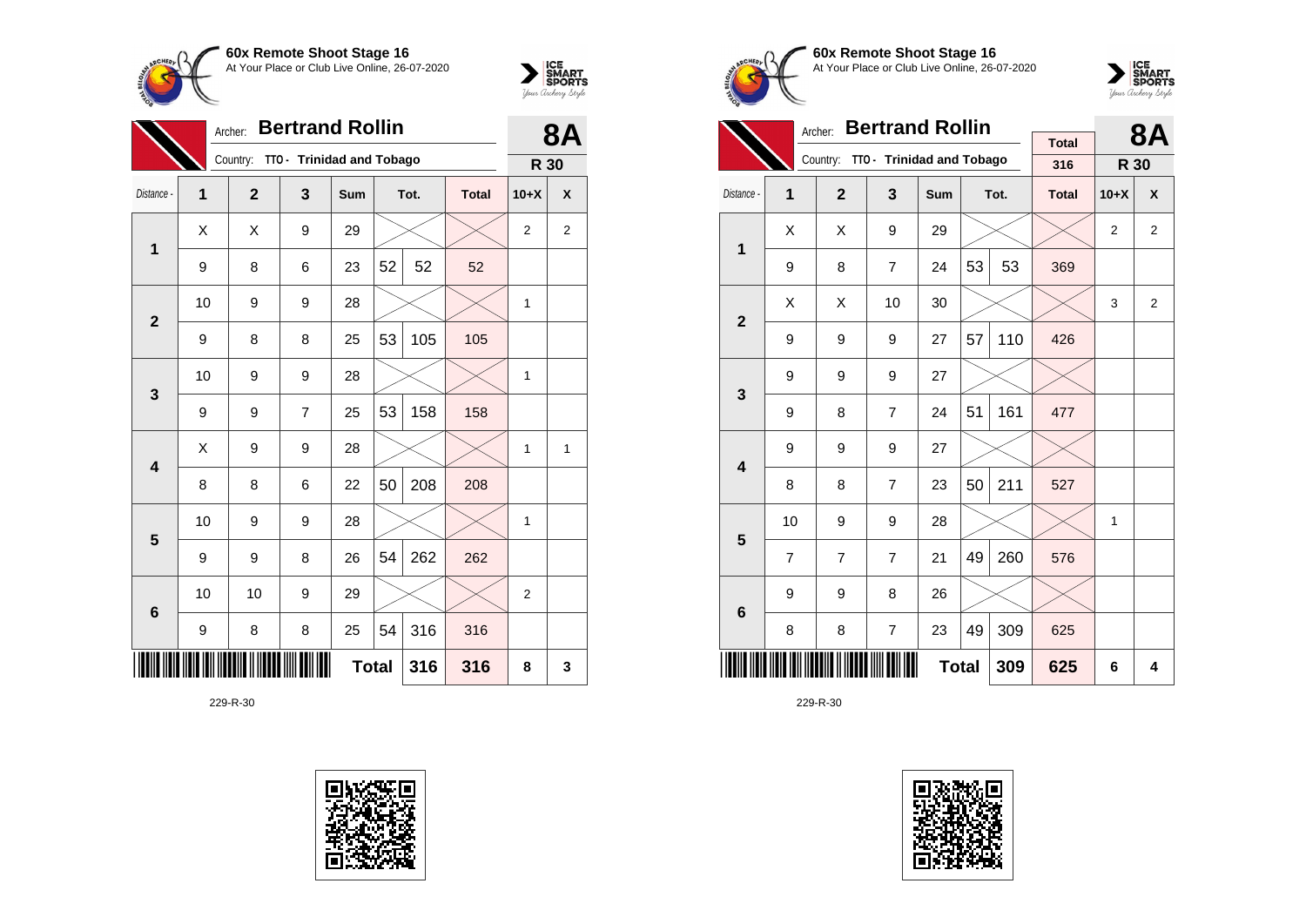**60x Remote Shoot Stage 16**
At Your Place or Club Live Online, 26-07-2020

Archer: **Bertrand Rollin** — **8A**

Country: TTO - Trinidad and Tobago — **R 30**

| Distance - | 1 | 2 | 3 | Sum | Tot. | | Total | 10+X | X |
|---|---|---|---|---|---|---|---|---|---|
| 1 | X | X | 9 | 29 | | | | 2 | 2 |
| | 9 | 8 | 6 | 23 | 52 | 52 | 52 | | |
| 2 | 10 | 9 | 9 | 28 | | | | 1 | |
| | 9 | 8 | 8 | 25 | 53 | 105 | 105 | | |
| 3 | 10 | 9 | 9 | 28 | | | | 1 | |
| | 9 | 9 | 7 | 25 | 53 | 158 | 158 | | |
| 4 | X | 9 | 9 | 28 | | | | 1 | 1 |
| | 8 | 8 | 6 | 22 | 50 | 208 | 208 | | |
| 5 | 10 | 9 | 9 | 28 | | | | 1 | |
| | 9 | 9 | 8 | 26 | 54 | 262 | 262 | | |
| 6 | 10 | 10 | 9 | 29 | | | | 2 | |
| | 9 | 8 | 8 | 25 | 54 | 316 | 316 | | |
| | | | | **Total** | | **316** | **316** | **8** | **3** |

229-R-30

**60x Remote Shoot Stage 16**
At Your Place or Club Live Online, 26-07-2020

Archer: **Bertrand Rollin** — Total 316 — **8A**

Country: TTO - Trinidad and Tobago — **R 30**

| Distance - | 1 | 2 | 3 | Sum | Tot. | | Total | 10+X | X |
|---|---|---|---|---|---|---|---|---|---|
| 1 | X | X | 9 | 29 | | | | 2 | 2 |
| | 9 | 8 | 7 | 24 | 53 | 53 | 369 | | |
| 2 | X | X | 10 | 30 | | | | 3 | 2 |
| | 9 | 9 | 9 | 27 | 57 | 110 | 426 | | |
| 3 | 9 | 9 | 9 | 27 | | | | | |
| | 9 | 8 | 7 | 24 | 51 | 161 | 477 | | |
| 4 | 9 | 9 | 9 | 27 | | | | | |
| | 8 | 8 | 7 | 23 | 50 | 211 | 527 | | |
| 5 | 10 | 9 | 9 | 28 | | | | 1 | |
| | 7 | 7 | 7 | 21 | 49 | 260 | 576 | | |
| 6 | 9 | 9 | 8 | 26 | | | | | |
| | 8 | 8 | 7 | 23 | 49 | 309 | 625 | | |
| | | | | **Total** | | **309** | **625** | **6** | **4** |

229-R-30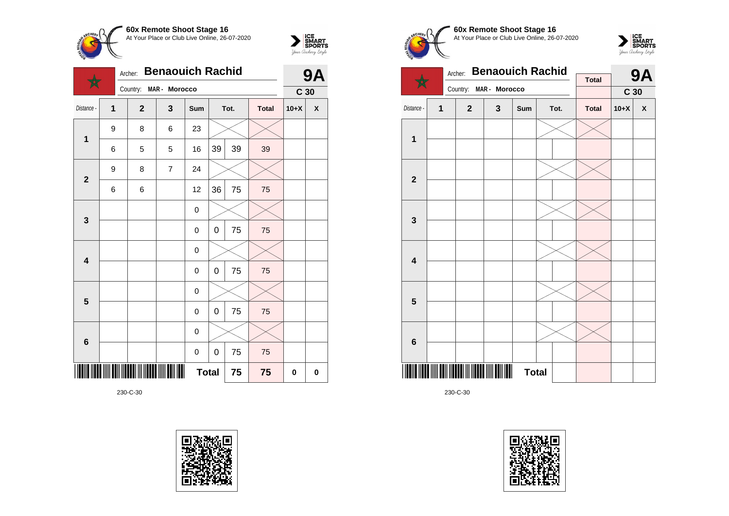**60x Remote Shoot Stage 16**
At Your Place or Club Live Online, 26-07-2020

Archer: **Benaouich Rachid** — **9A**

Country: MAR - Morocco — **C 30**

| Distance - | 1 | 2 | 3 | Sum | Tot. | | Total | 10+X | X |
|---|---|---|---|---|---|---|---|---|---|
| 1 | 9 | 8 | 6 | 23 | | | | | |
| | 6 | 5 | 5 | 16 | 39 | 39 | 39 | | |
| 2 | 9 | 8 | 7 | 24 | | | | | |
| | 6 | 6 | | 12 | 36 | 75 | 75 | | |
| 3 | | | | 0 | | | | | |
| | | | | 0 | 0 | 75 | 75 | | |
| 4 | | | | 0 | | | | | |
| | | | | 0 | 0 | 75 | 75 | | |
| 5 | | | | 0 | | | | | |
| | | | | 0 | 0 | 75 | 75 | | |
| 6 | | | | 0 | | | | | |
| | | | | 0 | 0 | 75 | 75 | | |
| | | | | Total | | 75 | 75 | 0 | 0 |

230-C-30

**60x Remote Shoot Stage 16**
At Your Place or Club Live Online, 26-07-2020

Archer: **Benaouich Rachid** — Total — **9A**

Country: MAR - Morocco — **C 30**

| Distance - | 1 | 2 | 3 | Sum | Tot. | | Total | 10+X | X |
|---|---|---|---|---|---|---|---|---|---|
| 1 | | | | | | | | | |
| | | | | | | | | | |
| 2 | | | | | | | | | |
| | | | | | | | | | |
| 3 | | | | | | | | | |
| | | | | | | | | | |
| 4 | | | | | | | | | |
| | | | | | | | | | |
| 5 | | | | | | | | | |
| | | | | | | | | | |
| 6 | | | | | | | | | |
| | | | | | | | | | |
| | | | | Total | | | | | |

230-C-30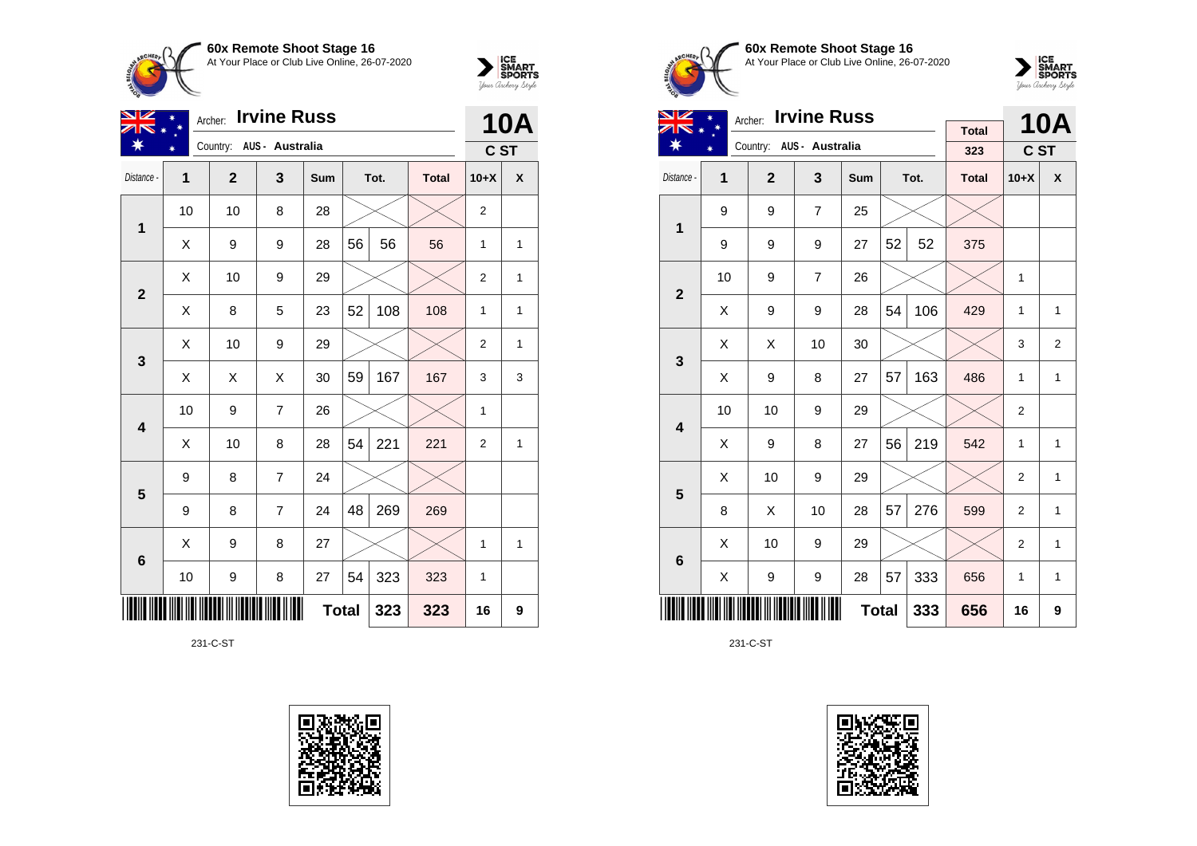**60x Remote Shoot Stage 16**
At Your Place or Club Live Online, 26-07-2020

Archer: **Irvine Russ** — **10A**
Country: AUS - Australia — C ST

| Distance - | 1 | 2 | 3 | Sum | Tot. | | Total | 10+X | X |
|---|---|---|---|---|---|---|---|---|---|
| 1 | 10 | 10 | 8 | 28 | | | | 2 | |
| | X | 9 | 9 | 28 | 56 | 56 | 56 | 1 | 1 |
| 2 | X | 10 | 9 | 29 | | | | 2 | 1 |
| | X | 8 | 5 | 23 | 52 | 108 | 108 | 1 | 1 |
| 3 | X | 10 | 9 | 29 | | | | 2 | 1 |
| | X | X | X | 30 | 59 | 167 | 167 | 3 | 3 |
| 4 | 10 | 9 | 7 | 26 | | | | 1 | |
| | X | 10 | 8 | 28 | 54 | 221 | 221 | 2 | 1 |
| 5 | 9 | 8 | 7 | 24 | | | | | |
| | 9 | 8 | 7 | 24 | 48 | 269 | 269 | | |
| 6 | X | 9 | 8 | 27 | | | | 1 | 1 |
| | 10 | 9 | 8 | 27 | 54 | 323 | 323 | 1 | |
| | | | | | **Total** | **323** | **323** | **16** | **9** |

231-C-ST

**60x Remote Shoot Stage 16**
At Your Place or Club Live Online, 26-07-2020

Archer: **Irvine Russ** — Total 323 — **10A**
Country: AUS - Australia — C ST

| Distance - | 1 | 2 | 3 | Sum | Tot. | | Total | 10+X | X |
|---|---|---|---|---|---|---|---|---|---|
| 1 | 9 | 9 | 7 | 25 | | | | | |
| | 9 | 9 | 9 | 27 | 52 | 52 | 375 | | |
| 2 | 10 | 9 | 7 | 26 | | | | 1 | |
| | X | 9 | 9 | 28 | 54 | 106 | 429 | 1 | 1 |
| 3 | X | X | 10 | 30 | | | | 3 | 2 |
| | X | 9 | 8 | 27 | 57 | 163 | 486 | 1 | 1 |
| 4 | 10 | 10 | 9 | 29 | | | | 2 | |
| | X | 9 | 8 | 27 | 56 | 219 | 542 | 1 | 1 |
| 5 | X | 10 | 9 | 29 | | | | 2 | 1 |
| | 8 | X | 10 | 28 | 57 | 276 | 599 | 2 | 1 |
| 6 | X | 10 | 9 | 29 | | | | 2 | 1 |
| | X | 9 | 9 | 28 | 57 | 333 | 656 | 1 | 1 |
| | | | | | **Total** | **333** | **656** | **16** | **9** |

231-C-ST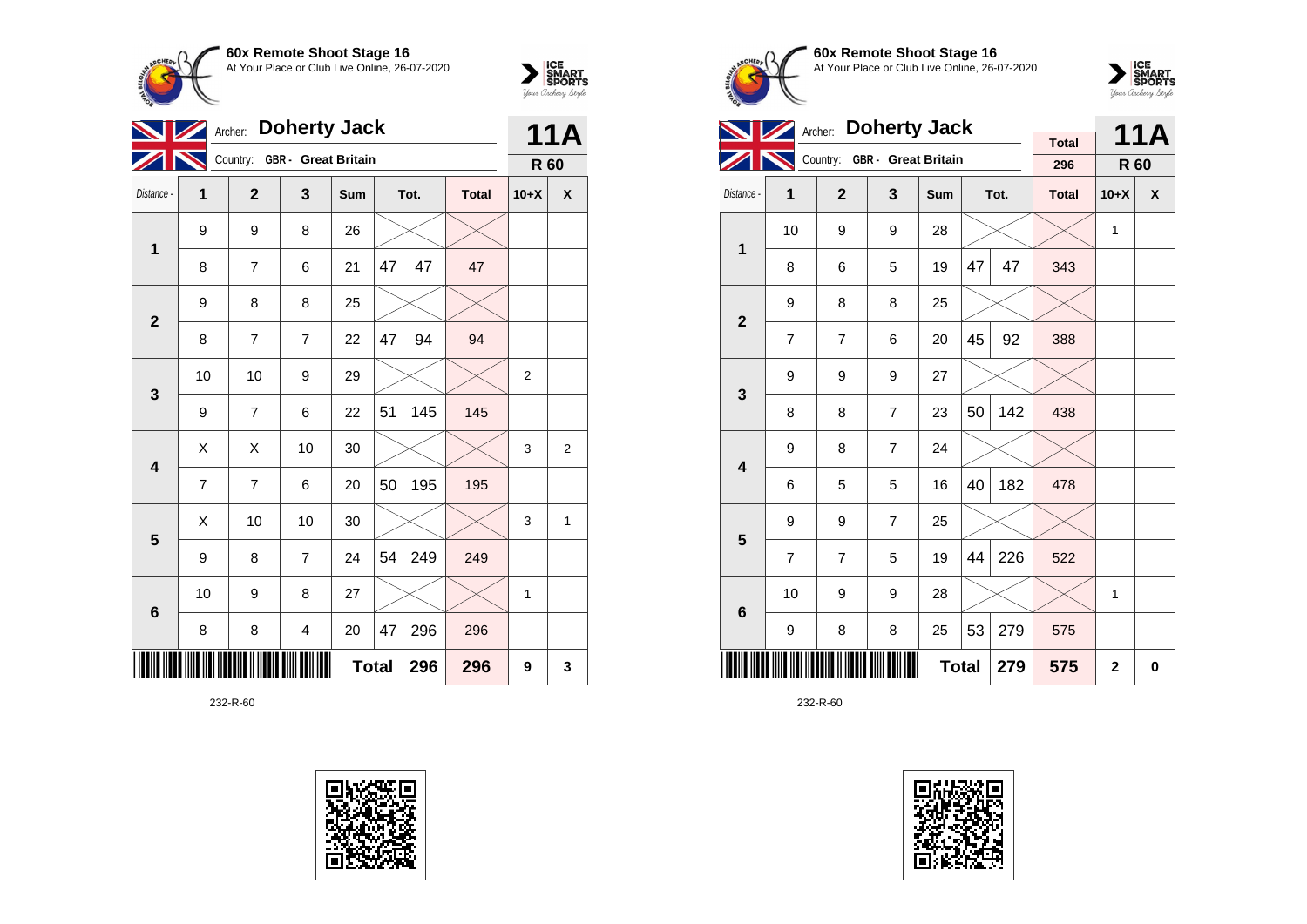**60x Remote Shoot Stage 16**
At Your Place or Club Live Online, 26-07-2020

Archer: **Doherty Jack**
Country: GBR - Great Britain

**11A**
**R 60**

| Distance - | 1 | 2 | 3 | Sum | Tot. | | Total | 10+X | X |
|---|---|---|---|---|---|---|---|---|---|
| 1 | 9 | 9 | 8 | 26 | | | | | |
| | 8 | 7 | 6 | 21 | 47 | 47 | 47 | | |
| 2 | 9 | 8 | 8 | 25 | | | | | |
| | 8 | 7 | 7 | 22 | 47 | 94 | 94 | | |
| 3 | 10 | 10 | 9 | 29 | | | | 2 | |
| | 9 | 7 | 6 | 22 | 51 | 145 | 145 | | |
| 4 | X | X | 10 | 30 | | | | 3 | 2 |
| | 7 | 7 | 6 | 20 | 50 | 195 | 195 | | |
| 5 | X | 10 | 10 | 30 | | | | 3 | 1 |
| | 9 | 8 | 7 | 24 | 54 | 249 | 249 | | |
| 6 | 10 | 9 | 8 | 27 | | | | 1 | |
| | 8 | 8 | 4 | 20 | 47 | 296 | 296 | | |
| | | | | **Total** | | **296** | **296** | **9** | **3** |

232-R-60

**60x Remote Shoot Stage 16**
At Your Place or Club Live Online, 26-07-2020

Archer: **Doherty Jack**
Country: GBR - Great Britain

Total: 296

**11A**
**R 60**

| Distance - | 1 | 2 | 3 | Sum | Tot. | | Total | 10+X | X |
|---|---|---|---|---|---|---|---|---|---|
| 1 | 10 | 9 | 9 | 28 | | | | 1 | |
| | 8 | 6 | 5 | 19 | 47 | 47 | 343 | | |
| 2 | 9 | 8 | 8 | 25 | | | | | |
| | 7 | 7 | 6 | 20 | 45 | 92 | 388 | | |
| 3 | 9 | 9 | 9 | 27 | | | | | |
| | 8 | 8 | 7 | 23 | 50 | 142 | 438 | | |
| 4 | 9 | 8 | 7 | 24 | | | | | |
| | 6 | 5 | 5 | 16 | 40 | 182 | 478 | | |
| 5 | 9 | 9 | 7 | 25 | | | | | |
| | 7 | 7 | 5 | 19 | 44 | 226 | 522 | | |
| 6 | 10 | 9 | 9 | 28 | | | | 1 | |
| | 9 | 8 | 8 | 25 | 53 | 279 | 575 | | |
| | | | | **Total** | | **279** | **575** | **2** | **0** |

232-R-60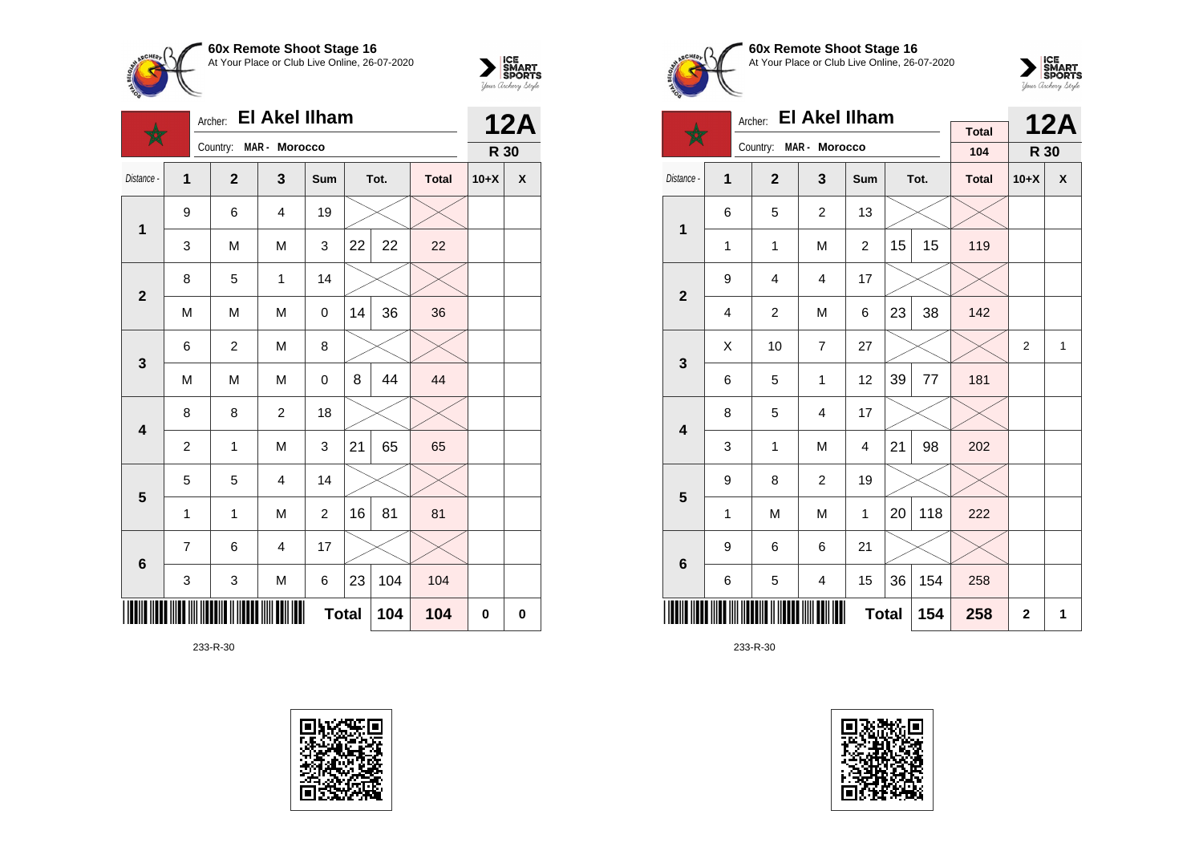**60x Remote Shoot Stage 16**
At Your Place or Club Live Online, 26-07-2020

Archer: **El Akel Ilham**
Country: MAR - Morocco

**12A**
**R 30**

| Distance - | 1 | 2 | 3 | Sum | Tot. | | Total | 10+X | X |
|---|---|---|---|---|---|---|---|---|---|
| **1** | 9 | 6 | 4 | 19 | | | | | |
| | 3 | M | M | 3 | 22 | 22 | 22 | | |
| **2** | 8 | 5 | 1 | 14 | | | | | |
| | M | M | M | 0 | 14 | 36 | 36 | | |
| **3** | 6 | 2 | M | 8 | | | | | |
| | M | M | M | 0 | 8 | 44 | 44 | | |
| **4** | 8 | 8 | 2 | 18 | | | | | |
| | 2 | 1 | M | 3 | 21 | 65 | 65 | | |
| **5** | 5 | 5 | 4 | 14 | | | | | |
| | 1 | 1 | M | 2 | 16 | 81 | 81 | | |
| **6** | 7 | 6 | 4 | 17 | | | | | |
| | 3 | 3 | M | 6 | 23 | 104 | 104 | | |
| | | | | | **Total** | **104** | **104** | **0** | **0** |

233-R-30

**60x Remote Shoot Stage 16**
At Your Place or Club Live Online, 26-07-2020

Archer: **El Akel Ilham**
Country: MAR - Morocco

Total: 104

**12A**
**R 30**

| Distance - | 1 | 2 | 3 | Sum | Tot. | | Total | 10+X | X |
|---|---|---|---|---|---|---|---|---|---|
| **1** | 6 | 5 | 2 | 13 | | | | | |
| | 1 | 1 | M | 2 | 15 | 15 | 119 | | |
| **2** | 9 | 4 | 4 | 17 | | | | | |
| | 4 | 2 | M | 6 | 23 | 38 | 142 | | |
| **3** | X | 10 | 7 | 27 | | | | 2 | 1 |
| | 6 | 5 | 1 | 12 | 39 | 77 | 181 | | |
| **4** | 8 | 5 | 4 | 17 | | | | | |
| | 3 | 1 | M | 4 | 21 | 98 | 202 | | |
| **5** | 9 | 8 | 2 | 19 | | | | | |
| | 1 | M | M | 1 | 20 | 118 | 222 | | |
| **6** | 9 | 6 | 6 | 21 | | | | | |
| | 6 | 5 | 4 | 15 | 36 | 154 | 258 | | |
| | | | | | **Total** | **154** | **258** | **2** | **1** |

233-R-30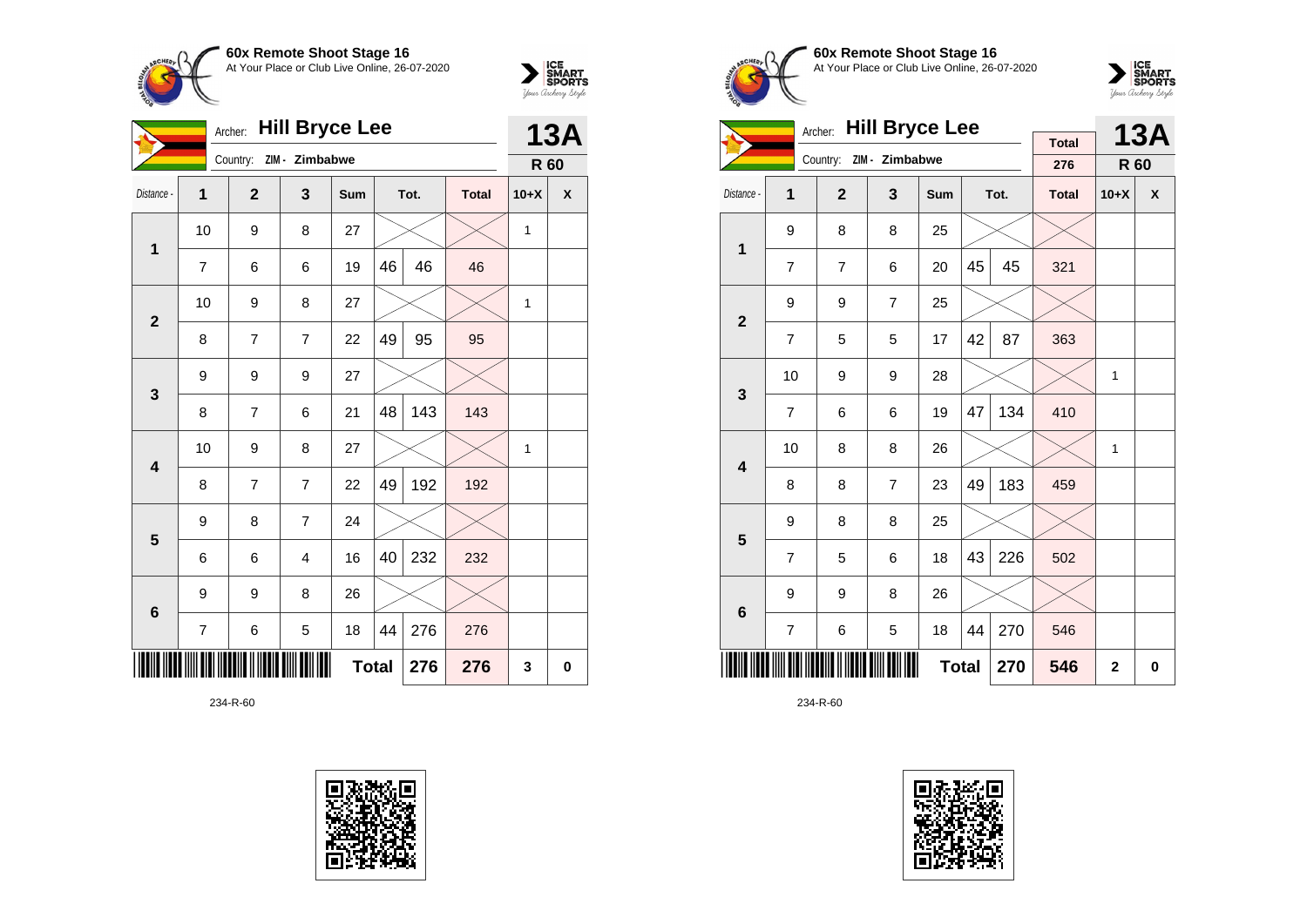**60x Remote Shoot Stage 16**
At Your Place or Club Live Online, 26-07-2020

Archer: **Hill Bryce Lee**
Country: ZIM - Zimbabwe

**13A**
**R 60**

| Distance - | 1 | 2 | 3 | Sum | Tot. | | Total | 10+X | X |
|---|---|---|---|---|---|---|---|---|---|
| 1 | 10 | 9 | 8 | 27 | | | | 1 | |
| | 7 | 6 | 6 | 19 | 46 | 46 | 46 | | |
| 2 | 10 | 9 | 8 | 27 | | | | 1 | |
| | 8 | 7 | 7 | 22 | 49 | 95 | 95 | | |
| 3 | 9 | 9 | 9 | 27 | | | | | |
| | 8 | 7 | 6 | 21 | 48 | 143 | 143 | | |
| 4 | 10 | 9 | 8 | 27 | | | | 1 | |
| | 8 | 7 | 7 | 22 | 49 | 192 | 192 | | |
| 5 | 9 | 8 | 7 | 24 | | | | | |
| | 6 | 6 | 4 | 16 | 40 | 232 | 232 | | |
| 6 | 9 | 9 | 8 | 26 | | | | | |
| | 7 | 6 | 5 | 18 | 44 | 276 | 276 | | |
| | | | | Total | | 276 | 276 | 3 | 0 |

234-R-60

**60x Remote Shoot Stage 16**
At Your Place or Club Live Online, 26-07-2020

Archer: **Hill Bryce Lee**
Country: ZIM - Zimbabwe

Total: 276

**13A**
**R 60**

| Distance - | 1 | 2 | 3 | Sum | Tot. | | Total | 10+X | X |
|---|---|---|---|---|---|---|---|---|---|
| 1 | 9 | 8 | 8 | 25 | | | | | |
| | 7 | 7 | 6 | 20 | 45 | 45 | 321 | | |
| 2 | 9 | 9 | 7 | 25 | | | | | |
| | 7 | 5 | 5 | 17 | 42 | 87 | 363 | | |
| 3 | 10 | 9 | 9 | 28 | | | | 1 | |
| | 7 | 6 | 6 | 19 | 47 | 134 | 410 | | |
| 4 | 10 | 8 | 8 | 26 | | | | 1 | |
| | 8 | 8 | 7 | 23 | 49 | 183 | 459 | | |
| 5 | 9 | 8 | 8 | 25 | | | | | |
| | 7 | 5 | 6 | 18 | 43 | 226 | 502 | | |
| 6 | 9 | 9 | 8 | 26 | | | | | |
| | 7 | 6 | 5 | 18 | 44 | 270 | 546 | | |
| | | | | Total | | 270 | 546 | 2 | 0 |

234-R-60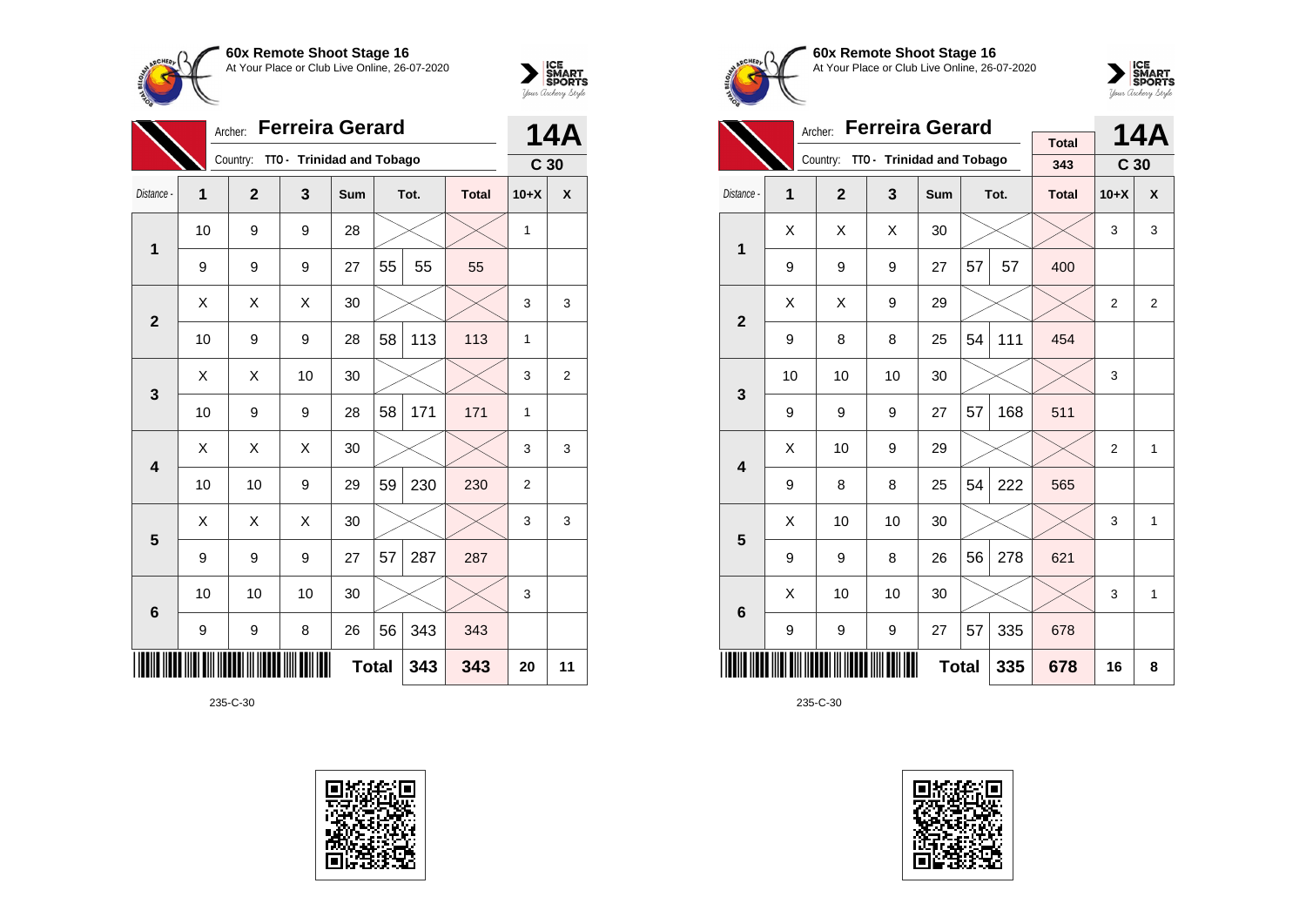**60x Remote Shoot Stage 16**
At Your Place or Club Live Online, 26-07-2020

Archer: **Ferreira Gerard**
Country: **TTO - Trinidad and Tobago**

**14A**
**C 30**

| Distance - | 1 | 2 | 3 | Sum | Tot. | | Total | 10+X | X |
|---|---|---|---|---|---|---|---|---|---|
| **1** | 10 | 9 | 9 | 28 | | | | 1 | |
| | 9 | 9 | 9 | 27 | 55 | 55 | 55 | | |
| **2** | X | X | X | 30 | | | | 3 | 3 |
| | 10 | 9 | 9 | 28 | 58 | 113 | 113 | 1 | |
| **3** | X | X | 10 | 30 | | | | 3 | 2 |
| | 10 | 9 | 9 | 28 | 58 | 171 | 171 | 1 | |
| **4** | X | X | X | 30 | | | | 3 | 3 |
| | 10 | 10 | 9 | 29 | 59 | 230 | 230 | 2 | |
| **5** | X | X | X | 30 | | | | 3 | 3 |
| | 9 | 9 | 9 | 27 | 57 | 287 | 287 | | |
| **6** | 10 | 10 | 10 | 30 | | | | 3 | |
| | 9 | 9 | 8 | 26 | 56 | 343 | 343 | | |
| | | | | **Total** | | 343 | 343 | 20 | 11 |

235-C-30

**60x Remote Shoot Stage 16**
At Your Place or Club Live Online, 26-07-2020

Archer: **Ferreira Gerard**
Country: **TTO - Trinidad and Tobago**

Total: 343

**14A**
**C 30**

| Distance - | 1 | 2 | 3 | Sum | Tot. | | Total | 10+X | X |
|---|---|---|---|---|---|---|---|---|---|
| **1** | X | X | X | 30 | | | | 3 | 3 |
| | 9 | 9 | 9 | 27 | 57 | 57 | 400 | | |
| **2** | X | X | 9 | 29 | | | | 2 | 2 |
| | 9 | 8 | 8 | 25 | 54 | 111 | 454 | | |
| **3** | 10 | 10 | 10 | 30 | | | | 3 | |
| | 9 | 9 | 9 | 27 | 57 | 168 | 511 | | |
| **4** | X | 10 | 9 | 29 | | | | 2 | 1 |
| | 9 | 8 | 8 | 25 | 54 | 222 | 565 | | |
| **5** | X | 10 | 10 | 30 | | | | 3 | 1 |
| | 9 | 9 | 8 | 26 | 56 | 278 | 621 | | |
| **6** | X | 10 | 10 | 30 | | | | 3 | 1 |
| | 9 | 9 | 9 | 27 | 57 | 335 | 678 | | |
| | | | | **Total** | | 335 | 678 | 16 | 8 |

235-C-30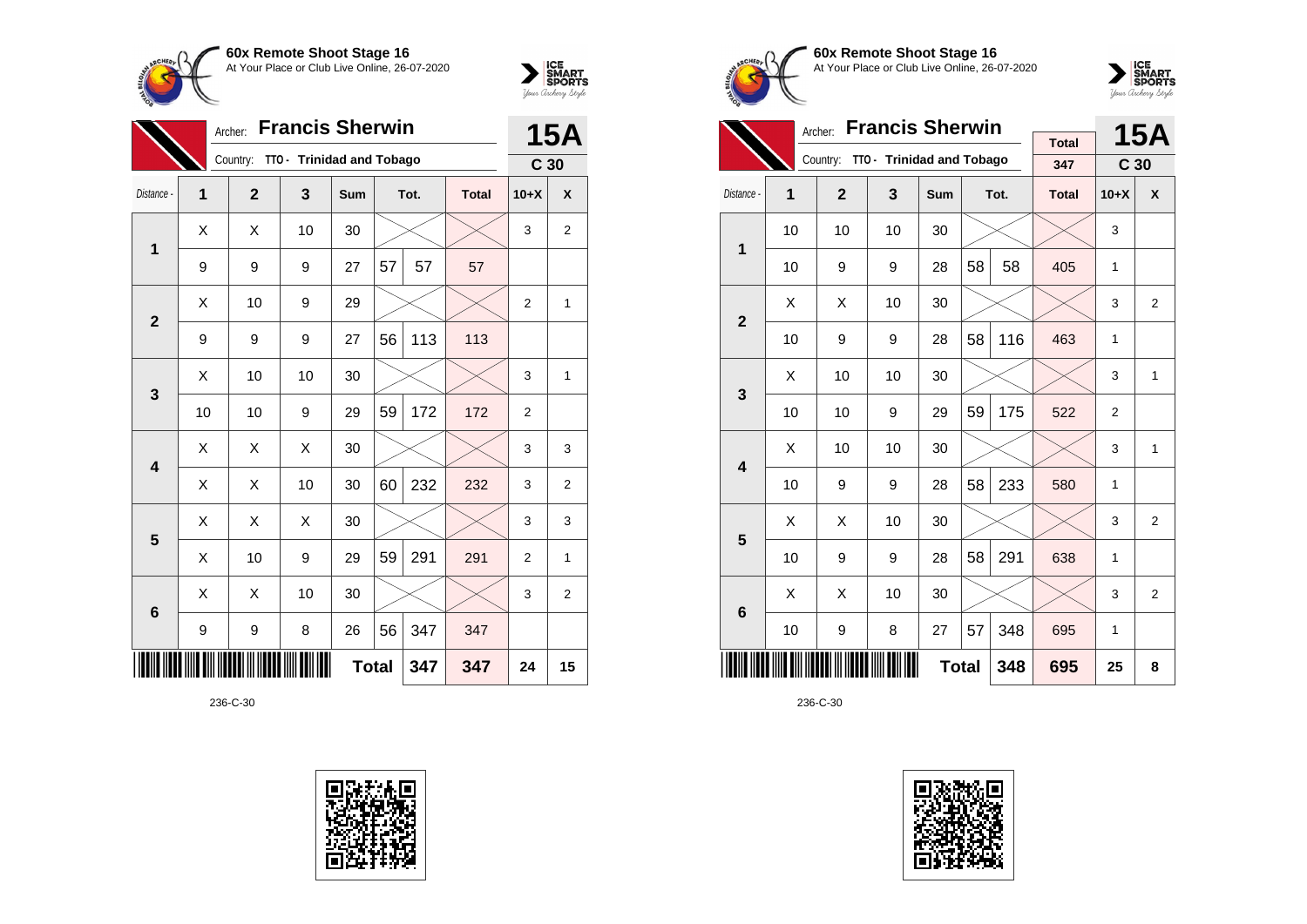**60x Remote Shoot Stage 16**
At Your Place or Club Live Online, 26-07-2020

Archer: **Francis Sherwin**
Country: **TTO - Trinidad and Tobago**

**15A**
**C 30**

| Distance - | 1 | 2 | 3 | Sum | Tot. | | Total | 10+X | X |
|---|---|---|---|---|---|---|---|---|---|
| **1** | X | X | 10 | 30 | | | | 3 | 2 |
| | 9 | 9 | 9 | 27 | 57 | 57 | 57 | | |
| **2** | X | 10 | 9 | 29 | | | | 2 | 1 |
| | 9 | 9 | 9 | 27 | 56 | 113 | 113 | | |
| **3** | X | 10 | 10 | 30 | | | | 3 | 1 |
| | 10 | 10 | 9 | 29 | 59 | 172 | 172 | 2 | |
| **4** | X | X | X | 30 | | | | 3 | 3 |
| | X | X | 10 | 30 | 60 | 232 | 232 | 3 | 2 |
| **5** | X | X | X | 30 | | | | 3 | 3 |
| | X | 10 | 9 | 29 | 59 | 291 | 291 | 2 | 1 |
| **6** | X | X | 10 | 30 | | | | 3 | 2 |
| | 9 | 9 | 8 | 26 | 56 | 347 | 347 | | |
| | | | | | **Total** | **347** | **347** | **24** | **15** |

236-C-30

**60x Remote Shoot Stage 16**
At Your Place or Club Live Online, 26-07-2020

Archer: **Francis Sherwin**
Country: **TTO - Trinidad and Tobago**

Total: 347

**15A**
**C 30**

| Distance - | 1 | 2 | 3 | Sum | Tot. | | Total | 10+X | X |
|---|---|---|---|---|---|---|---|---|---|
| **1** | 10 | 10 | 10 | 30 | | | | 3 | |
| | 10 | 9 | 9 | 28 | 58 | 58 | 405 | 1 | |
| **2** | X | X | 10 | 30 | | | | 3 | 2 |
| | 10 | 9 | 9 | 28 | 58 | 116 | 463 | 1 | |
| **3** | X | 10 | 10 | 30 | | | | 3 | 1 |
| | 10 | 10 | 9 | 29 | 59 | 175 | 522 | 2 | |
| **4** | X | 10 | 10 | 30 | | | | 3 | 1 |
| | 10 | 9 | 9 | 28 | 58 | 233 | 580 | 1 | |
| **5** | X | X | 10 | 30 | | | | 3 | 2 |
| | 10 | 9 | 9 | 28 | 58 | 291 | 638 | 1 | |
| **6** | X | X | 10 | 30 | | | | 3 | 2 |
| | 10 | 9 | 8 | 27 | 57 | 348 | 695 | 1 | |
| | | | | | **Total** | **348** | **695** | **25** | **8** |

236-C-30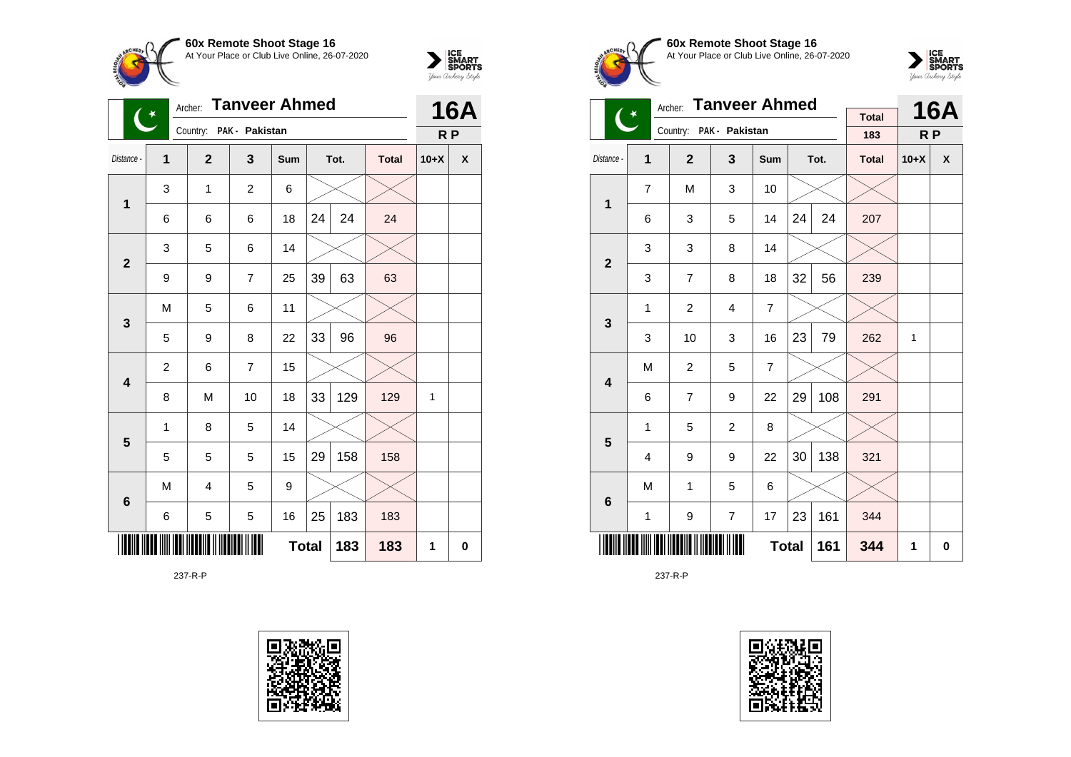**60x Remote Shoot Stage 16**
At Your Place or Club Live Online, 26-07-2020

Archer: **Tanveer Ahmed**
Country: PAK - Pakistan

**16A**
**R P**

| Distance - | 1 | 2 | 3 | Sum | Tot. | | Total | 10+X | X |
|---|---|---|---|---|---|---|---|---|---|
| 1 | 3 | 1 | 2 | 6 | | | | | |
| | 6 | 6 | 6 | 18 | 24 | 24 | 24 | | |
| 2 | 3 | 5 | 6 | 14 | | | | | |
| | 9 | 9 | 7 | 25 | 39 | 63 | 63 | | |
| 3 | M | 5 | 6 | 11 | | | | | |
| | 5 | 9 | 8 | 22 | 33 | 96 | 96 | | |
| 4 | 2 | 6 | 7 | 15 | | | | | |
| | 8 | M | 10 | 18 | 33 | 129 | 129 | 1 | |
| 5 | 1 | 8 | 5 | 14 | | | | | |
| | 5 | 5 | 5 | 15 | 29 | 158 | 158 | | |
| 6 | M | 4 | 5 | 9 | | | | | |
| | 6 | 5 | 5 | 16 | 25 | 183 | 183 | | |
| | | | | | Total | 183 | 183 | 1 | 0 |

237-R-P

**60x Remote Shoot Stage 16**
At Your Place or Club Live Online, 26-07-2020

Archer: **Tanveer Ahmed**
Country: PAK - Pakistan

Total: 183

**16A**
**R P**

| Distance - | 1 | 2 | 3 | Sum | Tot. | | Total | 10+X | X |
|---|---|---|---|---|---|---|---|---|---|
| 1 | 7 | M | 3 | 10 | | | | | |
| | 6 | 3 | 5 | 14 | 24 | 24 | 207 | | |
| 2 | 3 | 3 | 8 | 14 | | | | | |
| | 3 | 7 | 8 | 18 | 32 | 56 | 239 | | |
| 3 | 1 | 2 | 4 | 7 | | | | | |
| | 3 | 10 | 3 | 16 | 23 | 79 | 262 | 1 | |
| 4 | M | 2 | 5 | 7 | | | | | |
| | 6 | 7 | 9 | 22 | 29 | 108 | 291 | | |
| 5 | 1 | 5 | 2 | 8 | | | | | |
| | 4 | 9 | 9 | 22 | 30 | 138 | 321 | | |
| 6 | M | 1 | 5 | 6 | | | | | |
| | 1 | 9 | 7 | 17 | 23 | 161 | 344 | | |
| | | | | | Total | 161 | 344 | 1 | 0 |

237-R-P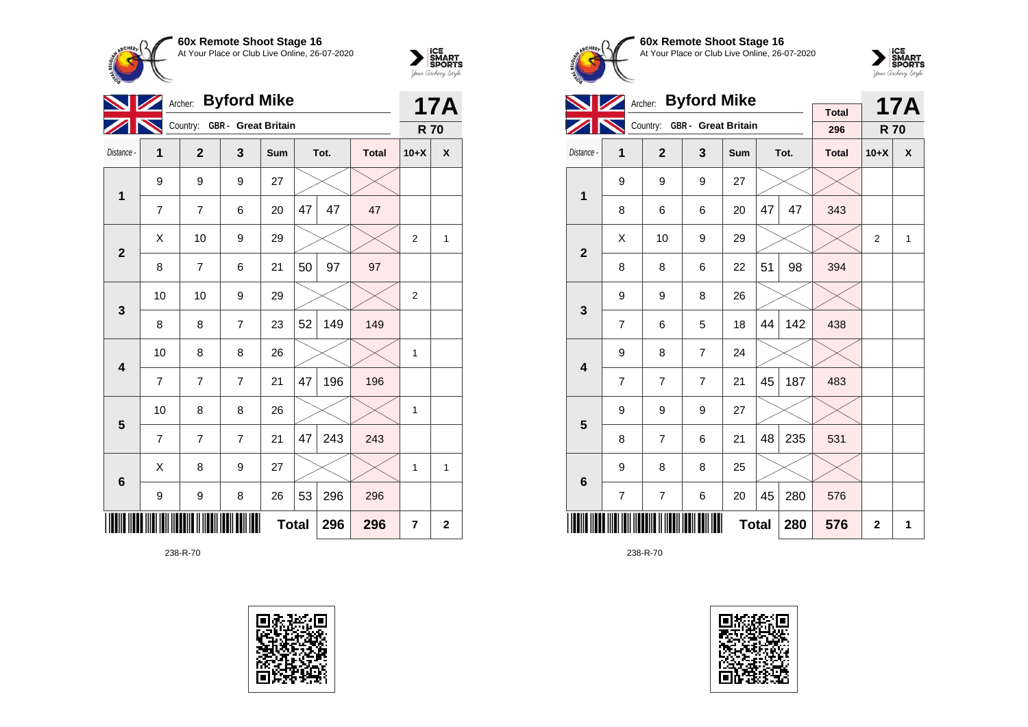## 60x Remote Shoot Stage 16

At Your Place or Club Live Online, 26-07-2020

Archer: **Byford Mike**

Country: GBR - Great Britain

**17A** — R 70

| Distance - | 1 | 2 | 3 | Sum | Tot. | | Total | 10+X | X |
|---|---|---|---|---|---|---|---|---|---|
| 1 | 9 | 9 | 9 | 27 | | | | | |
| | 7 | 7 | 6 | 20 | 47 | 47 | 47 | | |
| 2 | X | 10 | 9 | 29 | | | | 2 | 1 |
| | 8 | 7 | 6 | 21 | 50 | 97 | 97 | | |
| 3 | 10 | 10 | 9 | 29 | | | | 2 | |
| | 8 | 8 | 7 | 23 | 52 | 149 | 149 | | |
| 4 | 10 | 8 | 8 | 26 | | | | 1 | |
| | 7 | 7 | 7 | 21 | 47 | 196 | 196 | | |
| 5 | 10 | 8 | 8 | 26 | | | | 1 | |
| | 7 | 7 | 7 | 21 | 47 | 243 | 243 | | |
| 6 | X | 8 | 9 | 27 | | | | 1 | 1 |
| | 9 | 9 | 8 | 26 | 53 | 296 | 296 | | |
| | | | | **Total** | | **296** | **296** | **7** | **2** |

238-R-70

## 60x Remote Shoot Stage 16

At Your Place or Club Live Online, 26-07-2020

Archer: **Byford Mike**

Country: GBR - Great Britain

Total: 296

**17A** — R 70

| Distance - | 1 | 2 | 3 | Sum | Tot. | | Total | 10+X | X |
|---|---|---|---|---|---|---|---|---|---|
| 1 | 9 | 9 | 9 | 27 | | | | | |
| | 8 | 6 | 6 | 20 | 47 | 47 | 343 | | |
| 2 | X | 10 | 9 | 29 | | | | 2 | 1 |
| | 8 | 8 | 6 | 22 | 51 | 98 | 394 | | |
| 3 | 9 | 9 | 8 | 26 | | | | | |
| | 7 | 6 | 5 | 18 | 44 | 142 | 438 | | |
| 4 | 9 | 8 | 7 | 24 | | | | | |
| | 7 | 7 | 7 | 21 | 45 | 187 | 483 | | |
| 5 | 9 | 9 | 9 | 27 | | | | | |
| | 8 | 7 | 6 | 21 | 48 | 235 | 531 | | |
| 6 | 9 | 8 | 8 | 25 | | | | | |
| | 7 | 7 | 6 | 20 | 45 | 280 | 576 | | |
| | | | | **Total** | | **280** | **576** | **2** | **1** |

238-R-70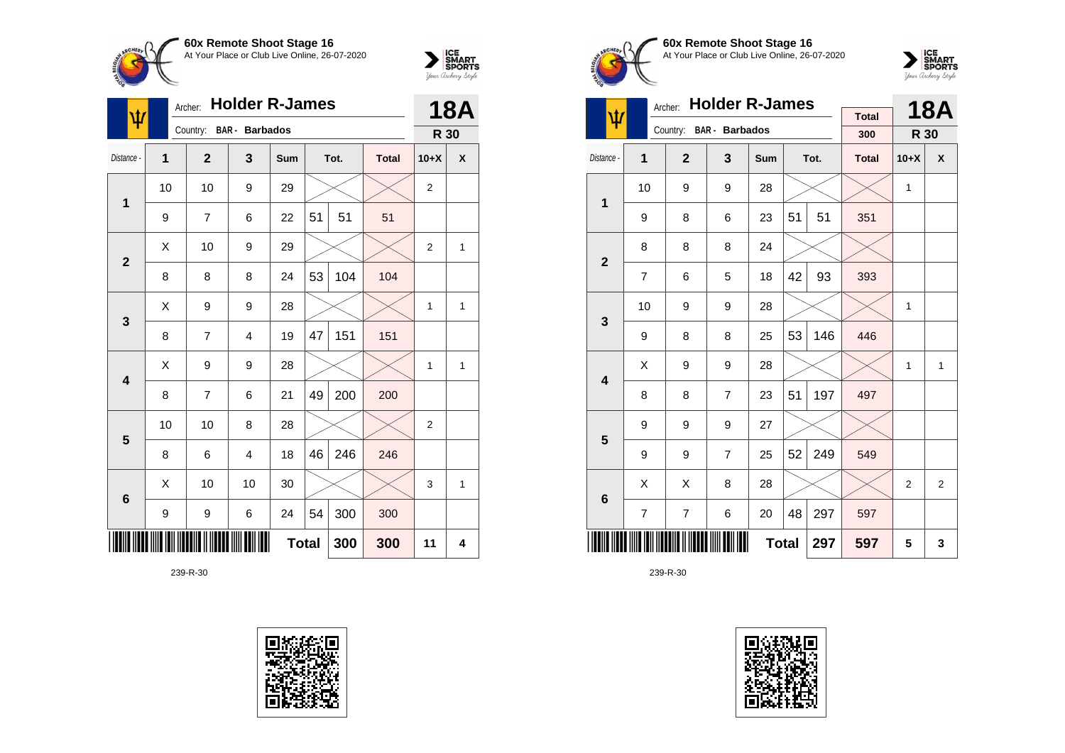## 60x Remote Shoot Stage 16

At Your Place or Club Live Online, 26-07-2020

Archer: **Holder R-James**

Country: **BAR - Barbados**

**18A**

**R 30**

| Distance - | 1 | 2 | 3 | Sum | Tot. | | Total | 10+X | X |
|---|---|---|---|---|---|---|---|---|---|
| 1 | 10 | 10 | 9 | 29 | | | | 2 | |
| | 9 | 7 | 6 | 22 | 51 | 51 | 51 | | |
| 2 | X | 10 | 9 | 29 | | | | 2 | 1 |
| | 8 | 8 | 8 | 24 | 53 | 104 | 104 | | |
| 3 | X | 9 | 9 | 28 | | | | 1 | 1 |
| | 8 | 7 | 4 | 19 | 47 | 151 | 151 | | |
| 4 | X | 9 | 9 | 28 | | | | 1 | 1 |
| | 8 | 7 | 6 | 21 | 49 | 200 | 200 | | |
| 5 | 10 | 10 | 8 | 28 | | | | 2 | |
| | 8 | 6 | 4 | 18 | 46 | 246 | 246 | | |
| 6 | X | 10 | 10 | 30 | | | | 3 | 1 |
| | 9 | 9 | 6 | 24 | 54 | 300 | 300 | | |
| | | | | **Total** | | 300 | 300 | 11 | 4 |

239-R-30

## 60x Remote Shoot Stage 16

At Your Place or Club Live Online, 26-07-2020

Archer: **Holder R-James**

Country: **BAR - Barbados**

Total: 300

**18A**

**R 30**

| Distance - | 1 | 2 | 3 | Sum | Tot. | | Total | 10+X | X |
|---|---|---|---|---|---|---|---|---|---|
| 1 | 10 | 9 | 9 | 28 | | | | 1 | |
| | 9 | 8 | 6 | 23 | 51 | 51 | 351 | | |
| 2 | 8 | 8 | 8 | 24 | | | | | |
| | 7 | 6 | 5 | 18 | 42 | 93 | 393 | | |
| 3 | 10 | 9 | 9 | 28 | | | | 1 | |
| | 9 | 8 | 8 | 25 | 53 | 146 | 446 | | |
| 4 | X | 9 | 9 | 28 | | | | 1 | 1 |
| | 8 | 8 | 7 | 23 | 51 | 197 | 497 | | |
| 5 | 9 | 9 | 9 | 27 | | | | | |
| | 9 | 9 | 7 | 25 | 52 | 249 | 549 | | |
| 6 | X | X | 8 | 28 | | | | 2 | 2 |
| | 7 | 7 | 6 | 20 | 48 | 297 | 597 | | |
| | | | | **Total** | | 297 | 597 | 5 | 3 |

239-R-30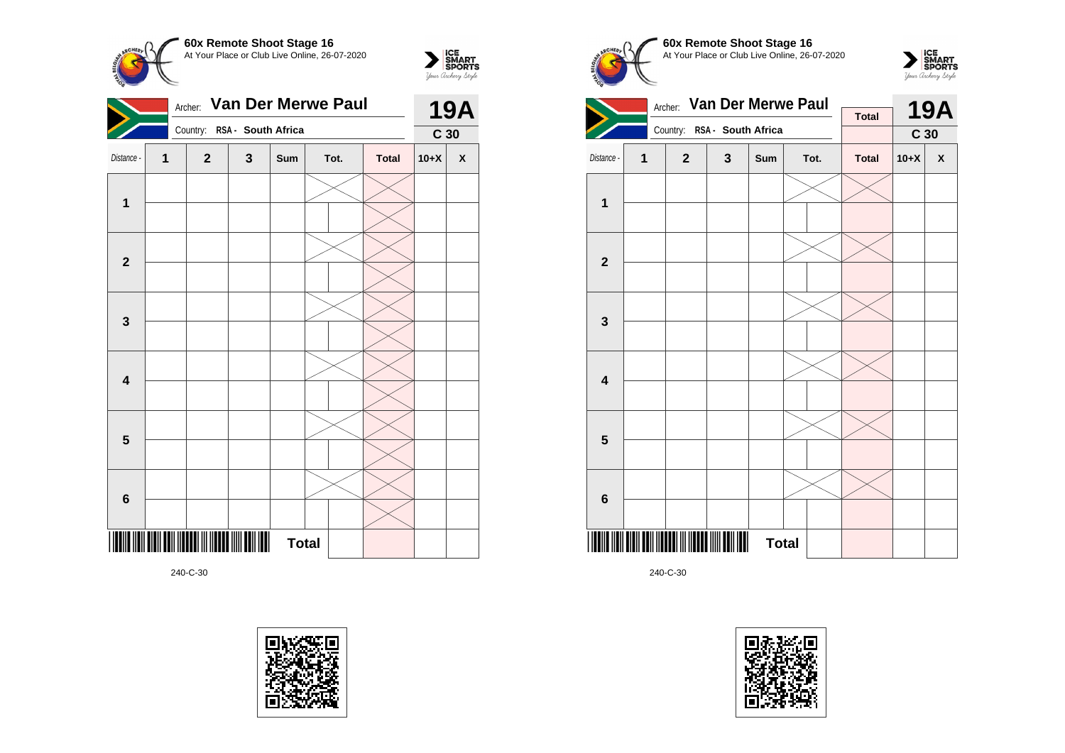**60x Remote Shoot Stage 16**
At Your Place or Club Live Online, 26-07-2020

Archer: **Van Der Merwe Paul**
Country: **RSA - South Africa**

**19A**
**C 30**

| Distance - | 1 | 2 | 3 | Sum | Tot. | | Total | 10+X | X |
|---|---|---|---|---|---|---|---|---|---|
| **1** | | | | | | | | | |
| | | | | | | | | | |
| **2** | | | | | | | | | |
| | | | | | | | | | |
| **3** | | | | | | | | | |
| | | | | | | | | | |
| **4** | | | | | | | | | |
| | | | | | | | | | |
| **5** | | | | | | | | | |
| | | | | | | | | | |
| **6** | | | | | | | | | |
| | | | | | | | | | |
| | | | | **Total** | | | | | |

240-C-30

**60x Remote Shoot Stage 16**
At Your Place or Club Live Online, 26-07-2020

Archer: **Van Der Merwe Paul**
Country: **RSA - South Africa**

**Total**

**19A**
**C 30**

| Distance - | 1 | 2 | 3 | Sum | Tot. | | Total | 10+X | X |
|---|---|---|---|---|---|---|---|---|---|
| **1** | | | | | | | | | |
| | | | | | | | | | |
| **2** | | | | | | | | | |
| | | | | | | | | | |
| **3** | | | | | | | | | |
| | | | | | | | | | |
| **4** | | | | | | | | | |
| | | | | | | | | | |
| **5** | | | | | | | | | |
| | | | | | | | | | |
| **6** | | | | | | | | | |
| | | | | | | | | | |
| | | | | **Total** | | | | | |

240-C-30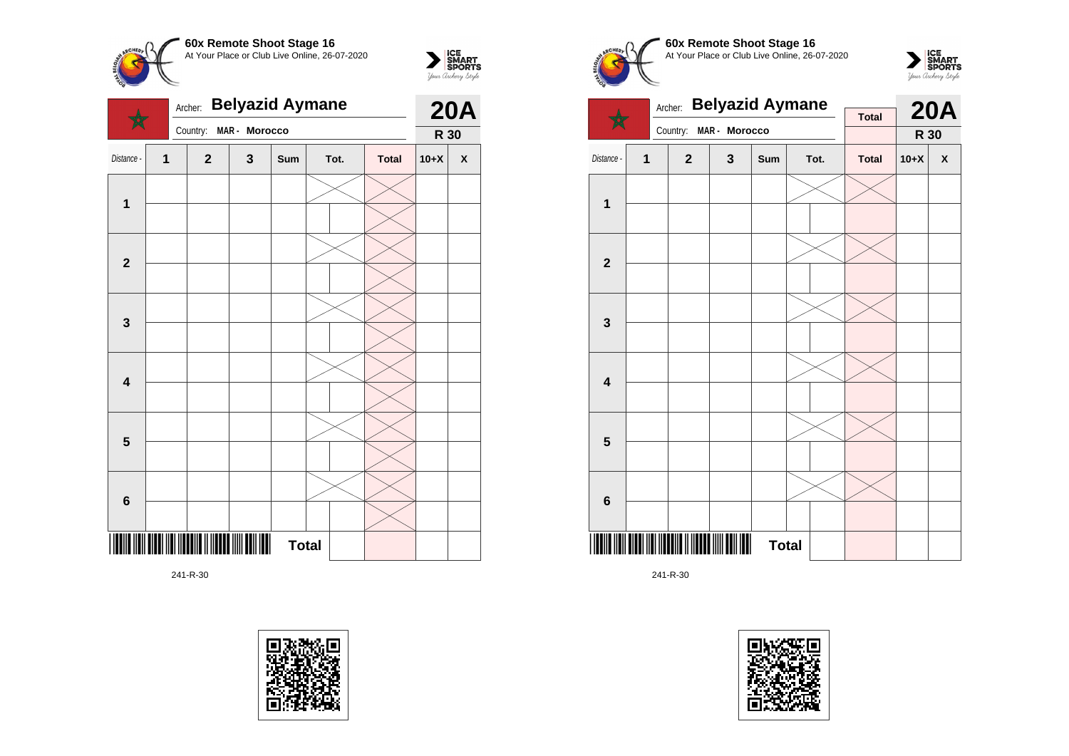## 60x Remote Shoot Stage 16

At Your Place or Club Live Online, 26-07-2020

Archer: **Belyazid Aymane**

Country: **MAR - Morocco**

**20A**

**R 30**

| Distance - | 1 | 2 | 3 | Sum | Tot. | | Total | 10+X | X |
|---|---|---|---|---|---|---|---|---|---|
| **1** | | | | | | | | | |
| | | | | | | | | | |
| **2** | | | | | | | | | |
| | | | | | | | | | |
| **3** | | | | | | | | | |
| | | | | | | | | | |
| **4** | | | | | | | | | |
| | | | | | | | | | |
| **5** | | | | | | | | | |
| | | | | | | | | | |
| **6** | | | | | | | | | |
| | | | | | | | | | |
| | | | | **Total** | | | | | |

241-R-30

## 60x Remote Shoot Stage 16

At Your Place or Club Live Online, 26-07-2020

Archer: **Belyazid Aymane**

Country: **MAR - Morocco**

**Total**

**20A**

**R 30**

| Distance - | 1 | 2 | 3 | Sum | Tot. | | Total | 10+X | X |
|---|---|---|---|---|---|---|---|---|---|
| **1** | | | | | | | | | |
| | | | | | | | | | |
| **2** | | | | | | | | | |
| | | | | | | | | | |
| **3** | | | | | | | | | |
| | | | | | | | | | |
| **4** | | | | | | | | | |
| | | | | | | | | | |
| **5** | | | | | | | | | |
| | | | | | | | | | |
| **6** | | | | | | | | | |
| | | | | | | | | | |
| | | | | **Total** | | | | | |

241-R-30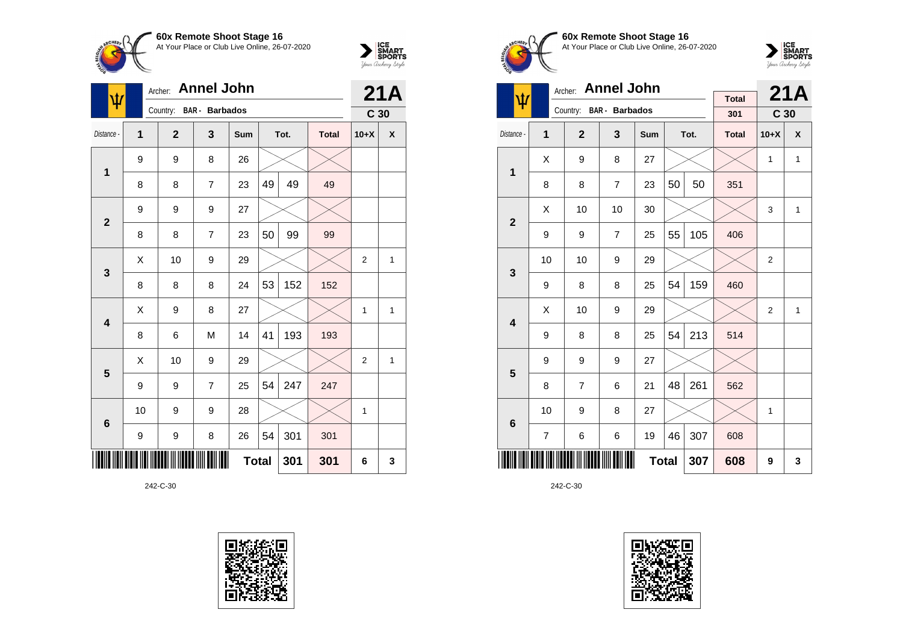**60x Remote Shoot Stage 16**
At Your Place or Club Live Online, 26-07-2020

Archer: **Annel John**
Country: BAR - Barbados

**21A**
**C 30**

| Distance - | 1 | 2 | 3 | Sum | Tot. | | Total | 10+X | X |
|---|---|---|---|---|---|---|---|---|---|
| 1 | 9 | 9 | 8 | 26 | | | | | |
| | 8 | 8 | 7 | 23 | 49 | 49 | 49 | | |
| 2 | 9 | 9 | 9 | 27 | | | | | |
| | 8 | 8 | 7 | 23 | 50 | 99 | 99 | | |
| 3 | X | 10 | 9 | 29 | | | | 2 | 1 |
| | 8 | 8 | 8 | 24 | 53 | 152 | 152 | | |
| 4 | X | 9 | 8 | 27 | | | | 1 | 1 |
| | 8 | 6 | M | 14 | 41 | 193 | 193 | | |
| 5 | X | 10 | 9 | 29 | | | | 2 | 1 |
| | 9 | 9 | 7 | 25 | 54 | 247 | 247 | | |
| 6 | 10 | 9 | 9 | 28 | | | | 1 | |
| | 9 | 9 | 8 | 26 | 54 | 301 | 301 | | |
| | | | | | **Total** | **301** | **301** | **6** | **3** |

242-C-30

**60x Remote Shoot Stage 16**
At Your Place or Club Live Online, 26-07-2020

Archer: **Annel John**
Country: BAR - Barbados

Total: 301

**21A**
**C 30**

| Distance - | 1 | 2 | 3 | Sum | Tot. | | Total | 10+X | X |
|---|---|---|---|---|---|---|---|---|---|
| 1 | X | 9 | 8 | 27 | | | | 1 | 1 |
| | 8 | 8 | 7 | 23 | 50 | 50 | 351 | | |
| 2 | X | 10 | 10 | 30 | | | | 3 | 1 |
| | 9 | 9 | 7 | 25 | 55 | 105 | 406 | | |
| 3 | 10 | 10 | 9 | 29 | | | | 2 | |
| | 9 | 8 | 8 | 25 | 54 | 159 | 460 | | |
| 4 | X | 10 | 9 | 29 | | | | 2 | 1 |
| | 9 | 8 | 8 | 25 | 54 | 213 | 514 | | |
| 5 | 9 | 9 | 9 | 27 | | | | | |
| | 8 | 7 | 6 | 21 | 48 | 261 | 562 | | |
| 6 | 10 | 9 | 8 | 27 | | | | 1 | |
| | 7 | 6 | 6 | 19 | 46 | 307 | 608 | | |
| | | | | | **Total** | **307** | **608** | **9** | **3** |

242-C-30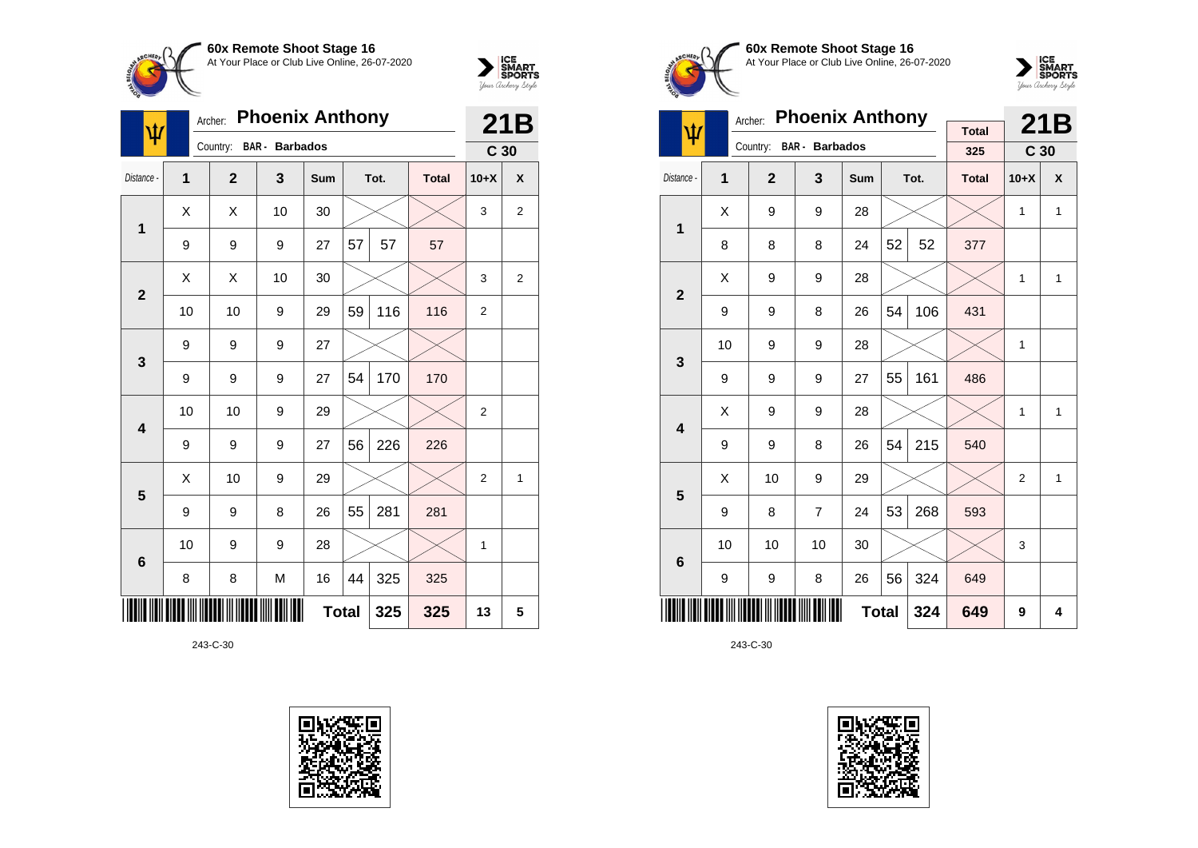## 60x Remote Shoot Stage 16

At Your Place or Club Live Online, 26-07-2020

Archer: **Phoenix Anthony**

Country: BAR - Barbados

**21B**

C 30

| Distance - | 1 | 2 | 3 | Sum | Tot. | | Total | 10+X | X |
|---|---|---|---|---|---|---|---|---|---|
| 1 | X | X | 10 | 30 | | | | 3 | 2 |
| | 9 | 9 | 9 | 27 | 57 | 57 | 57 | | |
| 2 | X | X | 10 | 30 | | | | 3 | 2 |
| | 10 | 10 | 9 | 29 | 59 | 116 | 116 | 2 | |
| 3 | 9 | 9 | 9 | 27 | | | | | |
| | 9 | 9 | 9 | 27 | 54 | 170 | 170 | | |
| 4 | 10 | 10 | 9 | 29 | | | | 2 | |
| | 9 | 9 | 9 | 27 | 56 | 226 | 226 | | |
| 5 | X | 10 | 9 | 29 | | | | 2 | 1 |
| | 9 | 9 | 8 | 26 | 55 | 281 | 281 | | |
| 6 | 10 | 9 | 9 | 28 | | | | 1 | |
| | 8 | 8 | M | 16 | 44 | 325 | 325 | | |
| | | | | Total | | 325 | 325 | 13 | 5 |

243-C-30

## 60x Remote Shoot Stage 16

At Your Place or Club Live Online, 26-07-2020

Archer: **Phoenix Anthony**

Country: BAR - Barbados

Total: 325

**21B**

C 30

| Distance - | 1 | 2 | 3 | Sum | Tot. | | Total | 10+X | X |
|---|---|---|---|---|---|---|---|---|---|
| 1 | X | 9 | 9 | 28 | | | | 1 | 1 |
| | 8 | 8 | 8 | 24 | 52 | 52 | 377 | | |
| 2 | X | 9 | 9 | 28 | | | | 1 | 1 |
| | 9 | 9 | 8 | 26 | 54 | 106 | 431 | | |
| 3 | 10 | 9 | 9 | 28 | | | | 1 | |
| | 9 | 9 | 9 | 27 | 55 | 161 | 486 | | |
| 4 | X | 9 | 9 | 28 | | | | 1 | 1 |
| | 9 | 9 | 8 | 26 | 54 | 215 | 540 | | |
| 5 | X | 10 | 9 | 29 | | | | 2 | 1 |
| | 9 | 8 | 7 | 24 | 53 | 268 | 593 | | |
| 6 | 10 | 10 | 10 | 30 | | | | 3 | |
| | 9 | 9 | 8 | 26 | 56 | 324 | 649 | | |
| | | | | Total | | 324 | 649 | 9 | 4 |

243-C-30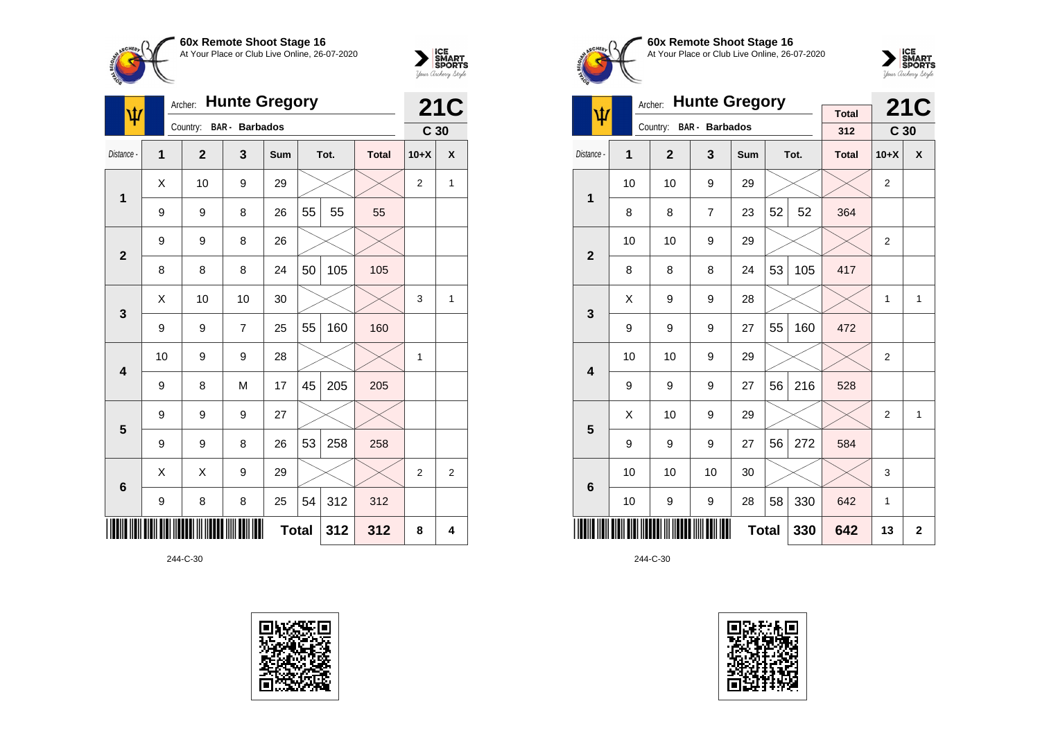**60x Remote Shoot Stage 16**
At Your Place or Club Live Online, 26-07-2020

Archer: **Hunte Gregory**
Country: **BAR - Barbados**

**21C**
**C 30**

| Distance - | 1 | 2 | 3 | Sum | Tot. | | Total | 10+X | X |
|---|---|---|---|---|---|---|---|---|---|
| 1 | X | 10 | 9 | 29 | | | | 2 | 1 |
| | 9 | 9 | 8 | 26 | 55 | 55 | 55 | | |
| 2 | 9 | 9 | 8 | 26 | | | | | |
| | 8 | 8 | 8 | 24 | 50 | 105 | 105 | | |
| 3 | X | 10 | 10 | 30 | | | | 3 | 1 |
| | 9 | 9 | 7 | 25 | 55 | 160 | 160 | | |
| 4 | 10 | 9 | 9 | 28 | | | | 1 | |
| | 9 | 8 | M | 17 | 45 | 205 | 205 | | |
| 5 | 9 | 9 | 9 | 27 | | | | | |
| | 9 | 9 | 8 | 26 | 53 | 258 | 258 | | |
| 6 | X | X | 9 | 29 | | | | 2 | 2 |
| | 9 | 8 | 8 | 25 | 54 | 312 | 312 | | |
| | | | | | **Total** | **312** | **312** | **8** | **4** |

244-C-30

**60x Remote Shoot Stage 16**
At Your Place or Club Live Online, 26-07-2020

Archer: **Hunte Gregory**
Country: **BAR - Barbados**

Total: 312

**21C**
**C 30**

| Distance - | 1 | 2 | 3 | Sum | Tot. | | Total | 10+X | X |
|---|---|---|---|---|---|---|---|---|---|
| 1 | 10 | 10 | 9 | 29 | | | | 2 | |
| | 8 | 8 | 7 | 23 | 52 | 52 | 364 | | |
| 2 | 10 | 10 | 9 | 29 | | | | 2 | |
| | 8 | 8 | 8 | 24 | 53 | 105 | 417 | | |
| 3 | X | 9 | 9 | 28 | | | | 1 | 1 |
| | 9 | 9 | 9 | 27 | 55 | 160 | 472 | | |
| 4 | 10 | 10 | 9 | 29 | | | | 2 | |
| | 9 | 9 | 9 | 27 | 56 | 216 | 528 | | |
| 5 | X | 10 | 9 | 29 | | | | 2 | 1 |
| | 9 | 9 | 9 | 27 | 56 | 272 | 584 | | |
| 6 | 10 | 10 | 10 | 30 | | | | 3 | |
| | 10 | 9 | 9 | 28 | 58 | 330 | 642 | 1 | |
| | | | | | **Total** | **330** | **642** | **13** | **2** |

244-C-30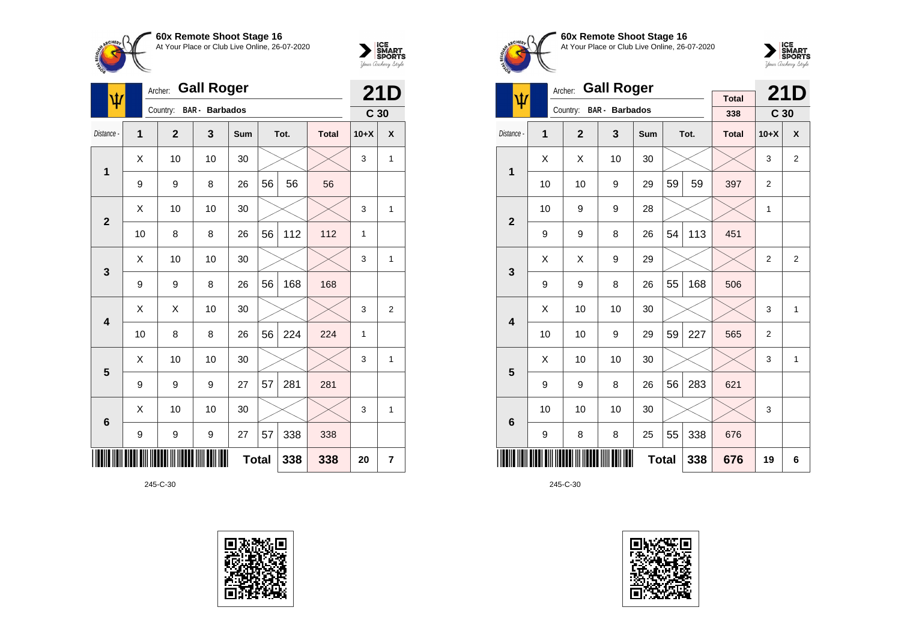**60x Remote Shoot Stage 16**
At Your Place or Club Live Online, 26-07-2020

Archer: **Gall Roger**
Country: BAR - Barbados

**21D**
**C 30**

| Distance - | 1 | 2 | 3 | Sum | Tot. | | Total | 10+X | X |
|---|---|---|---|---|---|---|---|---|---|
| 1 | X | 10 | 10 | 30 | | | | 3 | 1 |
| | 9 | 9 | 8 | 26 | 56 | 56 | 56 | | |
| 2 | X | 10 | 10 | 30 | | | | 3 | 1 |
| | 10 | 8 | 8 | 26 | 56 | 112 | 112 | 1 | |
| 3 | X | 10 | 10 | 30 | | | | 3 | 1 |
| | 9 | 9 | 8 | 26 | 56 | 168 | 168 | | |
| 4 | X | X | 10 | 30 | | | | 3 | 2 |
| | 10 | 8 | 8 | 26 | 56 | 224 | 224 | 1 | |
| 5 | X | 10 | 10 | 30 | | | | 3 | 1 |
| | 9 | 9 | 9 | 27 | 57 | 281 | 281 | | |
| 6 | X | 10 | 10 | 30 | | | | 3 | 1 |
| | 9 | 9 | 9 | 27 | 57 | 338 | 338 | | |
| | | | | | **Total** | **338** | **338** | **20** | **7** |

245-C-30

**60x Remote Shoot Stage 16**
At Your Place or Club Live Online, 26-07-2020

Archer: **Gall Roger**
Country: BAR - Barbados

Total: 338

**21D**
**C 30**

| Distance - | 1 | 2 | 3 | Sum | Tot. | | Total | 10+X | X |
|---|---|---|---|---|---|---|---|---|---|
| 1 | X | X | 10 | 30 | | | | 3 | 2 |
| | 10 | 10 | 9 | 29 | 59 | 59 | 397 | 2 | |
| 2 | 10 | 9 | 9 | 28 | | | | 1 | |
| | 9 | 9 | 8 | 26 | 54 | 113 | 451 | | |
| 3 | X | X | 9 | 29 | | | | 2 | 2 |
| | 9 | 9 | 8 | 26 | 55 | 168 | 506 | | |
| 4 | X | 10 | 10 | 30 | | | | 3 | 1 |
| | 10 | 10 | 9 | 29 | 59 | 227 | 565 | 2 | |
| 5 | X | 10 | 10 | 30 | | | | 3 | 1 |
| | 9 | 9 | 8 | 26 | 56 | 283 | 621 | | |
| 6 | 10 | 10 | 10 | 30 | | | | 3 | |
| | 9 | 8 | 8 | 25 | 55 | 338 | 676 | | |
| | | | | | **Total** | **338** | **676** | **19** | **6** |

245-C-30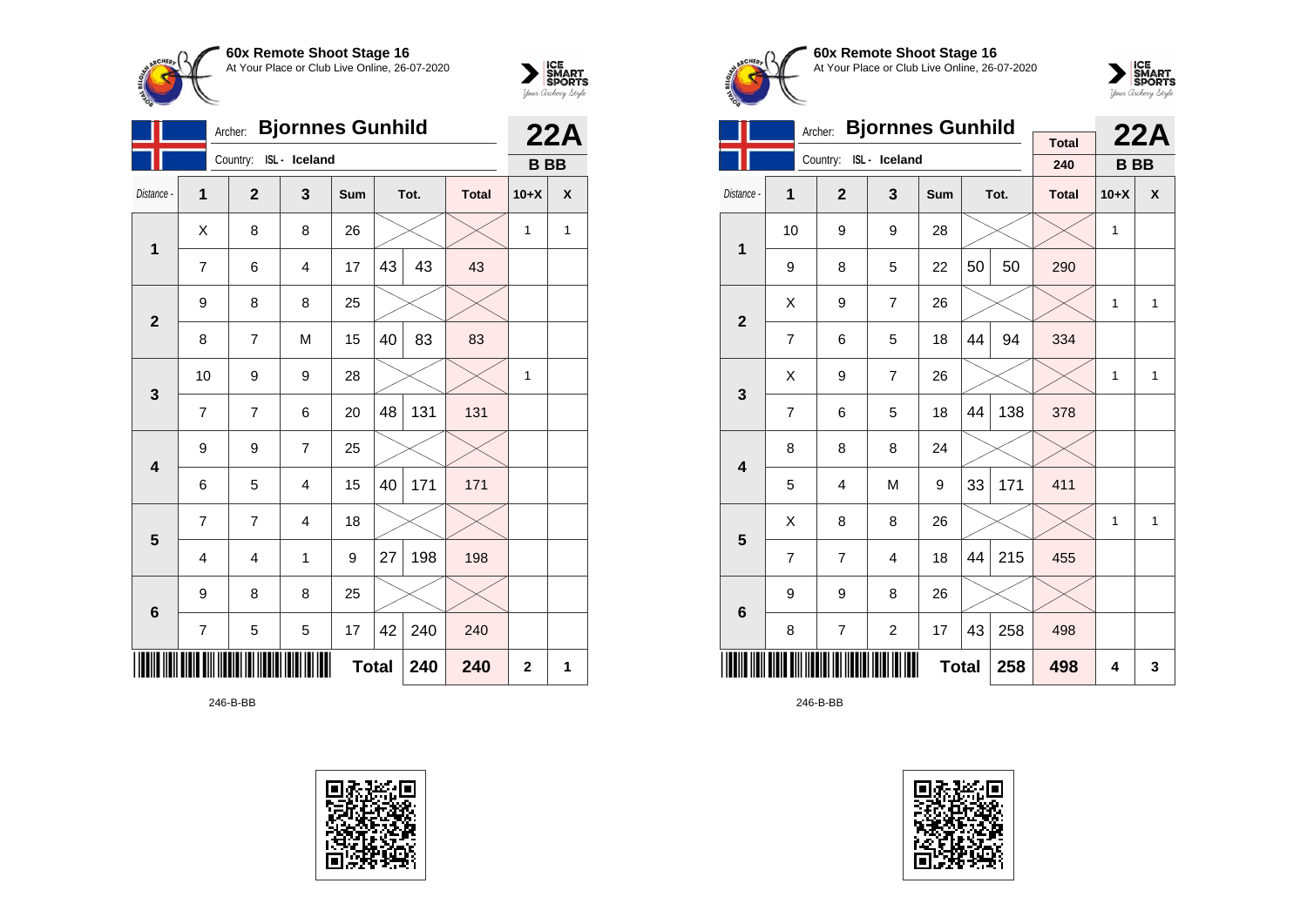**60x Remote Shoot Stage 16**
At Your Place or Club Live Online, 26-07-2020

Archer: **Bjornnes Gunhild**
Country: ISL - Iceland

**22A**
**B BB**

| Distance - | 1 | 2 | 3 | Sum | Tot. | | Total | 10+X | X |
|---|---|---|---|---|---|---|---|---|---|
| 1 | X | 8 | 8 | 26 | | | | 1 | 1 |
| | 7 | 6 | 4 | 17 | 43 | 43 | 43 | | |
| 2 | 9 | 8 | 8 | 25 | | | | | |
| | 8 | 7 | M | 15 | 40 | 83 | 83 | | |
| 3 | 10 | 9 | 9 | 28 | | | | 1 | |
| | 7 | 7 | 6 | 20 | 48 | 131 | 131 | | |
| 4 | 9 | 9 | 7 | 25 | | | | | |
| | 6 | 5 | 4 | 15 | 40 | 171 | 171 | | |
| 5 | 7 | 7 | 4 | 18 | | | | | |
| | 4 | 4 | 1 | 9 | 27 | 198 | 198 | | |
| 6 | 9 | 8 | 8 | 25 | | | | | |
| | 7 | 5 | 5 | 17 | 42 | 240 | 240 | | |
| | | | | **Total** | | **240** | **240** | **2** | **1** |

246-B-BB

**60x Remote Shoot Stage 16**
At Your Place or Club Live Online, 26-07-2020

Archer: **Bjornnes Gunhild**
Country: ISL - Iceland

Total: 240

**22A**
**B BB**

| Distance - | 1 | 2 | 3 | Sum | Tot. | | Total | 10+X | X |
|---|---|---|---|---|---|---|---|---|---|
| 1 | 10 | 9 | 9 | 28 | | | | 1 | |
| | 9 | 8 | 5 | 22 | 50 | 50 | 290 | | |
| 2 | X | 9 | 7 | 26 | | | | 1 | 1 |
| | 7 | 6 | 5 | 18 | 44 | 94 | 334 | | |
| 3 | X | 9 | 7 | 26 | | | | 1 | 1 |
| | 7 | 6 | 5 | 18 | 44 | 138 | 378 | | |
| 4 | 8 | 8 | 8 | 24 | | | | | |
| | 5 | 4 | M | 9 | 33 | 171 | 411 | | |
| 5 | X | 8 | 8 | 26 | | | | 1 | 1 |
| | 7 | 7 | 4 | 18 | 44 | 215 | 455 | | |
| 6 | 9 | 9 | 8 | 26 | | | | | |
| | 8 | 7 | 2 | 17 | 43 | 258 | 498 | | |
| | | | | **Total** | | **258** | **498** | **4** | **3** |

246-B-BB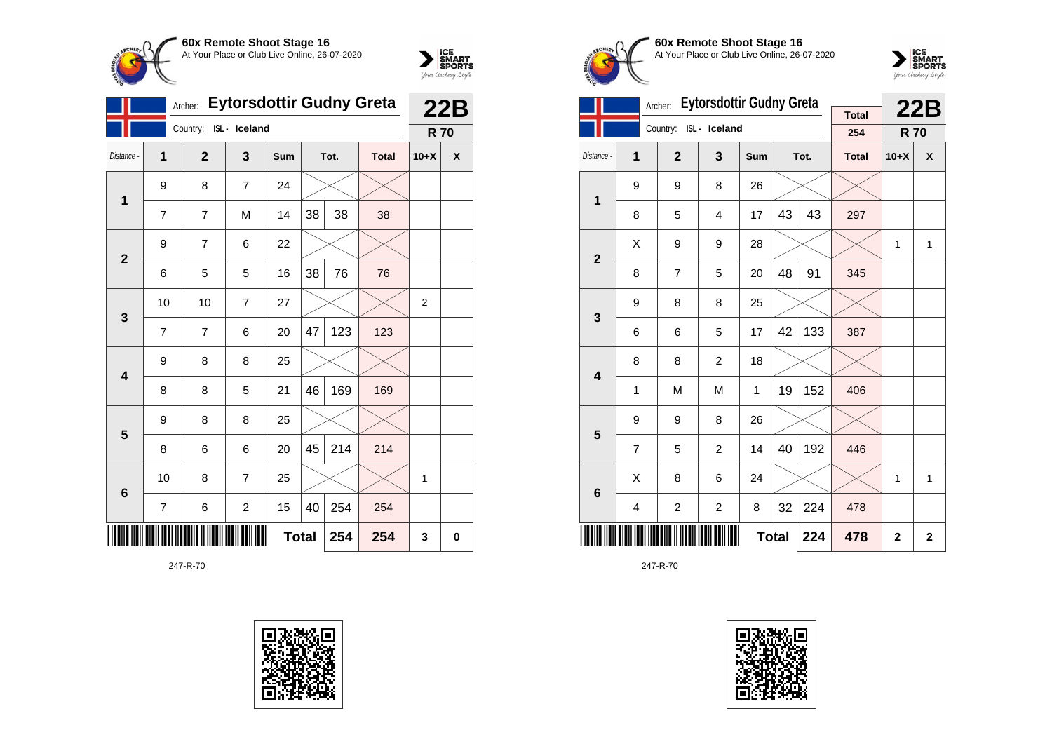**60x Remote Shoot Stage 16**
At Your Place or Club Live Online, 26-07-2020

Archer: **Eytorsdottir Gudny Greta** — **22B**

Country: ISL - Iceland — **R 70**

| Distance - | 1 | 2 | 3 | Sum | Tot. | | Total | 10+X | X |
|---|---|---|---|---|---|---|---|---|---|
| 1 | 9 | 8 | 7 | 24 | | | | | |
| | 7 | 7 | M | 14 | 38 | 38 | 38 | | |
| 2 | 9 | 7 | 6 | 22 | | | | | |
| | 6 | 5 | 5 | 16 | 38 | 76 | 76 | | |
| 3 | 10 | 10 | 7 | 27 | | | | 2 | |
| | 7 | 7 | 6 | 20 | 47 | 123 | 123 | | |
| 4 | 9 | 8 | 8 | 25 | | | | | |
| | 8 | 8 | 5 | 21 | 46 | 169 | 169 | | |
| 5 | 9 | 8 | 8 | 25 | | | | | |
| | 8 | 6 | 6 | 20 | 45 | 214 | 214 | | |
| 6 | 10 | 8 | 7 | 25 | | | | 1 | |
| | 7 | 6 | 2 | 15 | 40 | 254 | 254 | | |
| | | | | | **Total** | **254** | **254** | **3** | **0** |

247-R-70

**60x Remote Shoot Stage 16**
At Your Place or Club Live Online, 26-07-2020

Archer: **Eytorsdottir Gudny Greta** — Total: 254 — **22B**

Country: ISL - Iceland — **R 70**

| Distance - | 1 | 2 | 3 | Sum | Tot. | | Total | 10+X | X |
|---|---|---|---|---|---|---|---|---|---|
| 1 | 9 | 9 | 8 | 26 | | | | | |
| | 8 | 5 | 4 | 17 | 43 | 43 | 297 | | |
| 2 | X | 9 | 9 | 28 | | | | 1 | 1 |
| | 8 | 7 | 5 | 20 | 48 | 91 | 345 | | |
| 3 | 9 | 8 | 8 | 25 | | | | | |
| | 6 | 6 | 5 | 17 | 42 | 133 | 387 | | |
| 4 | 8 | 8 | 2 | 18 | | | | | |
| | 1 | M | M | 1 | 19 | 152 | 406 | | |
| 5 | 9 | 9 | 8 | 26 | | | | | |
| | 7 | 5 | 2 | 14 | 40 | 192 | 446 | | |
| 6 | X | 8 | 6 | 24 | | | | 1 | 1 |
| | 4 | 2 | 2 | 8 | 32 | 224 | 478 | | |
| | | | | | **Total** | **224** | **478** | **2** | **2** |

247-R-70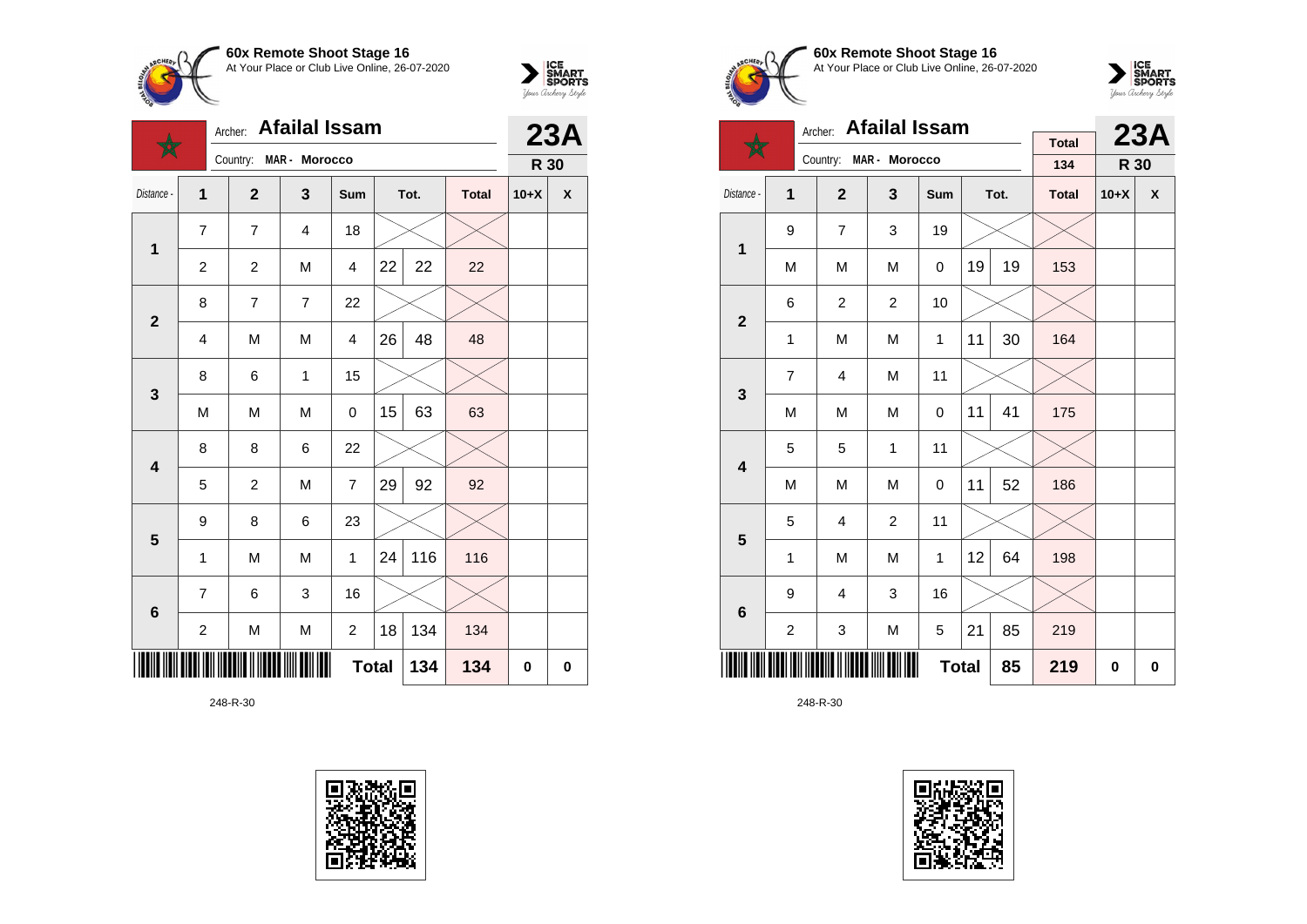**60x Remote Shoot Stage 16**
At Your Place or Club Live Online, 26-07-2020

Archer: **Afailal Issam**
Country: MAR - Morocco

**23A**
**R 30**

| Distance - | 1 | 2 | 3 | Sum | Tot. | | Total | 10+X | X |
|---|---|---|---|---|---|---|---|---|---|
| 1 | 7 | 7 | 4 | 18 | | | | | |
| | 2 | 2 | M | 4 | 22 | 22 | 22 | | |
| 2 | 8 | 7 | 7 | 22 | | | | | |
| | 4 | M | M | 4 | 26 | 48 | 48 | | |
| 3 | 8 | 6 | 1 | 15 | | | | | |
| | M | M | M | 0 | 15 | 63 | 63 | | |
| 4 | 8 | 8 | 6 | 22 | | | | | |
| | 5 | 2 | M | 7 | 29 | 92 | 92 | | |
| 5 | 9 | 8 | 6 | 23 | | | | | |
| | 1 | M | M | 1 | 24 | 116 | 116 | | |
| 6 | 7 | 6 | 3 | 16 | | | | | |
| | 2 | M | M | 2 | 18 | 134 | 134 | | |
| | | | | Total | | 134 | 134 | 0 | 0 |

248-R-30

**60x Remote Shoot Stage 16**
At Your Place or Club Live Online, 26-07-2020

Archer: **Afailal Issam**
Country: MAR - Morocco

Total: 134

**23A**
**R 30**

| Distance - | 1 | 2 | 3 | Sum | Tot. | | Total | 10+X | X |
|---|---|---|---|---|---|---|---|---|---|
| 1 | 9 | 7 | 3 | 19 | | | | | |
| | M | M | M | 0 | 19 | 19 | 153 | | |
| 2 | 6 | 2 | 2 | 10 | | | | | |
| | 1 | M | M | 1 | 11 | 30 | 164 | | |
| 3 | 7 | 4 | M | 11 | | | | | |
| | M | M | M | 0 | 11 | 41 | 175 | | |
| 4 | 5 | 5 | 1 | 11 | | | | | |
| | M | M | M | 0 | 11 | 52 | 186 | | |
| 5 | 5 | 4 | 2 | 11 | | | | | |
| | 1 | M | M | 1 | 12 | 64 | 198 | | |
| 6 | 9 | 4 | 3 | 16 | | | | | |
| | 2 | 3 | M | 5 | 21 | 85 | 219 | | |
| | | | | Total | | 85 | 219 | 0 | 0 |

248-R-30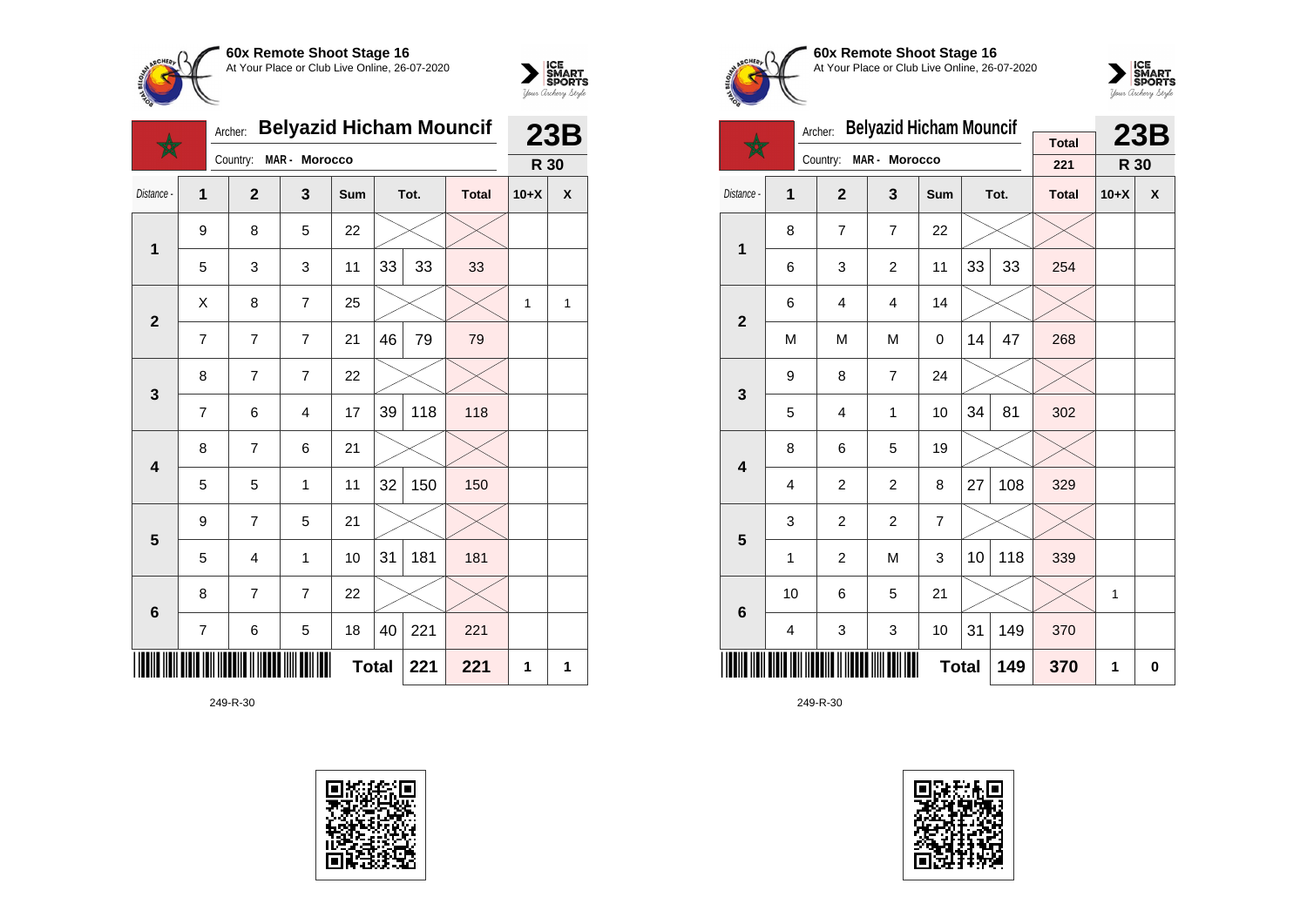**60x Remote Shoot Stage 16**
At Your Place or Club Live Online, 26-07-2020

Archer: **Belyazid Hicham Mouncif** — **23B**

Country: MAR - Morocco — **R 30**

| Distance - | 1 | 2 | 3 | Sum | Tot. | | Total | 10+X | X |
|---|---|---|---|---|---|---|---|---|---|
| 1 | 9 | 8 | 5 | 22 | | | | | |
| | 5 | 3 | 3 | 11 | 33 | 33 | 33 | | |
| 2 | X | 8 | 7 | 25 | | | | 1 | 1 |
| | 7 | 7 | 7 | 21 | 46 | 79 | 79 | | |
| 3 | 8 | 7 | 7 | 22 | | | | | |
| | 7 | 6 | 4 | 17 | 39 | 118 | 118 | | |
| 4 | 8 | 7 | 6 | 21 | | | | | |
| | 5 | 5 | 1 | 11 | 32 | 150 | 150 | | |
| 5 | 9 | 7 | 5 | 21 | | | | | |
| | 5 | 4 | 1 | 10 | 31 | 181 | 181 | | |
| 6 | 8 | 7 | 7 | 22 | | | | | |
| | 7 | 6 | 5 | 18 | 40 | 221 | 221 | | |
| | | | | Total | | 221 | 221 | 1 | 1 |

249-R-30

**60x Remote Shoot Stage 16**
At Your Place or Club Live Online, 26-07-2020

Archer: **Belyazid Hicham Mouncif** — Total 221 — **23B**

Country: MAR - Morocco — **R 30**

| Distance - | 1 | 2 | 3 | Sum | Tot. | | Total | 10+X | X |
|---|---|---|---|---|---|---|---|---|---|
| 1 | 8 | 7 | 7 | 22 | | | | | |
| | 6 | 3 | 2 | 11 | 33 | 33 | 254 | | |
| 2 | 6 | 4 | 4 | 14 | | | | | |
| | M | M | M | 0 | 14 | 47 | 268 | | |
| 3 | 9 | 8 | 7 | 24 | | | | | |
| | 5 | 4 | 1 | 10 | 34 | 81 | 302 | | |
| 4 | 8 | 6 | 5 | 19 | | | | | |
| | 4 | 2 | 2 | 8 | 27 | 108 | 329 | | |
| 5 | 3 | 2 | 2 | 7 | | | | | |
| | 1 | 2 | M | 3 | 10 | 118 | 339 | | |
| 6 | 10 | 6 | 5 | 21 | | | | 1 | |
| | 4 | 3 | 3 | 10 | 31 | 149 | 370 | | |
| | | | | Total | | 149 | 370 | 1 | 0 |

249-R-30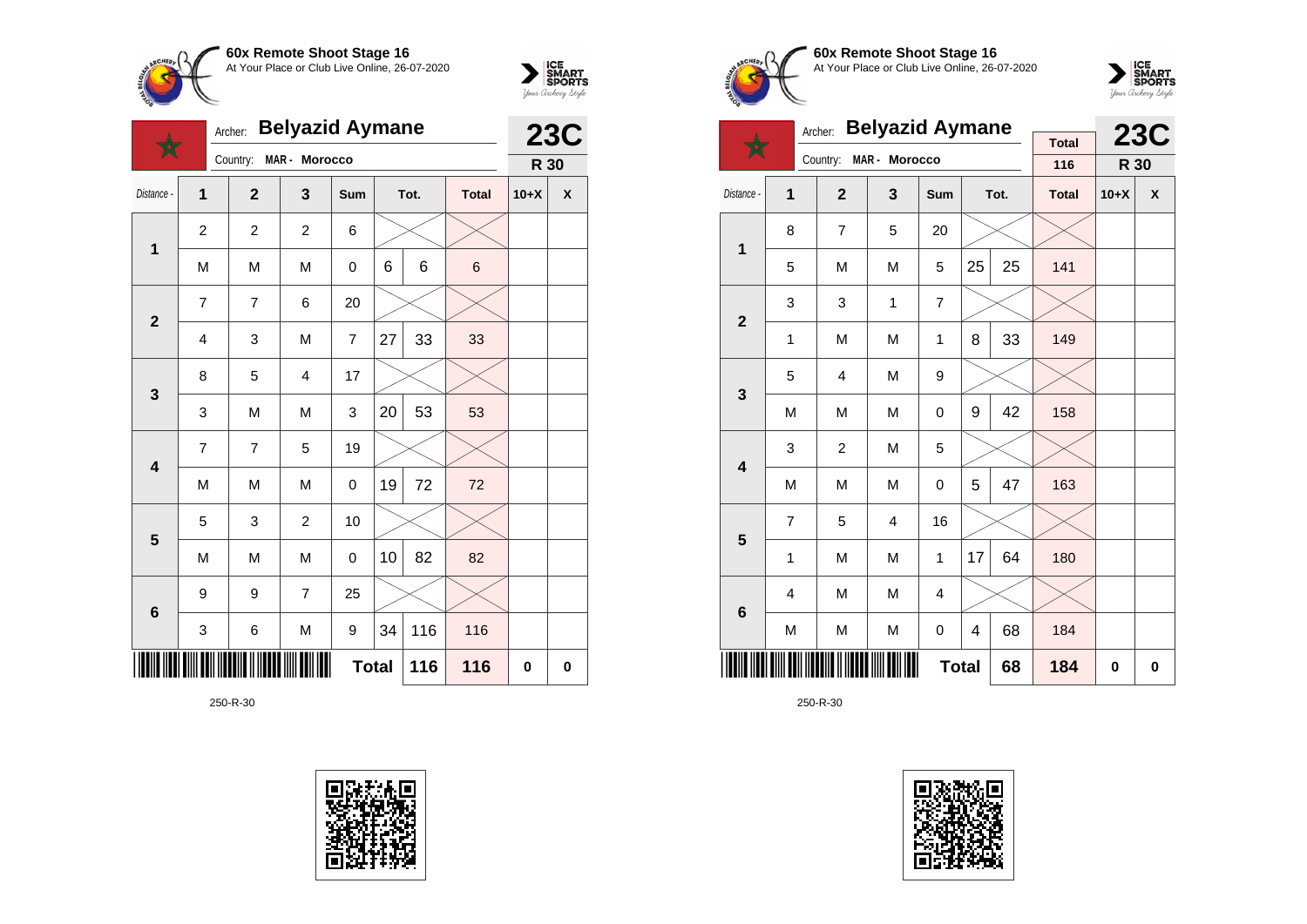**60x Remote Shoot Stage 16**
At Your Place or Club Live Online, 26-07-2020

Archer: **Belyazid Aymane**
Country: MAR - Morocco

**23C**
**R 30**

| Distance - | 1 | 2 | 3 | Sum | Tot. | | Total | 10+X | X |
|---|---|---|---|---|---|---|---|---|---|
| 1 | 2 | 2 | 2 | 6 | | | | | |
| | M | M | M | 0 | 6 | 6 | 6 | | |
| 2 | 7 | 7 | 6 | 20 | | | | | |
| | 4 | 3 | M | 7 | 27 | 33 | 33 | | |
| 3 | 8 | 5 | 4 | 17 | | | | | |
| | 3 | M | M | 3 | 20 | 53 | 53 | | |
| 4 | 7 | 7 | 5 | 19 | | | | | |
| | M | M | M | 0 | 19 | 72 | 72 | | |
| 5 | 5 | 3 | 2 | 10 | | | | | |
| | M | M | M | 0 | 10 | 82 | 82 | | |
| 6 | 9 | 9 | 7 | 25 | | | | | |
| | 3 | 6 | M | 9 | 34 | 116 | 116 | | |
| | | | | **Total** | | **116** | **116** | **0** | **0** |

250-R-30

**60x Remote Shoot Stage 16**
At Your Place or Club Live Online, 26-07-2020

Archer: **Belyazid Aymane**
Country: MAR - Morocco

Total: 116

**23C**
**R 30**

| Distance - | 1 | 2 | 3 | Sum | Tot. | | Total | 10+X | X |
|---|---|---|---|---|---|---|---|---|---|
| 1 | 8 | 7 | 5 | 20 | | | | | |
| | 5 | M | M | 5 | 25 | 25 | 141 | | |
| 2 | 3 | 3 | 1 | 7 | | | | | |
| | 1 | M | M | 1 | 8 | 33 | 149 | | |
| 3 | 5 | 4 | M | 9 | | | | | |
| | M | M | M | 0 | 9 | 42 | 158 | | |
| 4 | 3 | 2 | M | 5 | | | | | |
| | M | M | M | 0 | 5 | 47 | 163 | | |
| 5 | 7 | 5 | 4 | 16 | | | | | |
| | 1 | M | M | 1 | 17 | 64 | 180 | | |
| 6 | 4 | M | M | 4 | | | | | |
| | M | M | M | 0 | 4 | 68 | 184 | | |
| | | | | **Total** | | **68** | **184** | **0** | **0** |

250-R-30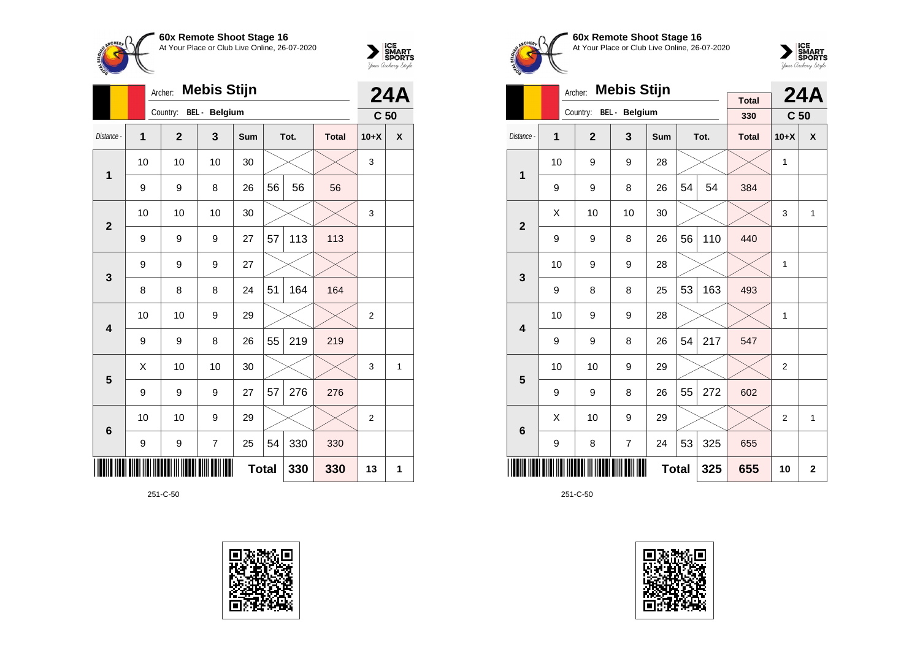**60x Remote Shoot Stage 16**
At Your Place or Club Live Online, 26-07-2020

Archer: **Mebis Stijn** — **24A**
Country: BEL - Belgium — C 50

| Distance - | 1 | 2 | 3 | Sum | Tot. | | Total | 10+X | X |
|---|---|---|---|---|---|---|---|---|---|
| 1 | 10 | 10 | 10 | 30 | | | | 3 | |
| | 9 | 9 | 8 | 26 | 56 | 56 | 56 | | |
| 2 | 10 | 10 | 10 | 30 | | | | 3 | |
| | 9 | 9 | 9 | 27 | 57 | 113 | 113 | | |
| 3 | 9 | 9 | 9 | 27 | | | | | |
| | 8 | 8 | 8 | 24 | 51 | 164 | 164 | | |
| 4 | 10 | 10 | 9 | 29 | | | | 2 | |
| | 9 | 9 | 8 | 26 | 55 | 219 | 219 | | |
| 5 | X | 10 | 10 | 30 | | | | 3 | 1 |
| | 9 | 9 | 9 | 27 | 57 | 276 | 276 | | |
| 6 | 10 | 10 | 9 | 29 | | | | 2 | |
| | 9 | 9 | 7 | 25 | 54 | 330 | 330 | | |
| | | | | | **Total** | **330** | **330** | **13** | **1** |

251-C-50

**60x Remote Shoot Stage 16**
At Your Place or Club Live Online, 26-07-2020

Archer: **Mebis Stijn** — **24A**
Country: BEL - Belgium — Total 330 — C 50

| Distance - | 1 | 2 | 3 | Sum | Tot. | | Total | 10+X | X |
|---|---|---|---|---|---|---|---|---|---|
| 1 | 10 | 9 | 9 | 28 | | | | 1 | |
| | 9 | 9 | 8 | 26 | 54 | 54 | 384 | | |
| 2 | X | 10 | 10 | 30 | | | | 3 | 1 |
| | 9 | 9 | 8 | 26 | 56 | 110 | 440 | | |
| 3 | 10 | 9 | 9 | 28 | | | | 1 | |
| | 9 | 8 | 8 | 25 | 53 | 163 | 493 | | |
| 4 | 10 | 9 | 9 | 28 | | | | 1 | |
| | 9 | 9 | 8 | 26 | 54 | 217 | 547 | | |
| 5 | 10 | 10 | 9 | 29 | | | | 2 | |
| | 9 | 9 | 8 | 26 | 55 | 272 | 602 | | |
| 6 | X | 10 | 9 | 29 | | | | 2 | 1 |
| | 9 | 8 | 7 | 24 | 53 | 325 | 655 | | |
| | | | | | **Total** | **325** | **655** | **10** | **2** |

251-C-50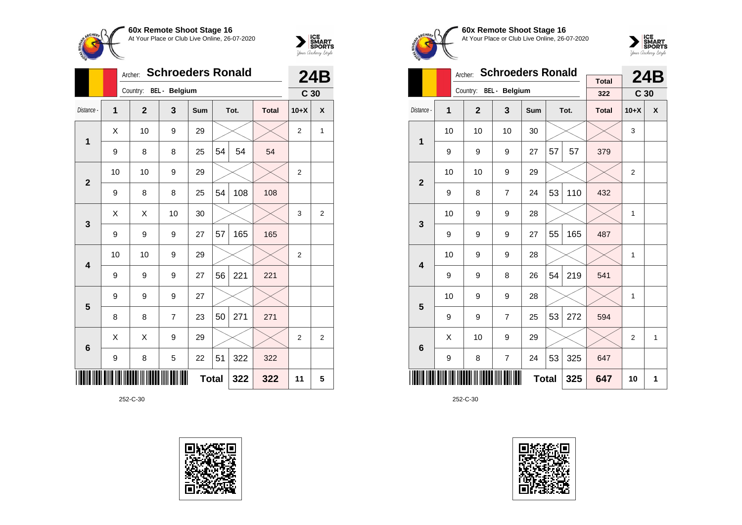## 60x Remote Shoot Stage 16

At Your Place or Club Live Online, 26-07-2020

Archer: **Schroeders Ronald** — **24B**

Country: BEL - Belgium — **C 30**

| Distance - | 1 | 2 | 3 | Sum | Tot. | | Total | 10+X | X |
|---|---|---|---|---|---|---|---|---|---|
| **1** | X | 10 | 9 | 29 | | | | 2 | 1 |
| | 9 | 8 | 8 | 25 | 54 | 54 | 54 | | |
| **2** | 10 | 10 | 9 | 29 | | | | 2 | |
| | 9 | 8 | 8 | 25 | 54 | 108 | 108 | | |
| **3** | X | X | 10 | 30 | | | | 3 | 2 |
| | 9 | 9 | 9 | 27 | 57 | 165 | 165 | | |
| **4** | 10 | 10 | 9 | 29 | | | | 2 | |
| | 9 | 9 | 9 | 27 | 56 | 221 | 221 | | |
| **5** | 9 | 9 | 9 | 27 | | | | | |
| | 8 | 8 | 7 | 23 | 50 | 271 | 271 | | |
| **6** | X | X | 9 | 29 | | | | 2 | 2 |
| | 9 | 8 | 5 | 22 | 51 | 322 | 322 | | |
| | | | | **Total** | | **322** | **322** | **11** | **5** |

252-C-30

## 60x Remote Shoot Stage 16

At Your Place or Club Live Online, 26-07-2020

Archer: **Schroeders Ronald** — **24B**

Country: BEL - Belgium — Total 322 — **C 30**

| Distance - | 1 | 2 | 3 | Sum | Tot. | | Total | 10+X | X |
|---|---|---|---|---|---|---|---|---|---|
| **1** | 10 | 10 | 10 | 30 | | | | 3 | |
| | 9 | 9 | 9 | 27 | 57 | 57 | 379 | | |
| **2** | 10 | 10 | 9 | 29 | | | | 2 | |
| | 9 | 8 | 7 | 24 | 53 | 110 | 432 | | |
| **3** | 10 | 9 | 9 | 28 | | | | 1 | |
| | 9 | 9 | 9 | 27 | 55 | 165 | 487 | | |
| **4** | 10 | 9 | 9 | 28 | | | | 1 | |
| | 9 | 9 | 8 | 26 | 54 | 219 | 541 | | |
| **5** | 10 | 9 | 9 | 28 | | | | 1 | |
| | 9 | 9 | 7 | 25 | 53 | 272 | 594 | | |
| **6** | X | 10 | 9 | 29 | | | | 2 | 1 |
| | 9 | 8 | 7 | 24 | 53 | 325 | 647 | | |
| | | | | **Total** | | **325** | **647** | **10** | **1** |

252-C-30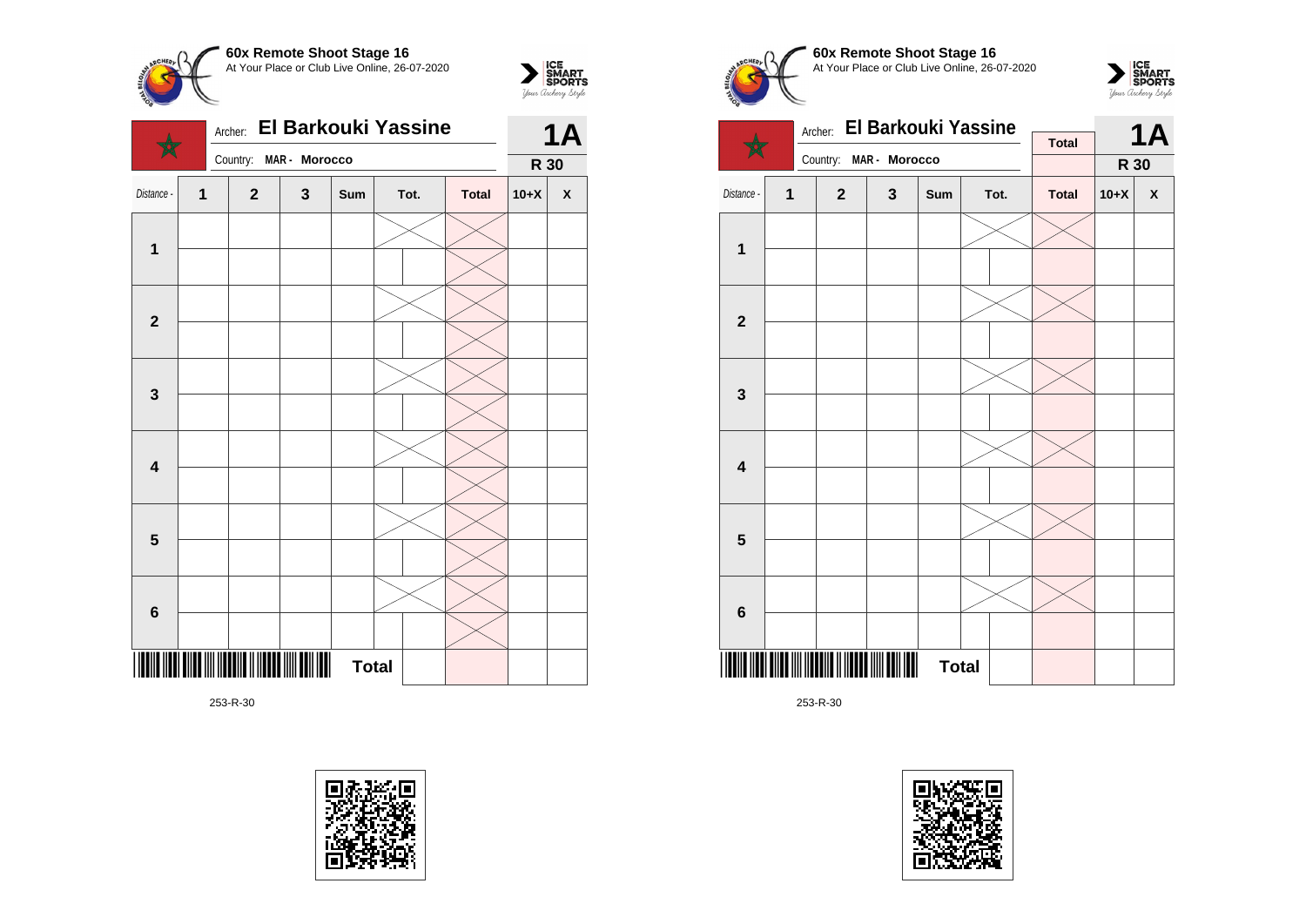## 60x Remote Shoot Stage 16

At Your Place or Club Live Online, 26-07-2020

Archer: **El Barkouki Yassine**

Country: **MAR - Morocco**

**1A**

**R 30**

| Distance - | 1 | 2 | 3 | Sum | Tot. | Total | 10+X | X |
|---|---|---|---|---|---|---|---|---|
| **1** | | | | | | | | |
| | | | | | | | | |
| **2** | | | | | | | | |
| | | | | | | | | |
| **3** | | | | | | | | |
| | | | | | | | | |
| **4** | | | | | | | | |
| | | | | | | | | |
| **5** | | | | | | | | |
| | | | | | | | | |
| **6** | | | | | | | | |
| | | | | | | | | |
| | | | | **Total** | | | | |

253-R-30

## 60x Remote Shoot Stage 16

At Your Place or Club Live Online, 26-07-2020

Archer: **El Barkouki Yassine**

Country: **MAR - Morocco**

**Total**

**1A**

**R 30**

| Distance - | 1 | 2 | 3 | Sum | Tot. | Total | 10+X | X |
|---|---|---|---|---|---|---|---|---|
| **1** | | | | | | | | |
| | | | | | | | | |
| **2** | | | | | | | | |
| | | | | | | | | |
| **3** | | | | | | | | |
| | | | | | | | | |
| **4** | | | | | | | | |
| | | | | | | | | |
| **5** | | | | | | | | |
| | | | | | | | | |
| **6** | | | | | | | | |
| | | | | | | | | |
| | | | | **Total** | | | | |

253-R-30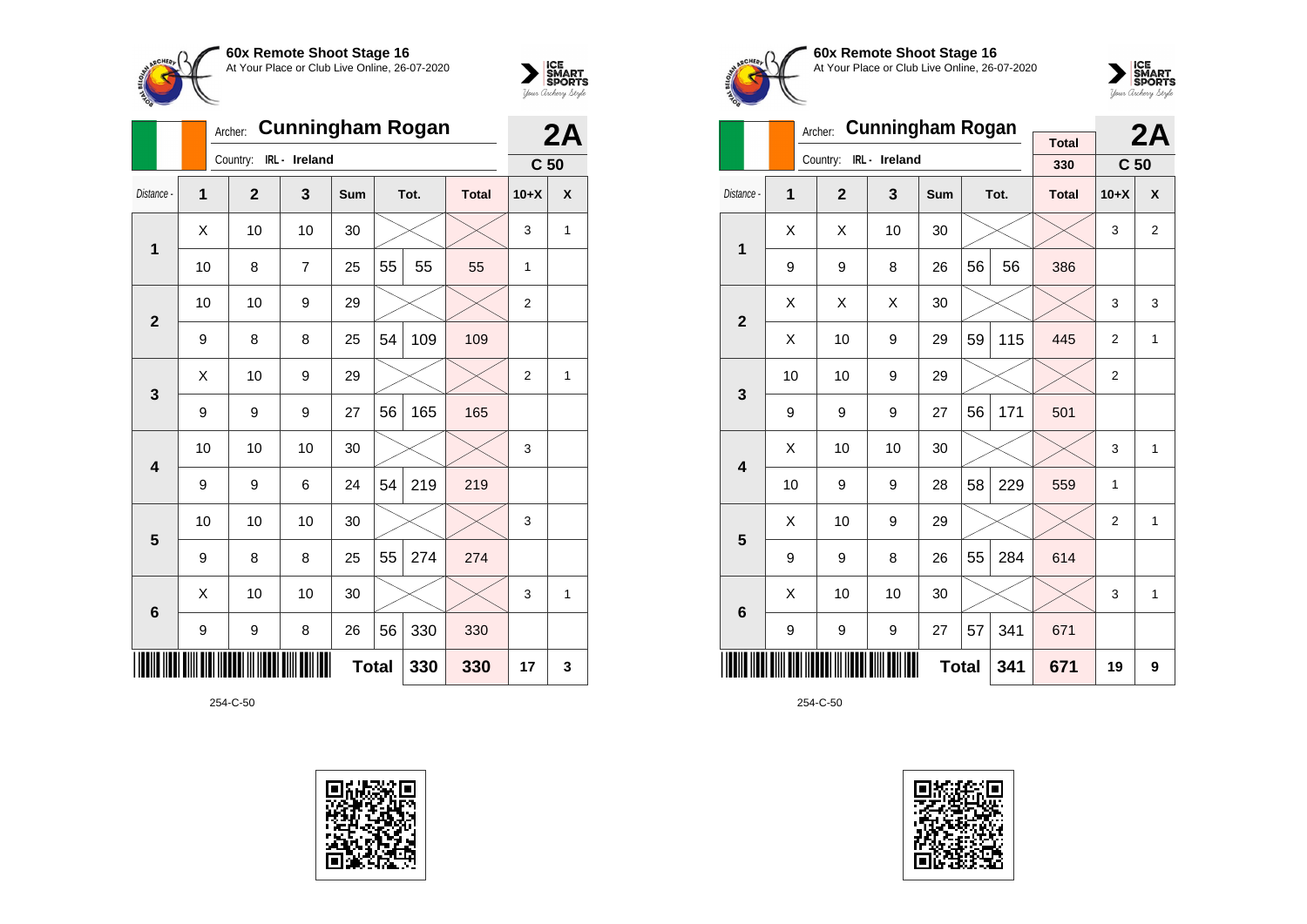**60x Remote Shoot Stage 16**
At Your Place or Club Live Online, 26-07-2020

Archer: **Cunningham Rogan**
Country: IRL - Ireland

**2A**
**C 50**

| Distance - | 1 | 2 | 3 | Sum | Tot. | | Total | 10+X | X |
|---|---|---|---|---|---|---|---|---|---|
| 1 | X | 10 | 10 | 30 | | | | 3 | 1 |
| | 10 | 8 | 7 | 25 | 55 | 55 | 55 | 1 | |
| 2 | 10 | 10 | 9 | 29 | | | | 2 | |
| | 9 | 8 | 8 | 25 | 54 | 109 | 109 | | |
| 3 | X | 10 | 9 | 29 | | | | 2 | 1 |
| | 9 | 9 | 9 | 27 | 56 | 165 | 165 | | |
| 4 | 10 | 10 | 10 | 30 | | | | 3 | |
| | 9 | 9 | 6 | 24 | 54 | 219 | 219 | | |
| 5 | 10 | 10 | 10 | 30 | | | | 3 | |
| | 9 | 8 | 8 | 25 | 55 | 274 | 274 | | |
| 6 | X | 10 | 10 | 30 | | | | 3 | 1 |
| | 9 | 9 | 8 | 26 | 56 | 330 | 330 | | |
| | | | | Total | | 330 | 330 | 17 | 3 |

254-C-50

**60x Remote Shoot Stage 16**
At Your Place or Club Live Online, 26-07-2020

Archer: **Cunningham Rogan**
Country: IRL - Ireland

Total: 330

**2A**
**C 50**

| Distance - | 1 | 2 | 3 | Sum | Tot. | | Total | 10+X | X |
|---|---|---|---|---|---|---|---|---|---|
| 1 | X | X | 10 | 30 | | | | 3 | 2 |
| | 9 | 9 | 8 | 26 | 56 | 56 | 386 | | |
| 2 | X | X | X | 30 | | | | 3 | 3 |
| | X | 10 | 9 | 29 | 59 | 115 | 445 | 2 | 1 |
| 3 | 10 | 10 | 9 | 29 | | | | 2 | |
| | 9 | 9 | 9 | 27 | 56 | 171 | 501 | | |
| 4 | X | 10 | 10 | 30 | | | | 3 | 1 |
| | 10 | 9 | 9 | 28 | 58 | 229 | 559 | 1 | |
| 5 | X | 10 | 9 | 29 | | | | 2 | 1 |
| | 9 | 9 | 8 | 26 | 55 | 284 | 614 | | |
| 6 | X | 10 | 10 | 30 | | | | 3 | 1 |
| | 9 | 9 | 9 | 27 | 57 | 341 | 671 | | |
| | | | | Total | | 341 | 671 | 19 | 9 |

254-C-50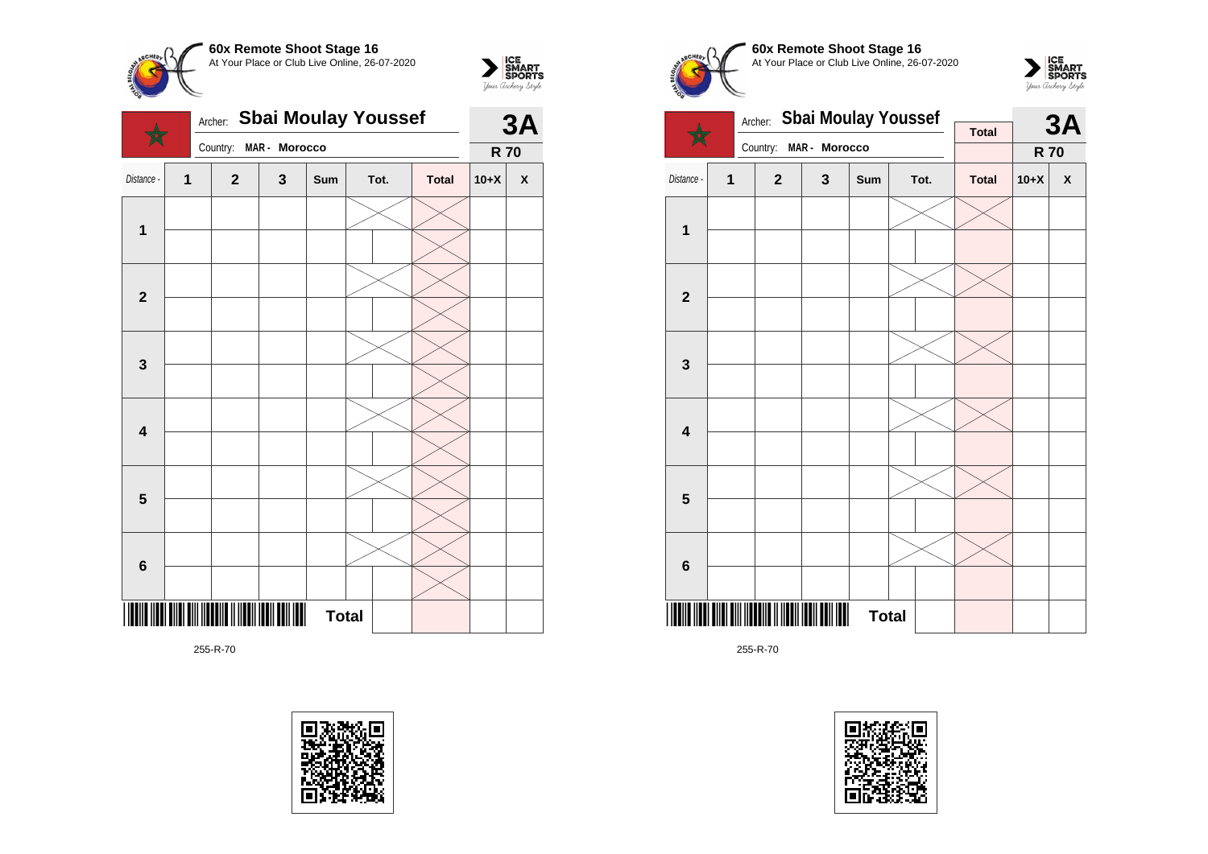**60x Remote Shoot Stage 16**
At Your Place or Club Live Online, 26-07-2020

Archer: **Sbai Moulay Youssef**
Country: **MAR - Morocco**

**3A**
**R 70**

| Distance - | 1 | 2 | 3 | Sum | Tot. | Total | 10+X | X |
|---|---|---|---|---|---|---|---|---|
| **1** | | | | | | | | |
| | | | | | | | | |
| **2** | | | | | | | | |
| | | | | | | | | |
| **3** | | | | | | | | |
| | | | | | | | | |
| **4** | | | | | | | | |
| | | | | | | | | |
| **5** | | | | | | | | |
| | | | | | | | | |
| **6** | | | | | | | | |
| | | | | | | | | |
| | | | | **Total** | | | | |

255-R-70

**60x Remote Shoot Stage 16**
At Your Place or Club Live Online, 26-07-2020

Archer: **Sbai Moulay Youssef**
Country: **MAR - Morocco**

**Total**

**3A**
**R 70**

| Distance - | 1 | 2 | 3 | Sum | Tot. | Total | 10+X | X |
|---|---|---|---|---|---|---|---|---|
| **1** | | | | | | | | |
| | | | | | | | | |
| **2** | | | | | | | | |
| | | | | | | | | |
| **3** | | | | | | | | |
| | | | | | | | | |
| **4** | | | | | | | | |
| | | | | | | | | |
| **5** | | | | | | | | |
| | | | | | | | | |
| **6** | | | | | | | | |
| | | | | | | | | |
| | | | | **Total** | | | | |

255-R-70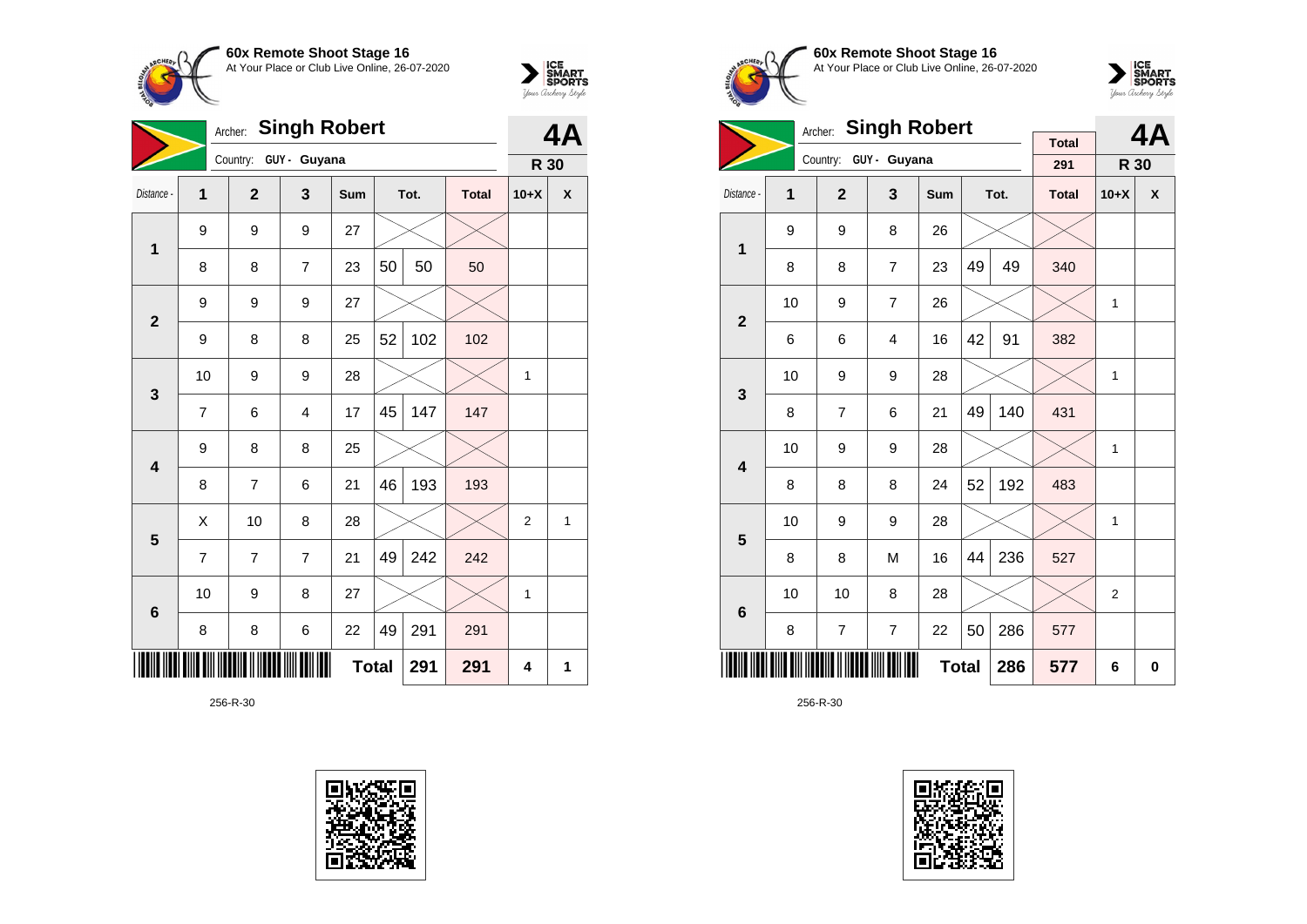**60x Remote Shoot Stage 16**
At Your Place or Club Live Online, 26-07-2020

Archer: **Singh Robert**
Country: GUY - Guyana

**4A**
**R 30**

| Distance - | 1 | 2 | 3 | Sum | Tot. | | Total | 10+X | X |
|---|---|---|---|---|---|---|---|---|---|
| 1 | 9 | 9 | 9 | 27 | | | | | |
| | 8 | 8 | 7 | 23 | 50 | 50 | 50 | | |
| 2 | 9 | 9 | 9 | 27 | | | | | |
| | 9 | 8 | 8 | 25 | 52 | 102 | 102 | | |
| 3 | 10 | 9 | 9 | 28 | | | | 1 | |
| | 7 | 6 | 4 | 17 | 45 | 147 | 147 | | |
| 4 | 9 | 8 | 8 | 25 | | | | | |
| | 8 | 7 | 6 | 21 | 46 | 193 | 193 | | |
| 5 | X | 10 | 8 | 28 | | | | 2 | 1 |
| | 7 | 7 | 7 | 21 | 49 | 242 | 242 | | |
| 6 | 10 | 9 | 8 | 27 | | | | 1 | |
| | 8 | 8 | 6 | 22 | 49 | 291 | 291 | | |
| | | | | Total | | 291 | 291 | 4 | 1 |

256-R-30

**60x Remote Shoot Stage 16**
At Your Place or Club Live Online, 26-07-2020

Archer: **Singh Robert**
Country: GUY - Guyana

Total: 291

**4A**
**R 30**

| Distance - | 1 | 2 | 3 | Sum | Tot. | | Total | 10+X | X |
|---|---|---|---|---|---|---|---|---|---|
| 1 | 9 | 9 | 8 | 26 | | | | | |
| | 8 | 8 | 7 | 23 | 49 | 49 | 340 | | |
| 2 | 10 | 9 | 7 | 26 | | | | 1 | |
| | 6 | 6 | 4 | 16 | 42 | 91 | 382 | | |
| 3 | 10 | 9 | 9 | 28 | | | | 1 | |
| | 8 | 7 | 6 | 21 | 49 | 140 | 431 | | |
| 4 | 10 | 9 | 9 | 28 | | | | 1 | |
| | 8 | 8 | 8 | 24 | 52 | 192 | 483 | | |
| 5 | 10 | 9 | 9 | 28 | | | | 1 | |
| | 8 | 8 | M | 16 | 44 | 236 | 527 | | |
| 6 | 10 | 10 | 8 | 28 | | | | 2 | |
| | 8 | 7 | 7 | 22 | 50 | 286 | 577 | | |
| | | | | Total | | 286 | 577 | 6 | 0 |

256-R-30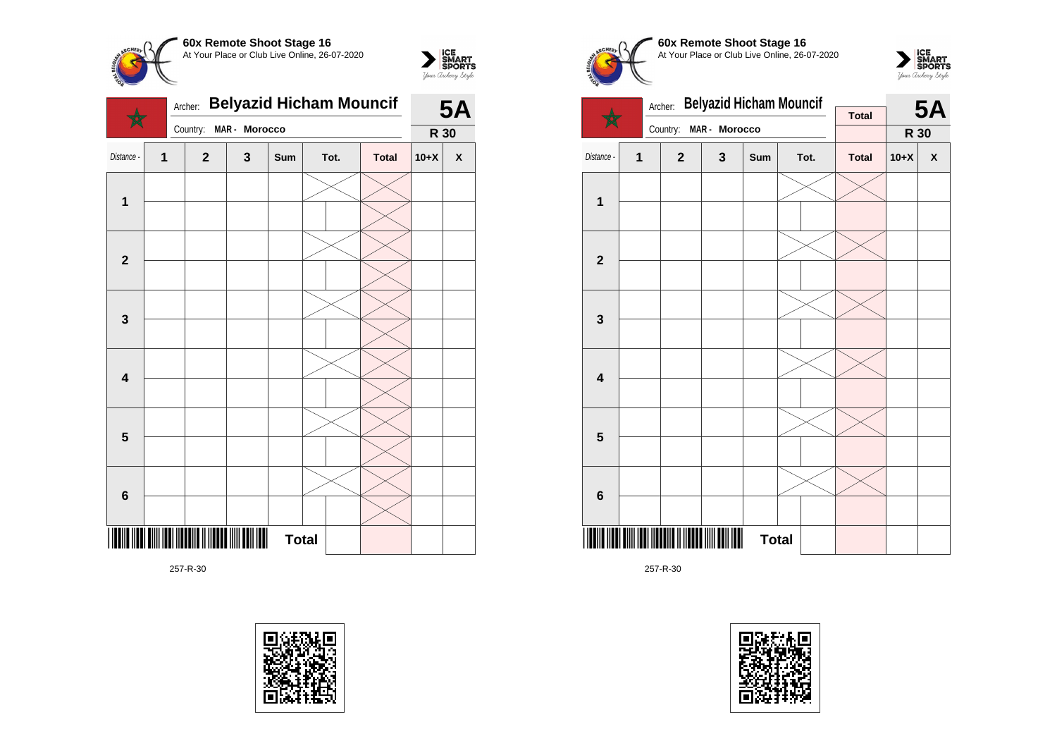**60x Remote Shoot Stage 16**
At Your Place or Club Live Online, 26-07-2020

Archer: **Belyazid Hicham Mouncif**
Country: **MAR - Morocco**

**5A**
**R 30**

| Distance - | 1 | 2 | 3 | Sum | Tot. | | Total | 10+X | X |
|---|---|---|---|---|---|---|---|---|---|
| **1** | | | | | | | | | |
| | | | | | | | | | |
| **2** | | | | | | | | | |
| | | | | | | | | | |
| **3** | | | | | | | | | |
| | | | | | | | | | |
| **4** | | | | | | | | | |
| | | | | | | | | | |
| **5** | | | | | | | | | |
| | | | | | | | | | |
| **6** | | | | | | | | | |
| | | | | | | | | | |
| | | | | **Total** | | | | | |

257-R-30

**60x Remote Shoot Stage 16**
At Your Place or Club Live Online, 26-07-2020

Archer: **Belyazid Hicham Mouncif**
Country: **MAR - Morocco**

**Total**

**5A**
**R 30**

| Distance - | 1 | 2 | 3 | Sum | Tot. | | Total | 10+X | X |
|---|---|---|---|---|---|---|---|---|---|
| **1** | | | | | | | | | |
| | | | | | | | | | |
| **2** | | | | | | | | | |
| | | | | | | | | | |
| **3** | | | | | | | | | |
| | | | | | | | | | |
| **4** | | | | | | | | | |
| | | | | | | | | | |
| **5** | | | | | | | | | |
| | | | | | | | | | |
| **6** | | | | | | | | | |
| | | | | | | | | | |
| | | | | **Total** | | | | | |

257-R-30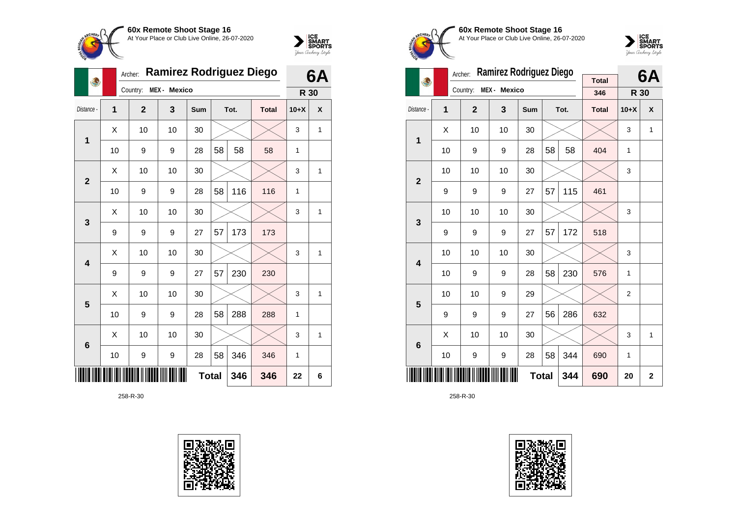**60x Remote Shoot Stage 16**
At Your Place or Club Live Online, 26-07-2020

Archer: **Ramirez Rodriguez Diego**
Country: **MEX - Mexico**

**6A**
**R 30**

| Distance - | 1 | 2 | 3 | Sum | Tot. | | Total | 10+X | X |
|---|---|---|---|---|---|---|---|---|---|
| 1 | X | 10 | 10 | 30 | | | | 3 | 1 |
| | 10 | 9 | 9 | 28 | 58 | 58 | 58 | 1 | |
| 2 | X | 10 | 10 | 30 | | | | 3 | 1 |
| | 10 | 9 | 9 | 28 | 58 | 116 | 116 | 1 | |
| 3 | X | 10 | 10 | 30 | | | | 3 | 1 |
| | 9 | 9 | 9 | 27 | 57 | 173 | 173 | | |
| 4 | X | 10 | 10 | 30 | | | | 3 | 1 |
| | 9 | 9 | 9 | 27 | 57 | 230 | 230 | | |
| 5 | X | 10 | 10 | 30 | | | | 3 | 1 |
| | 10 | 9 | 9 | 28 | 58 | 288 | 288 | 1 | |
| 6 | X | 10 | 10 | 30 | | | | 3 | 1 |
| | 10 | 9 | 9 | 28 | 58 | 346 | 346 | 1 | |
| | | | | | **Total** | **346** | **346** | **22** | **6** |

258-R-30

**60x Remote Shoot Stage 16**
At Your Place or Club Live Online, 26-07-2020

Archer: **Ramirez Rodriguez Diego**
Country: **MEX - Mexico**

Total: 346

**6A**
**R 30**

| Distance - | 1 | 2 | 3 | Sum | Tot. | | Total | 10+X | X |
|---|---|---|---|---|---|---|---|---|---|
| 1 | X | 10 | 10 | 30 | | | | 3 | 1 |
| | 10 | 9 | 9 | 28 | 58 | 58 | 404 | 1 | |
| 2 | 10 | 10 | 10 | 30 | | | | 3 | |
| | 9 | 9 | 9 | 27 | 57 | 115 | 461 | | |
| 3 | 10 | 10 | 10 | 30 | | | | 3 | |
| | 9 | 9 | 9 | 27 | 57 | 172 | 518 | | |
| 4 | 10 | 10 | 10 | 30 | | | | 3 | |
| | 10 | 9 | 9 | 28 | 58 | 230 | 576 | 1 | |
| 5 | 10 | 10 | 9 | 29 | | | | 2 | |
| | 9 | 9 | 9 | 27 | 56 | 286 | 632 | | |
| 6 | X | 10 | 10 | 30 | | | | 3 | 1 |
| | 10 | 9 | 9 | 28 | 58 | 344 | 690 | 1 | |
| | | | | | **Total** | **344** | **690** | **20** | **2** |

258-R-30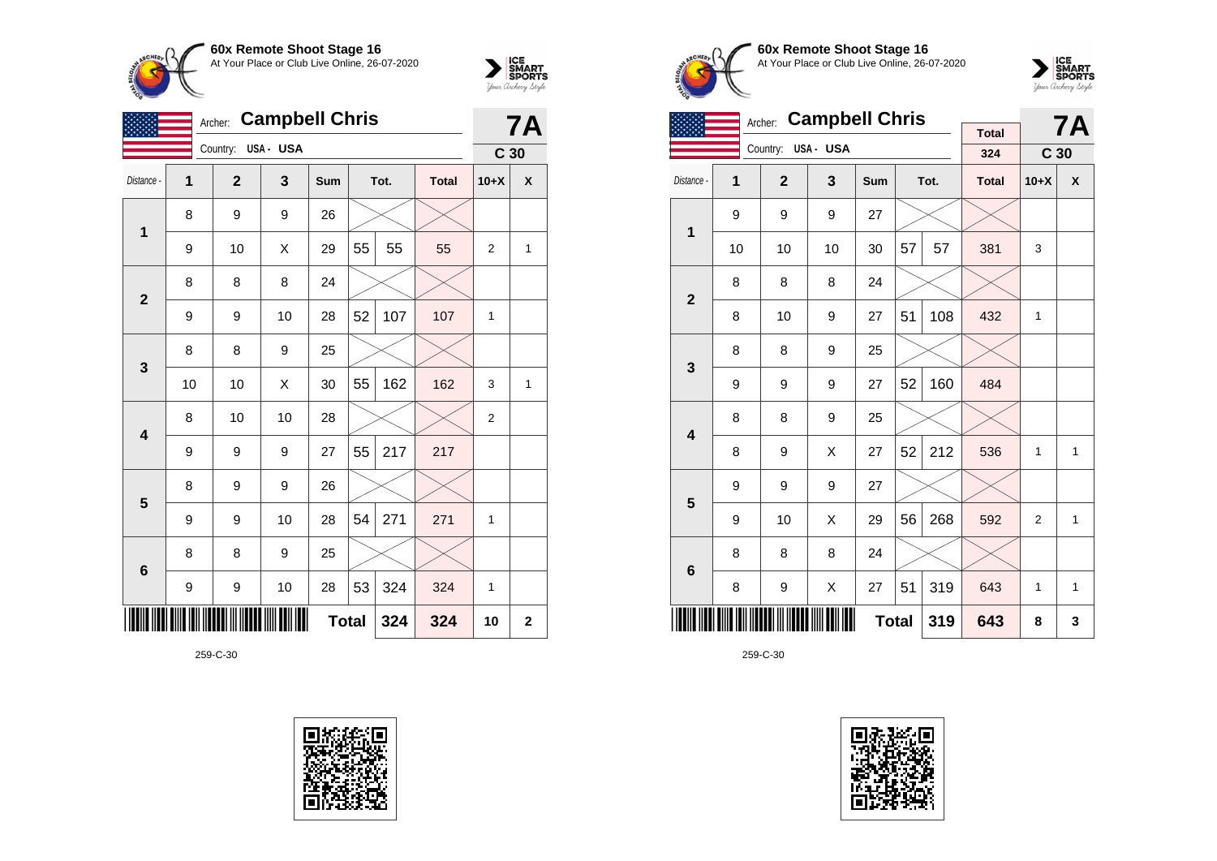**60x Remote Shoot Stage 16**
At Your Place or Club Live Online, 26-07-2020

Archer: **Campbell Chris**
Country: USA - USA

**7A**
**C 30**

| Distance - | 1 | 2 | 3 | Sum | Tot. | | Total | 10+X | X |
|---|---|---|---|---|---|---|---|---|---|
| 1 | 8 | 9 | 9 | 26 | | | | | |
| | 9 | 10 | X | 29 | 55 | 55 | 55 | 2 | 1 |
| 2 | 8 | 8 | 8 | 24 | | | | | |
| | 9 | 9 | 10 | 28 | 52 | 107 | 107 | 1 | |
| 3 | 8 | 8 | 9 | 25 | | | | | |
| | 10 | 10 | X | 30 | 55 | 162 | 162 | 3 | 1 |
| 4 | 8 | 10 | 10 | 28 | | | | 2 | |
| | 9 | 9 | 9 | 27 | 55 | 217 | 217 | | |
| 5 | 8 | 9 | 9 | 26 | | | | | |
| | 9 | 9 | 10 | 28 | 54 | 271 | 271 | 1 | |
| 6 | 8 | 8 | 9 | 25 | | | | | |
| | 9 | 9 | 10 | 28 | 53 | 324 | 324 | 1 | |
| | | | | | **Total** | **324** | **324** | **10** | **2** |

259-C-30

**60x Remote Shoot Stage 16**
At Your Place or Club Live Online, 26-07-2020

Archer: **Campbell Chris**
Country: USA - USA

Total: 324

**7A**
**C 30**

| Distance - | 1 | 2 | 3 | Sum | Tot. | | Total | 10+X | X |
|---|---|---|---|---|---|---|---|---|---|
| 1 | 9 | 9 | 9 | 27 | | | | | |
| | 10 | 10 | 10 | 30 | 57 | 57 | 381 | 3 | |
| 2 | 8 | 8 | 8 | 24 | | | | | |
| | 8 | 10 | 9 | 27 | 51 | 108 | 432 | 1 | |
| 3 | 8 | 8 | 9 | 25 | | | | | |
| | 9 | 9 | 9 | 27 | 52 | 160 | 484 | | |
| 4 | 8 | 8 | 9 | 25 | | | | | |
| | 8 | 9 | X | 27 | 52 | 212 | 536 | 1 | 1 |
| 5 | 9 | 9 | 9 | 27 | | | | | |
| | 9 | 10 | X | 29 | 56 | 268 | 592 | 2 | 1 |
| 6 | 8 | 8 | 8 | 24 | | | | | |
| | 8 | 9 | X | 27 | 51 | 319 | 643 | 1 | 1 |
| | | | | | **Total** | **319** | **643** | **8** | **3** |

259-C-30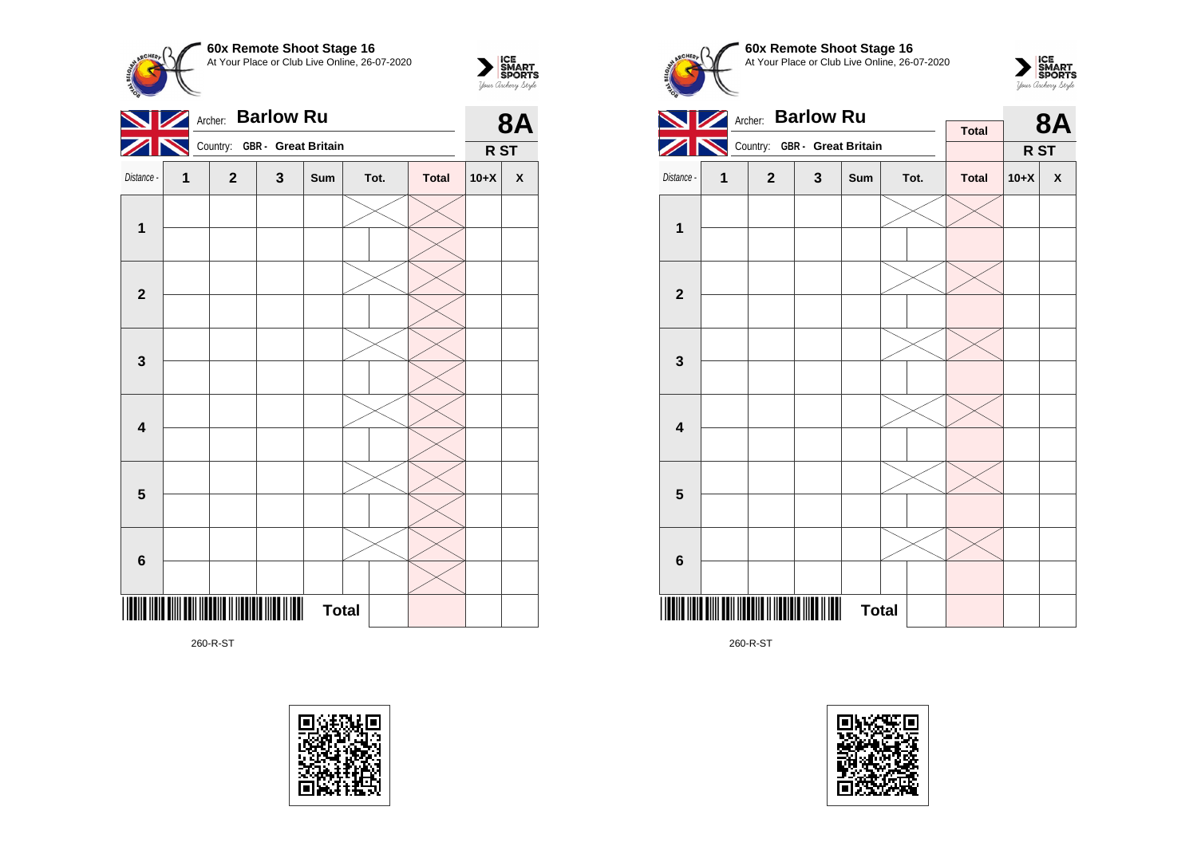**60x Remote Shoot Stage 16**
At Your Place or Club Live Online, 26-07-2020

Archer: **Barlow Ru**
Country: **GBR - Great Britain**

**8A**
**R ST**

| Distance - | 1 | 2 | 3 | Sum | Tot. | | Total | 10+X | X |
|---|---|---|---|---|---|---|---|---|---|
| **1** | | | | | | | | | |
| | | | | | | | | | |
| **2** | | | | | | | | | |
| | | | | | | | | | |
| **3** | | | | | | | | | |
| | | | | | | | | | |
| **4** | | | | | | | | | |
| | | | | | | | | | |
| **5** | | | | | | | | | |
| | | | | | | | | | |
| **6** | | | | | | | | | |
| | | | | | | | | | |
| | | | | **Total** | | | | | |

260-R-ST

**60x Remote Shoot Stage 16**
At Your Place or Club Live Online, 26-07-2020

Archer: **Barlow Ru**
Country: **GBR - Great Britain**

**Total**

**8A**
**R ST**

| Distance - | 1 | 2 | 3 | Sum | Tot. | | Total | 10+X | X |
|---|---|---|---|---|---|---|---|---|---|
| **1** | | | | | | | | | |
| | | | | | | | | | |
| **2** | | | | | | | | | |
| | | | | | | | | | |
| **3** | | | | | | | | | |
| | | | | | | | | | |
| **4** | | | | | | | | | |
| | | | | | | | | | |
| **5** | | | | | | | | | |
| | | | | | | | | | |
| **6** | | | | | | | | | |
| | | | | | | | | | |
| | | | | **Total** | | | | | |

260-R-ST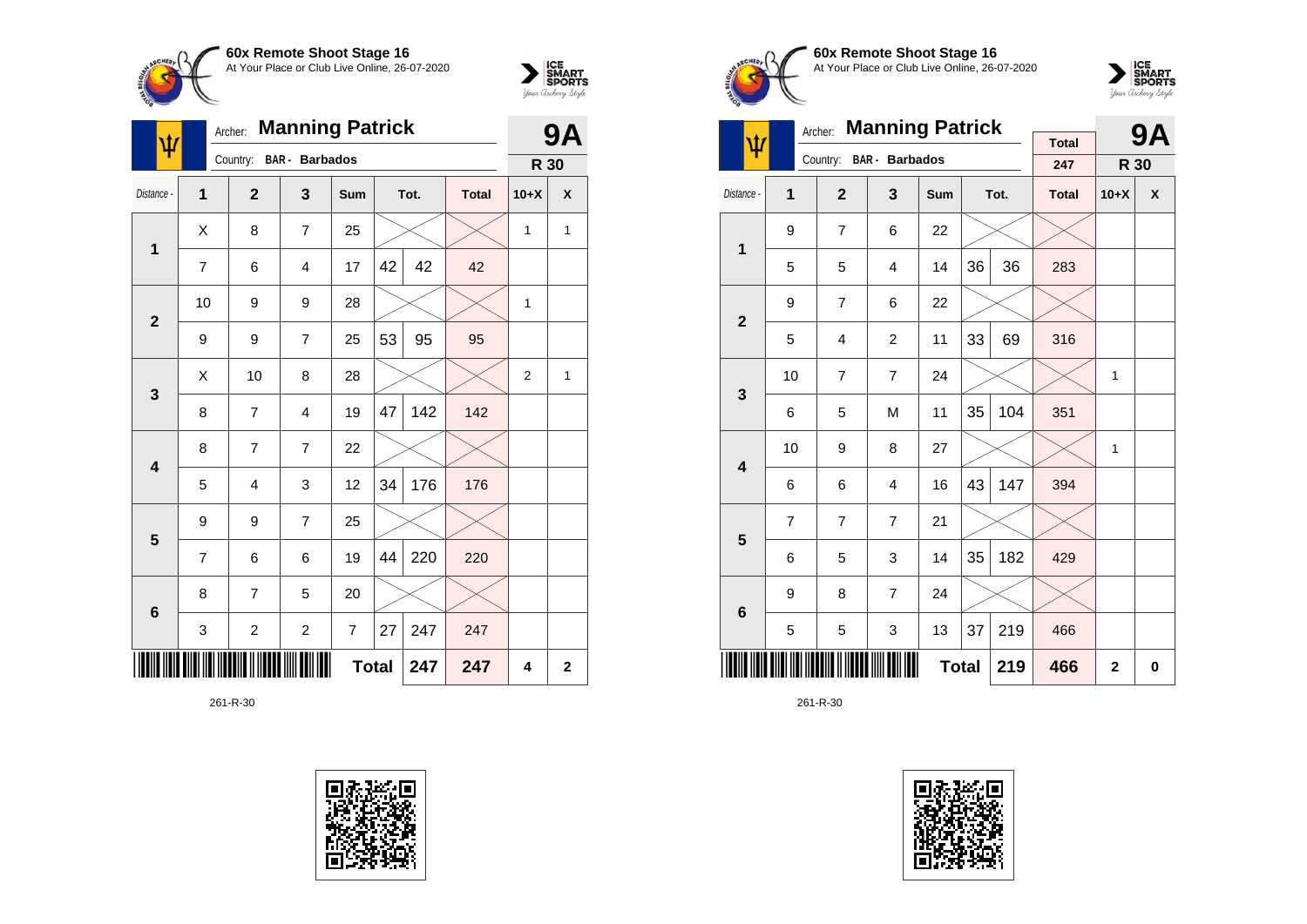**60x Remote Shoot Stage 16**
At Your Place or Club Live Online, 26-07-2020

Archer: **Manning Patrick** | **9A**
Country: BAR - Barbados | **R 30**

| Distance - | 1 | 2 | 3 | Sum | Tot. | | Total | 10+X | X |
|---|---|---|---|---|---|---|---|---|---|
| 1 | X | 8 | 7 | 25 | | | | 1 | 1 |
| | 7 | 6 | 4 | 17 | 42 | 42 | 42 | | |
| 2 | 10 | 9 | 9 | 28 | | | | 1 | |
| | 9 | 9 | 7 | 25 | 53 | 95 | 95 | | |
| 3 | X | 10 | 8 | 28 | | | | 2 | 1 |
| | 8 | 7 | 4 | 19 | 47 | 142 | 142 | | |
| 4 | 8 | 7 | 7 | 22 | | | | | |
| | 5 | 4 | 3 | 12 | 34 | 176 | 176 | | |
| 5 | 9 | 9 | 7 | 25 | | | | | |
| | 7 | 6 | 6 | 19 | 44 | 220 | 220 | | |
| 6 | 8 | 7 | 5 | 20 | | | | | |
| | 3 | 2 | 2 | 7 | 27 | 247 | 247 | | |
| | | | | Total | | 247 | 247 | 4 | 2 |

261-R-30

**60x Remote Shoot Stage 16**
At Your Place or Club Live Online, 26-07-2020

Archer: **Manning Patrick** | Total 247 | **9A**
Country: BAR - Barbados | **R 30**

| Distance - | 1 | 2 | 3 | Sum | Tot. | | Total | 10+X | X |
|---|---|---|---|---|---|---|---|---|---|
| 1 | 9 | 7 | 6 | 22 | | | | | |
| | 5 | 5 | 4 | 14 | 36 | 36 | 283 | | |
| 2 | 9 | 7 | 6 | 22 | | | | | |
| | 5 | 4 | 2 | 11 | 33 | 69 | 316 | | |
| 3 | 10 | 7 | 7 | 24 | | | | 1 | |
| | 6 | 5 | M | 11 | 35 | 104 | 351 | | |
| 4 | 10 | 9 | 8 | 27 | | | | 1 | |
| | 6 | 6 | 4 | 16 | 43 | 147 | 394 | | |
| 5 | 7 | 7 | 7 | 21 | | | | | |
| | 6 | 5 | 3 | 14 | 35 | 182 | 429 | | |
| 6 | 9 | 8 | 7 | 24 | | | | | |
| | 5 | 5 | 3 | 13 | 37 | 219 | 466 | | |
| | | | | Total | | 219 | 466 | 2 | 0 |

261-R-30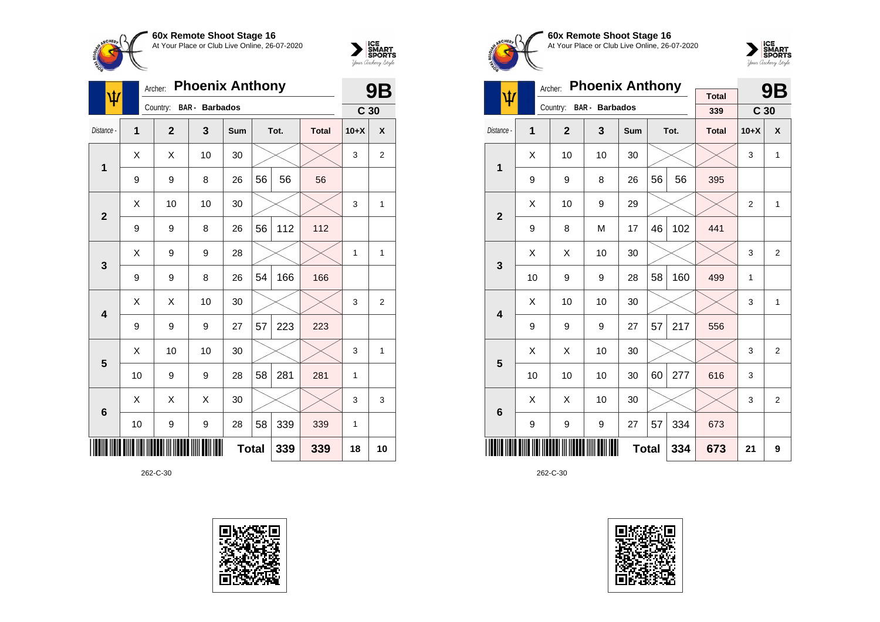**60x Remote Shoot Stage 16**
At Your Place or Club Live Online, 26-07-2020

Archer: **Phoenix Anthony**
Country: **BAR - Barbados**

**9B**
**C 30**

| Distance - | 1 | 2 | 3 | Sum | Tot. | | Total | 10+X | X |
|---|---|---|---|---|---|---|---|---|---|
| **1** | X | X | 10 | 30 | | | | 3 | 2 |
| | 9 | 9 | 8 | 26 | 56 | 56 | 56 | | |
| **2** | X | 10 | 10 | 30 | | | | 3 | 1 |
| | 9 | 9 | 8 | 26 | 56 | 112 | 112 | | |
| **3** | X | 9 | 9 | 28 | | | | 1 | 1 |
| | 9 | 9 | 8 | 26 | 54 | 166 | 166 | | |
| **4** | X | X | 10 | 30 | | | | 3 | 2 |
| | 9 | 9 | 9 | 27 | 57 | 223 | 223 | | |
| **5** | X | 10 | 10 | 30 | | | | 3 | 1 |
| | 10 | 9 | 9 | 28 | 58 | 281 | 281 | 1 | |
| **6** | X | X | X | 30 | | | | 3 | 3 |
| | 10 | 9 | 9 | 28 | 58 | 339 | 339 | 1 | |
| | | | | **Total** | | 339 | 339 | 18 | 10 |

262-C-30

**60x Remote Shoot Stage 16**
At Your Place or Club Live Online, 26-07-2020

Archer: **Phoenix Anthony**
Country: **BAR - Barbados**

Total: 339

**9B**
**C 30**

| Distance - | 1 | 2 | 3 | Sum | Tot. | | Total | 10+X | X |
|---|---|---|---|---|---|---|---|---|---|
| **1** | X | 10 | 10 | 30 | | | | 3 | 1 |
| | 9 | 9 | 8 | 26 | 56 | 56 | 395 | | |
| **2** | X | 10 | 9 | 29 | | | | 2 | 1 |
| | 9 | 8 | M | 17 | 46 | 102 | 441 | | |
| **3** | X | X | 10 | 30 | | | | 3 | 2 |
| | 10 | 9 | 9 | 28 | 58 | 160 | 499 | 1 | |
| **4** | X | 10 | 10 | 30 | | | | 3 | 1 |
| | 9 | 9 | 9 | 27 | 57 | 217 | 556 | | |
| **5** | X | X | 10 | 30 | | | | 3 | 2 |
| | 10 | 10 | 10 | 30 | 60 | 277 | 616 | 3 | |
| **6** | X | X | 10 | 30 | | | | 3 | 2 |
| | 9 | 9 | 9 | 27 | 57 | 334 | 673 | | |
| | | | | **Total** | | 334 | 673 | 21 | 9 |

262-C-30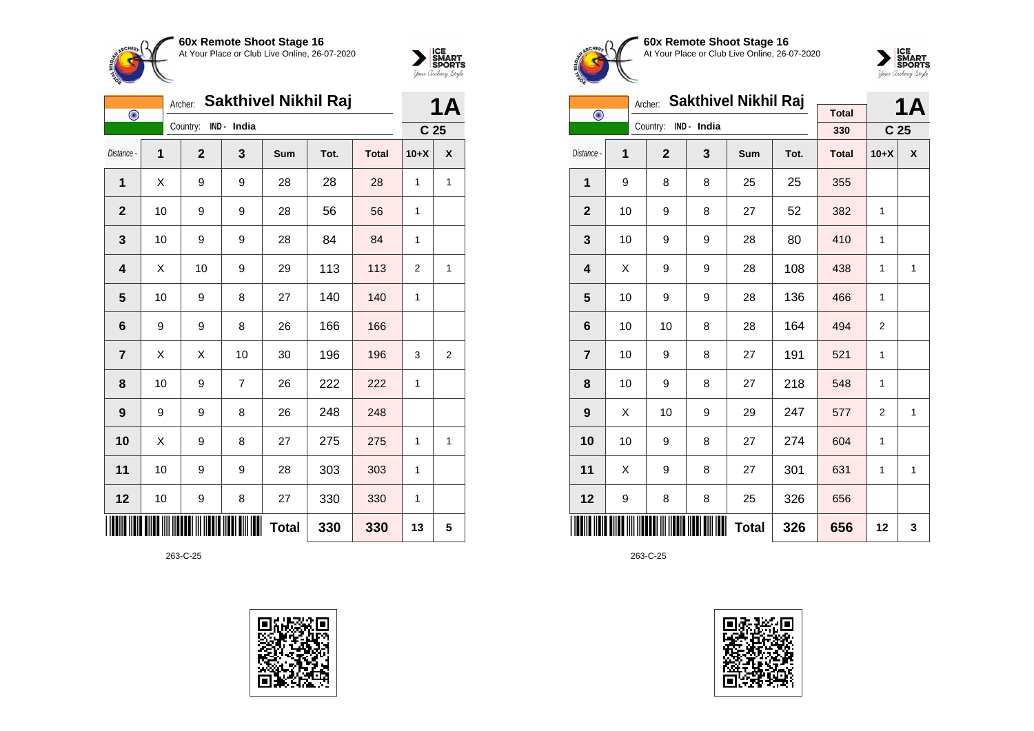## 60x Remote Shoot Stage 16

At Your Place or Club Live Online, 26-07-2020

Archer: **Sakthivel Nikhil Raj** — **1A**

Country: IND - India — **C 25**

| Distance - | 1 | 2 | 3 | Sum | Tot. | Total | 10+X | X |
|---|---|---|---|---|---|---|---|---|
| 1 | X | 9 | 9 | 28 | 28 | 28 | 1 | 1 |
| 2 | 10 | 9 | 9 | 28 | 56 | 56 | 1 | |
| 3 | 10 | 9 | 9 | 28 | 84 | 84 | 1 | |
| 4 | X | 10 | 9 | 29 | 113 | 113 | 2 | 1 |
| 5 | 10 | 9 | 8 | 27 | 140 | 140 | 1 | |
| 6 | 9 | 9 | 8 | 26 | 166 | 166 | | |
| 7 | X | X | 10 | 30 | 196 | 196 | 3 | 2 |
| 8 | 10 | 9 | 7 | 26 | 222 | 222 | 1 | |
| 9 | 9 | 9 | 8 | 26 | 248 | 248 | | |
| 10 | X | 9 | 8 | 27 | 275 | 275 | 1 | 1 |
| 11 | 10 | 9 | 9 | 28 | 303 | 303 | 1 | |
| 12 | 10 | 9 | 8 | 27 | 330 | 330 | 1 | |
| | | | | **Total** | **330** | **330** | **13** | **5** |

263-C-25

## 60x Remote Shoot Stage 16

At Your Place or Club Live Online, 26-07-2020

Archer: **Sakthivel Nikhil Raj** — **1A**

Country: IND - India — Total 330 — **C 25**

| Distance - | 1 | 2 | 3 | Sum | Tot. | Total | 10+X | X |
|---|---|---|---|---|---|---|---|---|
| 1 | 9 | 8 | 8 | 25 | 25 | 355 | | |
| 2 | 10 | 9 | 8 | 27 | 52 | 382 | 1 | |
| 3 | 10 | 9 | 9 | 28 | 80 | 410 | 1 | |
| 4 | X | 9 | 9 | 28 | 108 | 438 | 1 | 1 |
| 5 | 10 | 9 | 9 | 28 | 136 | 466 | 1 | |
| 6 | 10 | 10 | 8 | 28 | 164 | 494 | 2 | |
| 7 | 10 | 9 | 8 | 27 | 191 | 521 | 1 | |
| 8 | 10 | 9 | 8 | 27 | 218 | 548 | 1 | |
| 9 | X | 10 | 9 | 29 | 247 | 577 | 2 | 1 |
| 10 | 10 | 9 | 8 | 27 | 274 | 604 | 1 | |
| 11 | X | 9 | 8 | 27 | 301 | 631 | 1 | 1 |
| 12 | 9 | 8 | 8 | 25 | 326 | 656 | | |
| | | | | **Total** | **326** | **656** | **12** | **3** |

263-C-25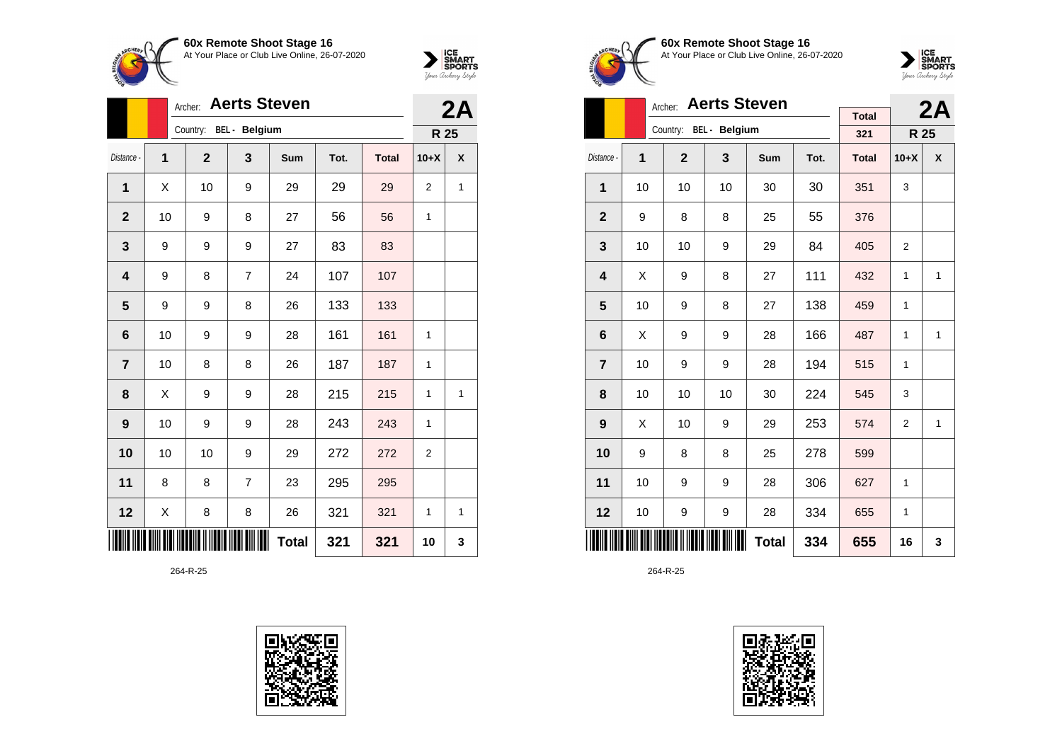**60x Remote Shoot Stage 16**
At Your Place or Club Live Online, 26-07-2020

Archer: **Aerts Steven** — **2A**
Country: BEL - Belgium — **R 25**

| Distance - | 1 | 2 | 3 | Sum | Tot. | Total | 10+X | X |
|---|---|---|---|---|---|---|---|---|
| 1 | X | 10 | 9 | 29 | 29 | 29 | 2 | 1 |
| 2 | 10 | 9 | 8 | 27 | 56 | 56 | 1 | |
| 3 | 9 | 9 | 9 | 27 | 83 | 83 | | |
| 4 | 9 | 8 | 7 | 24 | 107 | 107 | | |
| 5 | 9 | 9 | 8 | 26 | 133 | 133 | | |
| 6 | 10 | 9 | 9 | 28 | 161 | 161 | 1 | |
| 7 | 10 | 8 | 8 | 26 | 187 | 187 | 1 | |
| 8 | X | 9 | 9 | 28 | 215 | 215 | 1 | 1 |
| 9 | 10 | 9 | 9 | 28 | 243 | 243 | 1 | |
| 10 | 10 | 10 | 9 | 29 | 272 | 272 | 2 | |
| 11 | 8 | 8 | 7 | 23 | 295 | 295 | | |
| 12 | X | 8 | 8 | 26 | 321 | 321 | 1 | 1 |
| | | | | **Total** | **321** | **321** | **10** | **3** |

264-R-25

**60x Remote Shoot Stage 16**
At Your Place or Club Live Online, 26-07-2020

Archer: **Aerts Steven** — **2A**
Country: BEL - Belgium — Total: 321 — **R 25**

| Distance - | 1 | 2 | 3 | Sum | Tot. | Total | 10+X | X |
|---|---|---|---|---|---|---|---|---|
| 1 | 10 | 10 | 10 | 30 | 30 | 351 | 3 | |
| 2 | 9 | 8 | 8 | 25 | 55 | 376 | | |
| 3 | 10 | 10 | 9 | 29 | 84 | 405 | 2 | |
| 4 | X | 9 | 8 | 27 | 111 | 432 | 1 | 1 |
| 5 | 10 | 9 | 8 | 27 | 138 | 459 | 1 | |
| 6 | X | 9 | 9 | 28 | 166 | 487 | 1 | 1 |
| 7 | 10 | 9 | 9 | 28 | 194 | 515 | 1 | |
| 8 | 10 | 10 | 10 | 30 | 224 | 545 | 3 | |
| 9 | X | 10 | 9 | 29 | 253 | 574 | 2 | 1 |
| 10 | 9 | 8 | 8 | 25 | 278 | 599 | | |
| 11 | 10 | 9 | 9 | 28 | 306 | 627 | 1 | |
| 12 | 10 | 9 | 9 | 28 | 334 | 655 | 1 | |
| | | | | **Total** | **334** | **655** | **16** | **3** |

264-R-25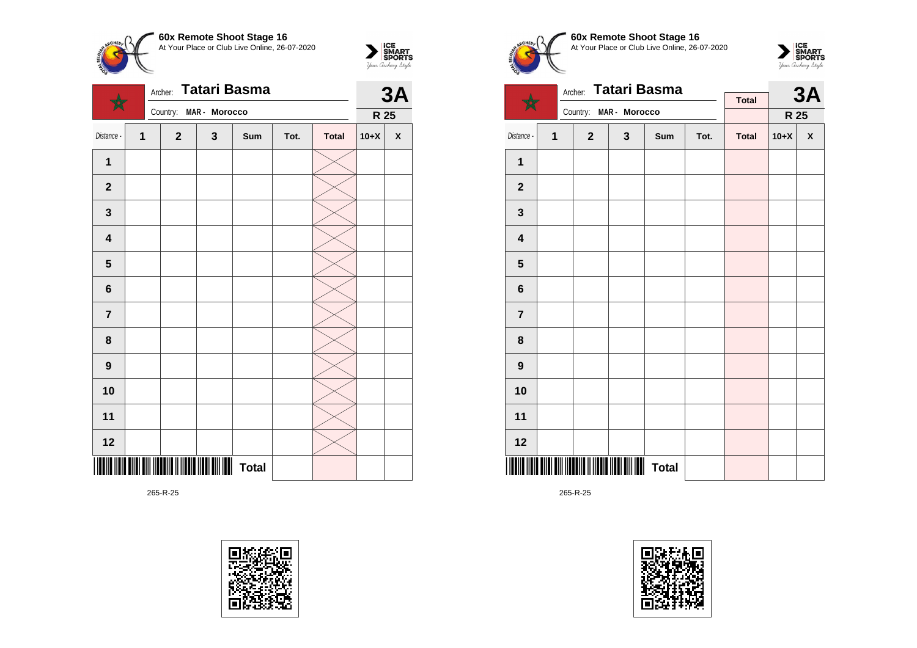**60x Remote Shoot Stage 16**
At Your Place or Club Live Online, 26-07-2020

Archer: **Tatari Basma**
Country: **MAR - Morocco**

**3A**
**R 25**

| Distance - | 1 | 2 | 3 | Sum | Tot. | Total | 10+X | X |
|---|---|---|---|---|---|---|---|---|
| 1 | | | | | | | | |
| 2 | | | | | | | | |
| 3 | | | | | | | | |
| 4 | | | | | | | | |
| 5 | | | | | | | | |
| 6 | | | | | | | | |
| 7 | | | | | | | | |
| 8 | | | | | | | | |
| 9 | | | | | | | | |
| 10 | | | | | | | | |
| 11 | | | | | | | | |
| 12 | | | | | | | | |
| | | | | Total | | | | |

265-R-25

**60x Remote Shoot Stage 16**
At Your Place or Club Live Online, 26-07-2020

Archer: **Tatari Basma**
Country: **MAR - Morocco**

Total

**3A**
**R 25**

| Distance - | 1 | 2 | 3 | Sum | Tot. | Total | 10+X | X |
|---|---|---|---|---|---|---|---|---|
| 1 | | | | | | | | |
| 2 | | | | | | | | |
| 3 | | | | | | | | |
| 4 | | | | | | | | |
| 5 | | | | | | | | |
| 6 | | | | | | | | |
| 7 | | | | | | | | |
| 8 | | | | | | | | |
| 9 | | | | | | | | |
| 10 | | | | | | | | |
| 11 | | | | | | | | |
| 12 | | | | | | | | |
| | | | | Total | | | | |

265-R-25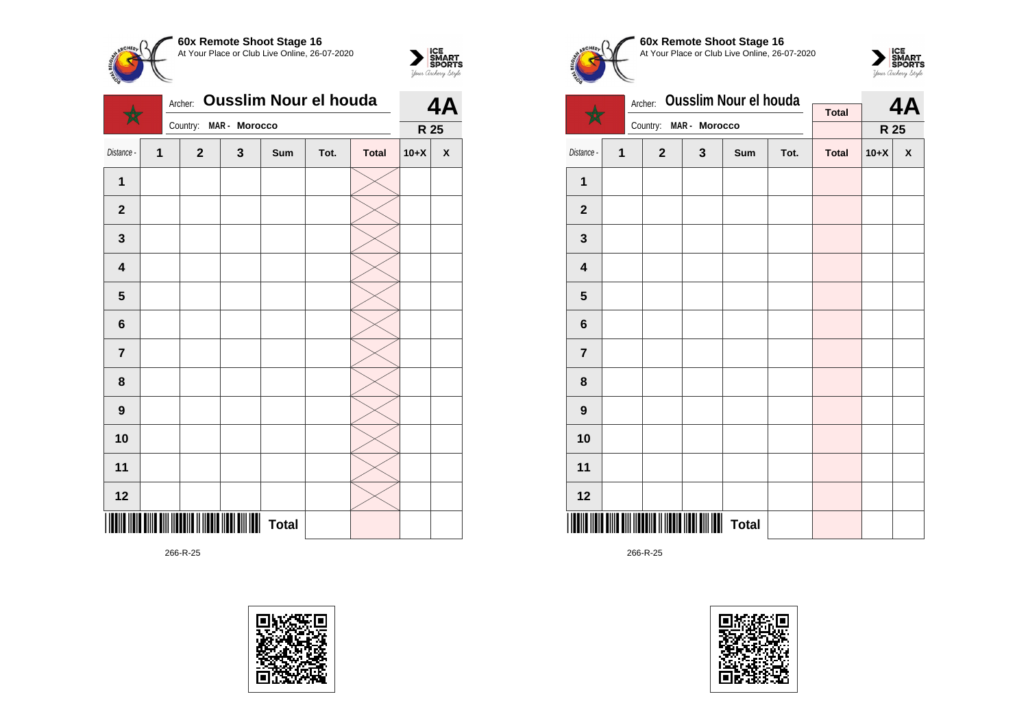**60x Remote Shoot Stage 16**
At Your Place or Club Live Online, 26-07-2020

Archer: **Ousslim Nour el houda**

Country: **MAR - Morocco**

**4A**

**R 25**

| Distance - | 1 | 2 | 3 | Sum | Tot. | Total | 10+X | X |
|---|---|---|---|---|---|---|---|---|
| **1** | | | | | | | | |
| **2** | | | | | | | | |
| **3** | | | | | | | | |
| **4** | | | | | | | | |
| **5** | | | | | | | | |
| **6** | | | | | | | | |
| **7** | | | | | | | | |
| **8** | | | | | | | | |
| **9** | | | | | | | | |
| **10** | | | | | | | | |
| **11** | | | | | | | | |
| **12** | | | | | | | | |
| | | | | **Total** | | | | |

266-R-25

**60x Remote Shoot Stage 16**
At Your Place or Club Live Online, 26-07-2020

Archer: **Ousslim Nour el houda**

Country: **MAR - Morocco**

**Total**

**4A**

**R 25**

| Distance - | 1 | 2 | 3 | Sum | Tot. | Total | 10+X | X |
|---|---|---|---|---|---|---|---|---|
| **1** | | | | | | | | |
| **2** | | | | | | | | |
| **3** | | | | | | | | |
| **4** | | | | | | | | |
| **5** | | | | | | | | |
| **6** | | | | | | | | |
| **7** | | | | | | | | |
| **8** | | | | | | | | |
| **9** | | | | | | | | |
| **10** | | | | | | | | |
| **11** | | | | | | | | |
| **12** | | | | | | | | |
| | | | | **Total** | | | | |

266-R-25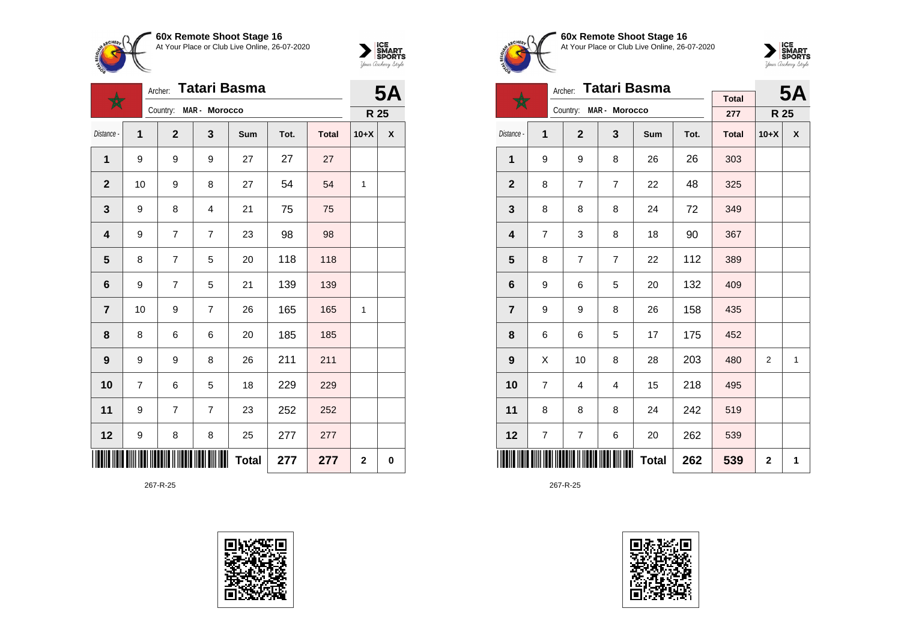**60x Remote Shoot Stage 16**
At Your Place or Club Live Online, 26-07-2020

Archer: **Tatari Basma**
Country: MAR - Morocco

**5A**
**R 25**

| Distance - | 1 | 2 | 3 | Sum | Tot. | Total | 10+X | X |
|---|---|---|---|---|---|---|---|---|
| 1 | 9 | 9 | 9 | 27 | 27 | 27 | | |
| 2 | 10 | 9 | 8 | 27 | 54 | 54 | 1 | |
| 3 | 9 | 8 | 4 | 21 | 75 | 75 | | |
| 4 | 9 | 7 | 7 | 23 | 98 | 98 | | |
| 5 | 8 | 7 | 5 | 20 | 118 | 118 | | |
| 6 | 9 | 7 | 5 | 21 | 139 | 139 | | |
| 7 | 10 | 9 | 7 | 26 | 165 | 165 | 1 | |
| 8 | 8 | 6 | 6 | 20 | 185 | 185 | | |
| 9 | 9 | 9 | 8 | 26 | 211 | 211 | | |
| 10 | 7 | 6 | 5 | 18 | 229 | 229 | | |
| 11 | 9 | 7 | 7 | 23 | 252 | 252 | | |
| 12 | 9 | 8 | 8 | 25 | 277 | 277 | | |
| | | | | **Total** | **277** | **277** | **2** | **0** |

267-R-25

**60x Remote Shoot Stage 16**
At Your Place or Club Live Online, 26-07-2020

Archer: **Tatari Basma**
Country: MAR - Morocco

Total: 277

**5A**
**R 25**

| Distance - | 1 | 2 | 3 | Sum | Tot. | Total | 10+X | X |
|---|---|---|---|---|---|---|---|---|
| 1 | 9 | 9 | 8 | 26 | 26 | 303 | | |
| 2 | 8 | 7 | 7 | 22 | 48 | 325 | | |
| 3 | 8 | 8 | 8 | 24 | 72 | 349 | | |
| 4 | 7 | 3 | 8 | 18 | 90 | 367 | | |
| 5 | 8 | 7 | 7 | 22 | 112 | 389 | | |
| 6 | 9 | 6 | 5 | 20 | 132 | 409 | | |
| 7 | 9 | 9 | 8 | 26 | 158 | 435 | | |
| 8 | 6 | 6 | 5 | 17 | 175 | 452 | | |
| 9 | X | 10 | 8 | 28 | 203 | 480 | 2 | 1 |
| 10 | 7 | 4 | 4 | 15 | 218 | 495 | | |
| 11 | 8 | 8 | 8 | 24 | 242 | 519 | | |
| 12 | 7 | 7 | 6 | 20 | 262 | 539 | | |
| | | | | **Total** | **262** | **539** | **2** | **1** |

267-R-25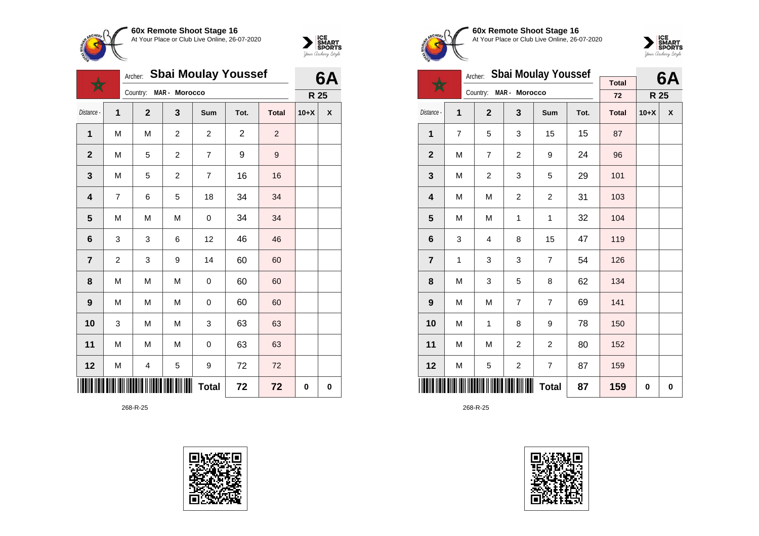**60x Remote Shoot Stage 16**
At Your Place or Club Live Online, 26-07-2020

Archer: **Sbai Moulay Youssef**
Country: MAR - Morocco

**6A**
**R 25**

| Distance - | 1 | 2 | 3 | Sum | Tot. | Total | 10+X | X |
|---|---|---|---|---|---|---|---|---|
| 1 | M | M | 2 | 2 | 2 | 2 | | |
| 2 | M | 5 | 2 | 7 | 9 | 9 | | |
| 3 | M | 5 | 2 | 7 | 16 | 16 | | |
| 4 | 7 | 6 | 5 | 18 | 34 | 34 | | |
| 5 | M | M | M | 0 | 34 | 34 | | |
| 6 | 3 | 3 | 6 | 12 | 46 | 46 | | |
| 7 | 2 | 3 | 9 | 14 | 60 | 60 | | |
| 8 | M | M | M | 0 | 60 | 60 | | |
| 9 | M | M | M | 0 | 60 | 60 | | |
| 10 | 3 | M | M | 3 | 63 | 63 | | |
| 11 | M | M | M | 0 | 63 | 63 | | |
| 12 | M | 4 | 5 | 9 | 72 | 72 | | |
| | | | | **Total** | **72** | **72** | **0** | **0** |

268-R-25

**60x Remote Shoot Stage 16**
At Your Place or Club Live Online, 26-07-2020

Archer: **Sbai Moulay Youssef**
Country: MAR - Morocco

Total: 72

**6A**
**R 25**

| Distance - | 1 | 2 | 3 | Sum | Tot. | Total | 10+X | X |
|---|---|---|---|---|---|---|---|---|
| 1 | 7 | 5 | 3 | 15 | 15 | 87 | | |
| 2 | M | 7 | 2 | 9 | 24 | 96 | | |
| 3 | M | 2 | 3 | 5 | 29 | 101 | | |
| 4 | M | M | 2 | 2 | 31 | 103 | | |
| 5 | M | M | 1 | 1 | 32 | 104 | | |
| 6 | 3 | 4 | 8 | 15 | 47 | 119 | | |
| 7 | 1 | 3 | 3 | 7 | 54 | 126 | | |
| 8 | M | 3 | 5 | 8 | 62 | 134 | | |
| 9 | M | M | 7 | 7 | 69 | 141 | | |
| 10 | M | 1 | 8 | 9 | 78 | 150 | | |
| 11 | M | M | 2 | 2 | 80 | 152 | | |
| 12 | M | 5 | 2 | 7 | 87 | 159 | | |
| | | | | **Total** | **87** | **159** | **0** | **0** |

268-R-25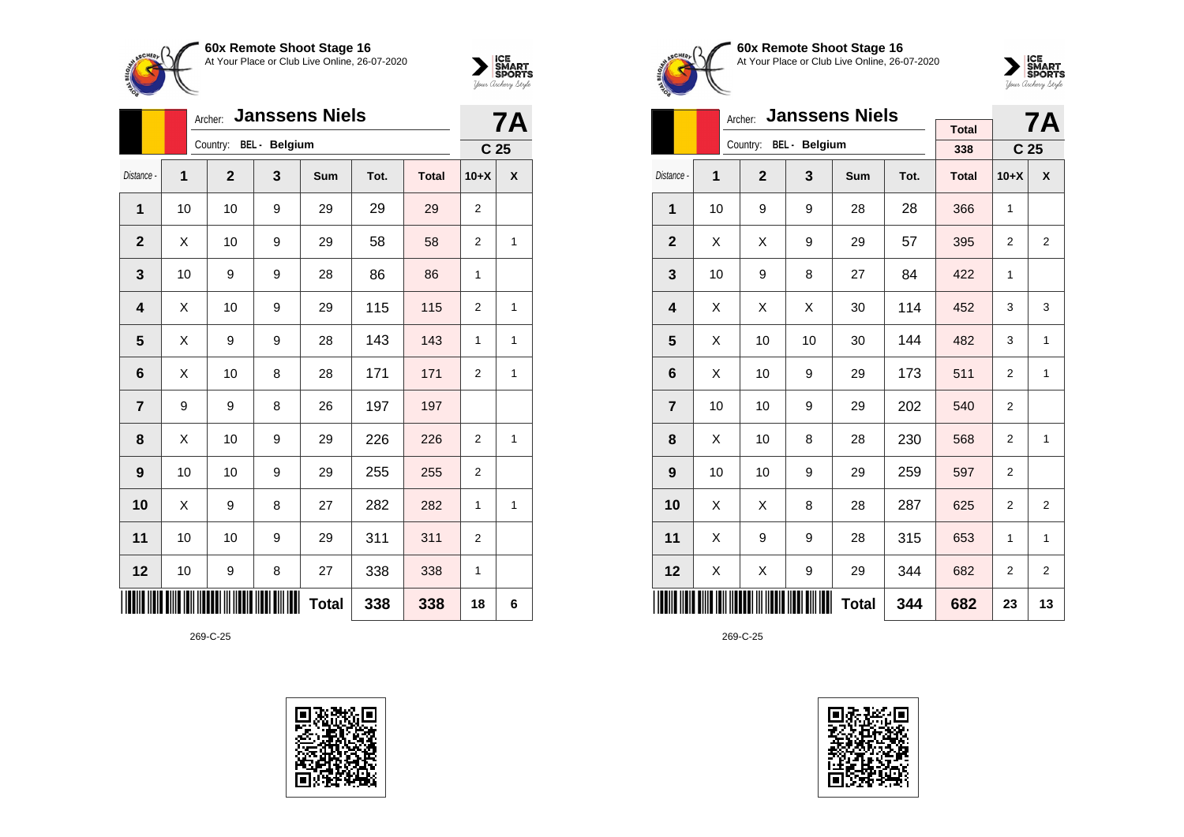**60x Remote Shoot Stage 16**
At Your Place or Club Live Online, 26-07-2020

Archer: **Janssens Niels**
Country: BEL - Belgium

**7A**
**C 25**

| Distance - | 1 | 2 | 3 | Sum | Tot. | Total | 10+X | X |
|---|---|---|---|---|---|---|---|---|
| 1 | 10 | 10 | 9 | 29 | 29 | 29 | 2 | |
| 2 | X | 10 | 9 | 29 | 58 | 58 | 2 | 1 |
| 3 | 10 | 9 | 9 | 28 | 86 | 86 | 1 | |
| 4 | X | 10 | 9 | 29 | 115 | 115 | 2 | 1 |
| 5 | X | 9 | 9 | 28 | 143 | 143 | 1 | 1 |
| 6 | X | 10 | 8 | 28 | 171 | 171 | 2 | 1 |
| 7 | 9 | 9 | 8 | 26 | 197 | 197 | | |
| 8 | X | 10 | 9 | 29 | 226 | 226 | 2 | 1 |
| 9 | 10 | 10 | 9 | 29 | 255 | 255 | 2 | |
| 10 | X | 9 | 8 | 27 | 282 | 282 | 1 | 1 |
| 11 | 10 | 10 | 9 | 29 | 311 | 311 | 2 | |
| 12 | 10 | 9 | 8 | 27 | 338 | 338 | 1 | |
| | | | | **Total** | **338** | **338** | **18** | **6** |

269-C-25

**60x Remote Shoot Stage 16**
At Your Place or Club Live Online, 26-07-2020

Archer: **Janssens Niels**
Country: BEL - Belgium

Total: 338

**7A**
**C 25**

| Distance - | 1 | 2 | 3 | Sum | Tot. | Total | 10+X | X |
|---|---|---|---|---|---|---|---|---|
| 1 | 10 | 9 | 9 | 28 | 28 | 366 | 1 | |
| 2 | X | X | 9 | 29 | 57 | 395 | 2 | 2 |
| 3 | 10 | 9 | 8 | 27 | 84 | 422 | 1 | |
| 4 | X | X | X | 30 | 114 | 452 | 3 | 3 |
| 5 | X | 10 | 10 | 30 | 144 | 482 | 3 | 1 |
| 6 | X | 10 | 9 | 29 | 173 | 511 | 2 | 1 |
| 7 | 10 | 10 | 9 | 29 | 202 | 540 | 2 | |
| 8 | X | 10 | 8 | 28 | 230 | 568 | 2 | 1 |
| 9 | 10 | 10 | 9 | 29 | 259 | 597 | 2 | |
| 10 | X | X | 8 | 28 | 287 | 625 | 2 | 2 |
| 11 | X | 9 | 9 | 28 | 315 | 653 | 1 | 1 |
| 12 | X | X | 9 | 29 | 344 | 682 | 2 | 2 |
| | | | | **Total** | **344** | **682** | **23** | **13** |

269-C-25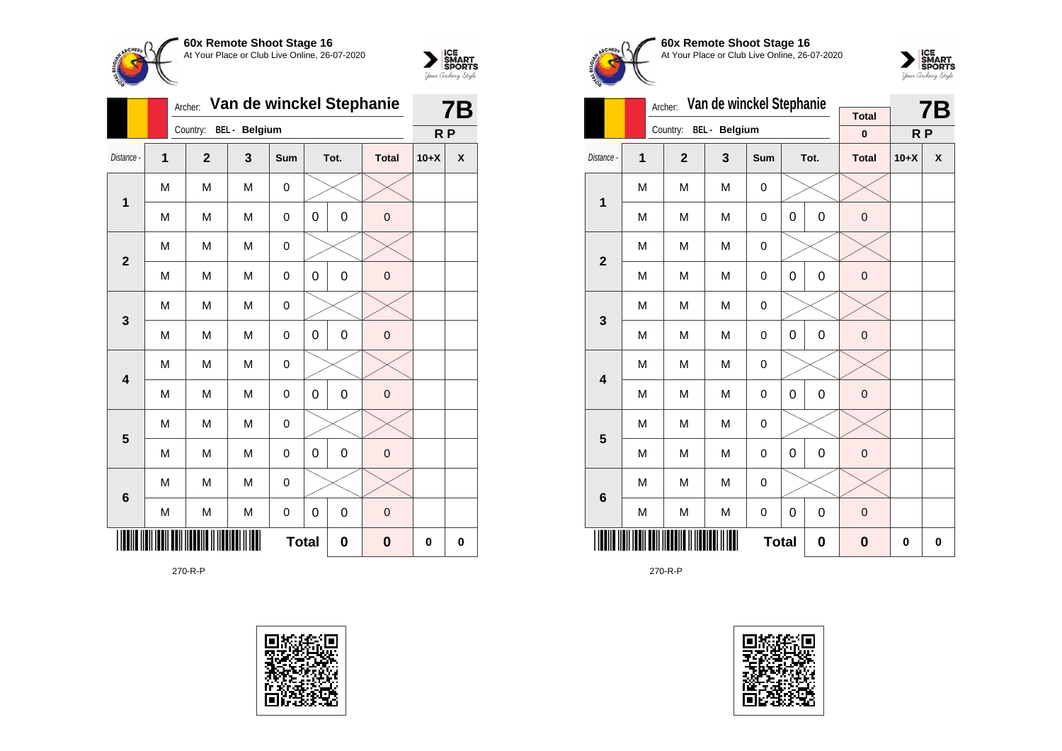**60x Remote Shoot Stage 16**
At Your Place or Club Live Online, 26-07-2020

Archer: **Van de winckel Stephanie**
Country: BEL - Belgium

**7B**
**R P**

| Distance - | 1 | 2 | 3 | Sum | Tot. | | Total | 10+X | X |
|---|---|---|---|---|---|---|---|---|---|
| 1 | M | M | M | 0 | | | | | |
| | M | M | M | 0 | 0 | 0 | 0 | | |
| 2 | M | M | M | 0 | | | | | |
| | M | M | M | 0 | 0 | 0 | 0 | | |
| 3 | M | M | M | 0 | | | | | |
| | M | M | M | 0 | 0 | 0 | 0 | | |
| 4 | M | M | M | 0 | | | | | |
| | M | M | M | 0 | 0 | 0 | 0 | | |
| 5 | M | M | M | 0 | | | | | |
| | M | M | M | 0 | 0 | 0 | 0 | | |
| 6 | M | M | M | 0 | | | | | |
| | M | M | M | 0 | 0 | 0 | 0 | | |
| | | | | **Total** | | **0** | **0** | **0** | **0** |

270-R-P

**60x Remote Shoot Stage 16**
At Your Place or Club Live Online, 26-07-2020

Archer: **Van de winckel Stephanie**
Country: BEL - Belgium

**Total**
**0**

**7B**
**R P**

| Distance - | 1 | 2 | 3 | Sum | Tot. | | Total | 10+X | X |
|---|---|---|---|---|---|---|---|---|---|
| 1 | M | M | M | 0 | | | | | |
| | M | M | M | 0 | 0 | 0 | 0 | | |
| 2 | M | M | M | 0 | | | | | |
| | M | M | M | 0 | 0 | 0 | 0 | | |
| 3 | M | M | M | 0 | | | | | |
| | M | M | M | 0 | 0 | 0 | 0 | | |
| 4 | M | M | M | 0 | | | | | |
| | M | M | M | 0 | 0 | 0 | 0 | | |
| 5 | M | M | M | 0 | | | | | |
| | M | M | M | 0 | 0 | 0 | 0 | | |
| 6 | M | M | M | 0 | | | | | |
| | M | M | M | 0 | 0 | 0 | 0 | | |
| | | | | **Total** | | **0** | **0** | **0** | **0** |

270-R-P